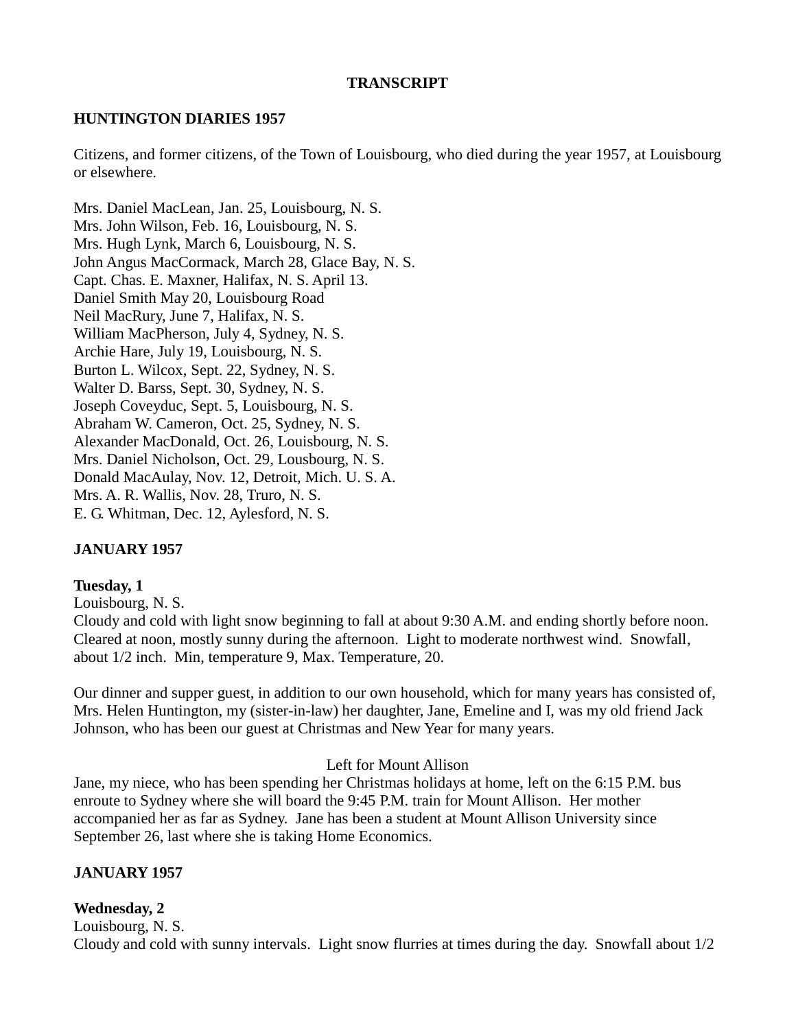**TRANSCRIPT**

**HUNTINGTON DIARIES 1957**

Citizens, and former citizens, of the Town of Louisbourg, who died during the year 1957, at Louisbourg or elsewhere.

Mrs. Daniel MacLean, Jan. 25, Louisbourg, N. S.
Mrs. John Wilson, Feb. 16, Louisbourg, N. S.
Mrs. Hugh Lynk, March 6, Louisbourg, N. S.
John Angus MacCormack, March 28, Glace Bay, N. S.
Capt. Chas. E. Maxner, Halifax, N. S. April 13.
Daniel Smith May 20, Louisbourg Road
Neil MacRury, June 7, Halifax, N. S.
William MacPherson, July 4, Sydney, N. S.
Archie Hare, July 19, Louisbourg, N. S.
Burton L. Wilcox, Sept. 22, Sydney, N. S.
Walter D. Barss, Sept. 30, Sydney, N. S.
Joseph Coveyduc, Sept. 5, Louisbourg, N. S.
Abraham W. Cameron, Oct. 25, Sydney, N. S.
Alexander MacDonald, Oct. 26, Louisbourg, N. S.
Mrs. Daniel Nicholson, Oct. 29, Lousbourg, N. S.
Donald MacAulay, Nov. 12, Detroit, Mich. U. S. A.
Mrs. A. R. Wallis, Nov. 28, Truro, N. S.
E. G. Whitman, Dec. 12, Aylesford, N. S.

**JANUARY 1957**

**Tuesday, 1**
Louisbourg, N. S.
Cloudy and cold with light snow beginning to fall at about 9:30 A.M. and ending shortly before noon. Cleared at noon, mostly sunny during the afternoon. Light to moderate northwest wind. Snowfall, about 1/2 inch. Min, temperature 9, Max. Temperature, 20.

Our dinner and supper guest, in addition to our own household, which for many years has consisted of, Mrs. Helen Huntington, my (sister-in-law) her daughter, Jane, Emeline and I, was my old friend Jack Johnson, who has been our guest at Christmas and New Year for many years.

Left for Mount Allison

Jane, my niece, who has been spending her Christmas holidays at home, left on the 6:15 P.M. bus enroute to Sydney where she will board the 9:45 P.M. train for Mount Allison. Her mother accompanied her as far as Sydney. Jane has been a student at Mount Allison University since September 26, last where she is taking Home Economics.

**JANUARY 1957**

**Wednesday, 2**
Louisbourg, N. S.
Cloudy and cold with sunny intervals. Light snow flurries at times during the day. Snowfall about 1/2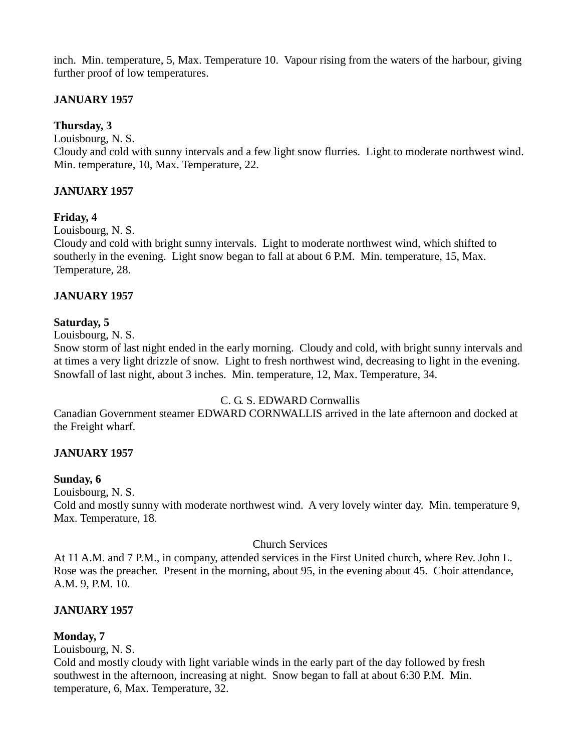inch. Min. temperature, 5, Max. Temperature 10. Vapour rising from the waters of the harbour, giving further proof of low temperatures.

**JANUARY 1957**

**Thursday, 3**
Louisbourg, N. S.
Cloudy and cold with sunny intervals and a few light snow flurries. Light to moderate northwest wind. Min. temperature, 10, Max. Temperature, 22.

**JANUARY 1957**

**Friday, 4**
Louisbourg, N. S.
Cloudy and cold with bright sunny intervals. Light to moderate northwest wind, which shifted to southerly in the evening. Light snow began to fall at about 6 P.M. Min. temperature, 15, Max. Temperature, 28.

**JANUARY 1957**

**Saturday, 5**
Louisbourg, N. S.
Snow storm of last night ended in the early morning. Cloudy and cold, with bright sunny intervals and at times a very light drizzle of snow. Light to fresh northwest wind, decreasing to light in the evening. Snowfall of last night, about 3 inches. Min. temperature, 12, Max. Temperature, 34.

C. G. S. EDWARD Cornwallis

Canadian Government steamer EDWARD CORNWALLIS arrived in the late afternoon and docked at the Freight wharf.

**JANUARY 1957**

**Sunday, 6**
Louisbourg, N. S.
Cold and mostly sunny with moderate northwest wind. A very lovely winter day. Min. temperature 9, Max. Temperature, 18.

Church Services

At 11 A.M. and 7 P.M., in company, attended services in the First United church, where Rev. John L. Rose was the preacher. Present in the morning, about 95, in the evening about 45. Choir attendance, A.M. 9, P.M. 10.

**JANUARY 1957**

**Monday, 7**
Louisbourg, N. S.
Cold and mostly cloudy with light variable winds in the early part of the day followed by fresh southwest in the afternoon, increasing at night. Snow began to fall at about 6:30 P.M. Min. temperature, 6, Max. Temperature, 32.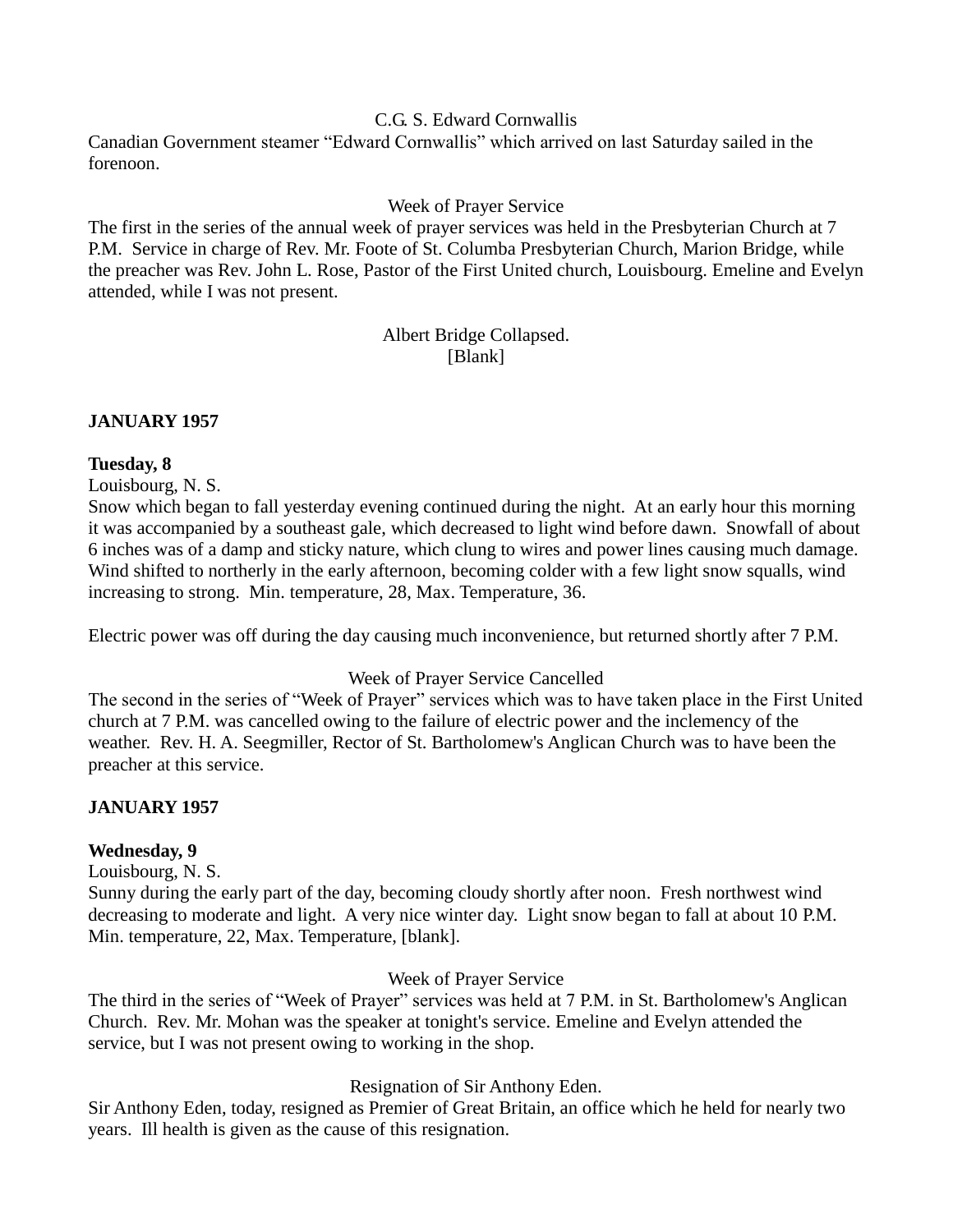C.G. S. Edward Cornwallis

Canadian Government steamer "Edward Cornwallis" which arrived on last Saturday sailed in the forenoon.

Week of Prayer Service

The first in the series of the annual week of prayer services was held in the Presbyterian Church at 7 P.M. Service in charge of Rev. Mr. Foote of St. Columba Presbyterian Church, Marion Bridge, while the preacher was Rev. John L. Rose, Pastor of the First United church, Louisbourg. Emeline and Evelyn attended, while I was not present.

Albert Bridge Collapsed.

[Blank]

**JANUARY 1957**

**Tuesday, 8**

Louisbourg, N. S.

Snow which began to fall yesterday evening continued during the night. At an early hour this morning it was accompanied by a southeast gale, which decreased to light wind before dawn. Snowfall of about 6 inches was of a damp and sticky nature, which clung to wires and power lines causing much damage. Wind shifted to northerly in the early afternoon, becoming colder with a few light snow squalls, wind increasing to strong. Min. temperature, 28, Max. Temperature, 36.

Electric power was off during the day causing much inconvenience, but returned shortly after 7 P.M.

Week of Prayer Service Cancelled

The second in the series of "Week of Prayer" services which was to have taken place in the First United church at 7 P.M. was cancelled owing to the failure of electric power and the inclemency of the weather. Rev. H. A. Seegmiller, Rector of St. Bartholomew's Anglican Church was to have been the preacher at this service.

**JANUARY 1957**

**Wednesday, 9**

Louisbourg, N. S.

Sunny during the early part of the day, becoming cloudy shortly after noon. Fresh northwest wind decreasing to moderate and light. A very nice winter day. Light snow began to fall at about 10 P.M. Min. temperature, 22, Max. Temperature, [blank].

Week of Prayer Service

The third in the series of "Week of Prayer" services was held at 7 P.M. in St. Bartholomew's Anglican Church. Rev. Mr. Mohan was the speaker at tonight's service. Emeline and Evelyn attended the service, but I was not present owing to working in the shop.

Resignation of Sir Anthony Eden.

Sir Anthony Eden, today, resigned as Premier of Great Britain, an office which he held for nearly two years. Ill health is given as the cause of this resignation.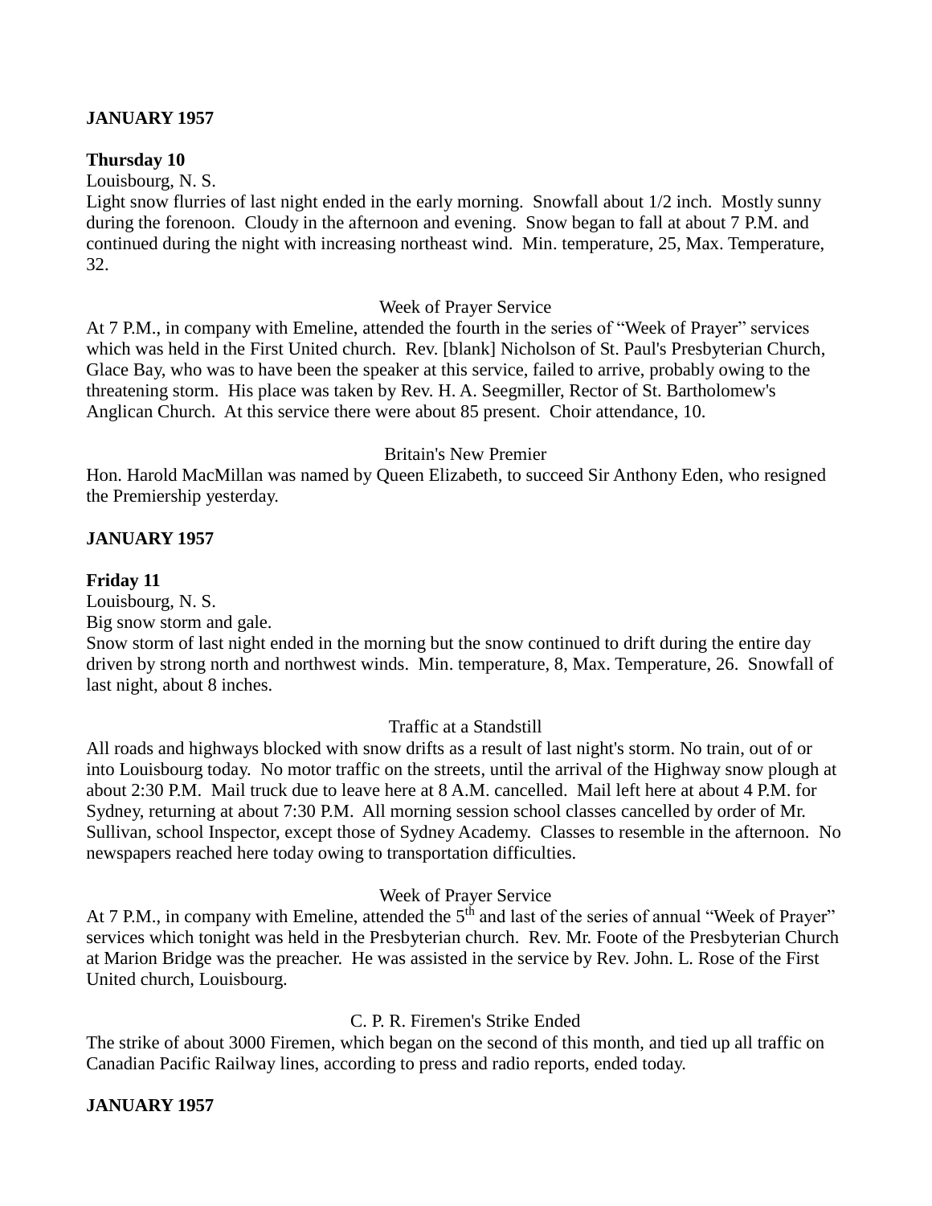**JANUARY 1957**

**Thursday 10**

Louisbourg, N. S.

Light snow flurries of last night ended in the early morning. Snowfall about 1/2 inch. Mostly sunny during the forenoon. Cloudy in the afternoon and evening. Snow began to fall at about 7 P.M. and continued during the night with increasing northeast wind. Min. temperature, 25, Max. Temperature, 32.

Week of Prayer Service

At 7 P.M., in company with Emeline, attended the fourth in the series of "Week of Prayer" services which was held in the First United church. Rev. [blank] Nicholson of St. Paul's Presbyterian Church, Glace Bay, who was to have been the speaker at this service, failed to arrive, probably owing to the threatening storm. His place was taken by Rev. H. A. Seegmiller, Rector of St. Bartholomew's Anglican Church. At this service there were about 85 present. Choir attendance, 10.

Britain's New Premier

Hon. Harold MacMillan was named by Queen Elizabeth, to succeed Sir Anthony Eden, who resigned the Premiership yesterday.

**JANUARY 1957**

**Friday 11**

Louisbourg, N. S.

Big snow storm and gale.

Snow storm of last night ended in the morning but the snow continued to drift during the entire day driven by strong north and northwest winds. Min. temperature, 8, Max. Temperature, 26. Snowfall of last night, about 8 inches.

Traffic at a Standstill

All roads and highways blocked with snow drifts as a result of last night's storm. No train, out of or into Louisbourg today. No motor traffic on the streets, until the arrival of the Highway snow plough at about 2:30 P.M. Mail truck due to leave here at 8 A.M. cancelled. Mail left here at about 4 P.M. for Sydney, returning at about 7:30 P.M. All morning session school classes cancelled by order of Mr. Sullivan, school Inspector, except those of Sydney Academy. Classes to resemble in the afternoon. No newspapers reached here today owing to transportation difficulties.

Week of Prayer Service

At 7 P.M., in company with Emeline, attended the 5th and last of the series of annual "Week of Prayer" services which tonight was held in the Presbyterian church. Rev. Mr. Foote of the Presbyterian Church at Marion Bridge was the preacher. He was assisted in the service by Rev. John. L. Rose of the First United church, Louisbourg.

C. P. R. Firemen's Strike Ended

The strike of about 3000 Firemen, which began on the second of this month, and tied up all traffic on Canadian Pacific Railway lines, according to press and radio reports, ended today.

**JANUARY 1957**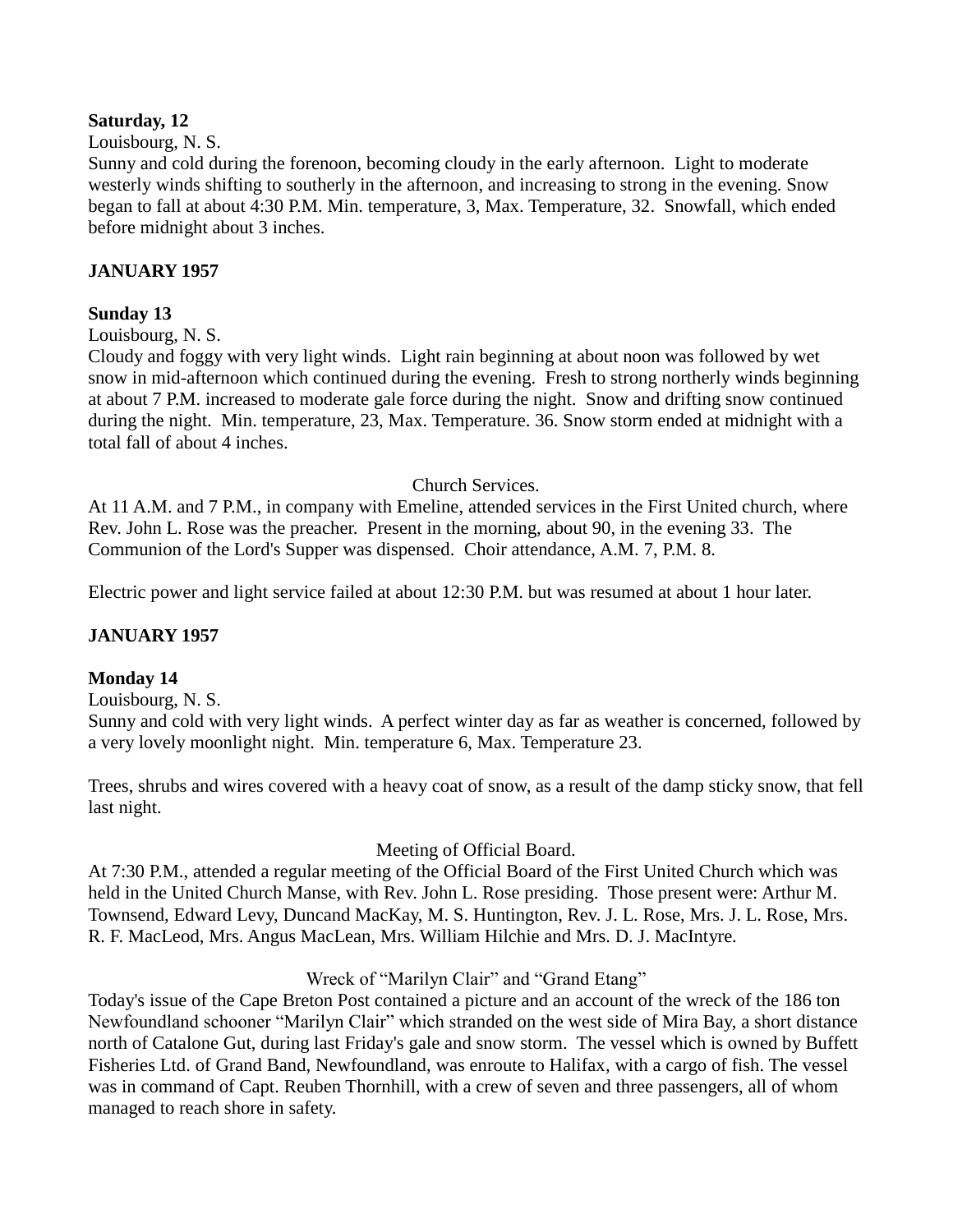**Saturday, 12**

Louisbourg, N. S.

Sunny and cold during the forenoon, becoming cloudy in the early afternoon. Light to moderate westerly winds shifting to southerly in the afternoon, and increasing to strong in the evening. Snow began to fall at about 4:30 P.M. Min. temperature, 3, Max. Temperature, 32. Snowfall, which ended before midnight about 3 inches.

**JANUARY 1957**

**Sunday 13**

Louisbourg, N. S.

Cloudy and foggy with very light winds. Light rain beginning at about noon was followed by wet snow in mid-afternoon which continued during the evening. Fresh to strong northerly winds beginning at about 7 P.M. increased to moderate gale force during the night. Snow and drifting snow continued during the night. Min. temperature, 23, Max. Temperature. 36. Snow storm ended at midnight with a total fall of about 4 inches.

Church Services.

At 11 A.M. and 7 P.M., in company with Emeline, attended services in the First United church, where Rev. John L. Rose was the preacher. Present in the morning, about 90, in the evening 33. The Communion of the Lord's Supper was dispensed. Choir attendance, A.M. 7, P.M. 8.

Electric power and light service failed at about 12:30 P.M. but was resumed at about 1 hour later.

**JANUARY 1957**

**Monday 14**

Louisbourg, N. S.

Sunny and cold with very light winds. A perfect winter day as far as weather is concerned, followed by a very lovely moonlight night. Min. temperature 6, Max. Temperature 23.

Trees, shrubs and wires covered with a heavy coat of snow, as a result of the damp sticky snow, that fell last night.

Meeting of Official Board.

At 7:30 P.M., attended a regular meeting of the Official Board of the First United Church which was held in the United Church Manse, with Rev. John L. Rose presiding. Those present were: Arthur M. Townsend, Edward Levy, Duncand MacKay, M. S. Huntington, Rev. J. L. Rose, Mrs. J. L. Rose, Mrs. R. F. MacLeod, Mrs. Angus MacLean, Mrs. William Hilchie and Mrs. D. J. MacIntyre.

Wreck of "Marilyn Clair" and "Grand Etang"

Today's issue of the Cape Breton Post contained a picture and an account of the wreck of the 186 ton Newfoundland schooner "Marilyn Clair" which stranded on the west side of Mira Bay, a short distance north of Catalone Gut, during last Friday's gale and snow storm. The vessel which is owned by Buffett Fisheries Ltd. of Grand Band, Newfoundland, was enroute to Halifax, with a cargo of fish. The vessel was in command of Capt. Reuben Thornhill, with a crew of seven and three passengers, all of whom managed to reach shore in safety.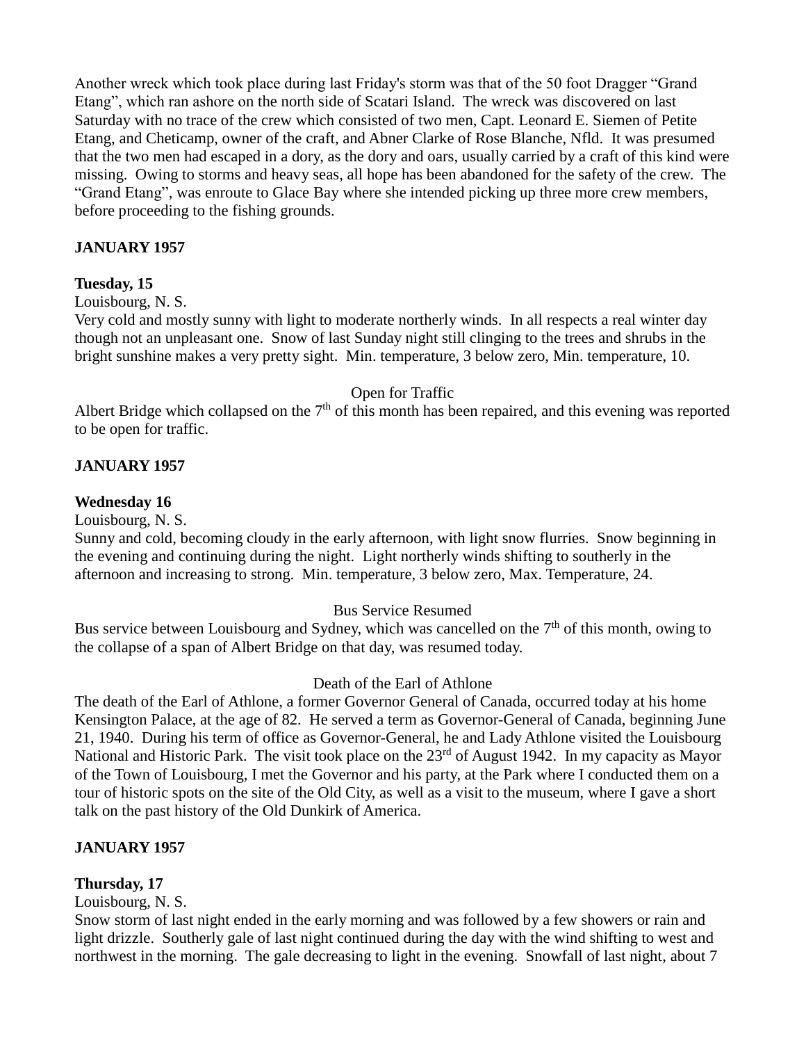Another wreck which took place during last Friday's storm was that of the 50 foot Dragger "Grand Etang", which ran ashore on the north side of Scatari Island. The wreck was discovered on last Saturday with no trace of the crew which consisted of two men, Capt. Leonard E. Siemen of Petite Etang, and Cheticamp, owner of the craft, and Abner Clarke of Rose Blanche, Nfld. It was presumed that the two men had escaped in a dory, as the dory and oars, usually carried by a craft of this kind were missing. Owing to storms and heavy seas, all hope has been abandoned for the safety of the crew. The "Grand Etang", was enroute to Glace Bay where she intended picking up three more crew members, before proceeding to the fishing grounds.

**JANUARY 1957**

**Tuesday, 15**

Louisbourg, N. S.

Very cold and mostly sunny with light to moderate northerly winds. In all respects a real winter day though not an unpleasant one. Snow of last Sunday night still clinging to the trees and shrubs in the bright sunshine makes a very pretty sight. Min. temperature, 3 below zero, Min. temperature, 10.

Open for Traffic

Albert Bridge which collapsed on the 7th of this month has been repaired, and this evening was reported to be open for traffic.

**JANUARY 1957**

**Wednesday 16**

Louisbourg, N. S.

Sunny and cold, becoming cloudy in the early afternoon, with light snow flurries. Snow beginning in the evening and continuing during the night. Light northerly winds shifting to southerly in the afternoon and increasing to strong. Min. temperature, 3 below zero, Max. Temperature, 24.

Bus Service Resumed

Bus service between Louisbourg and Sydney, which was cancelled on the 7th of this month, owing to the collapse of a span of Albert Bridge on that day, was resumed today.

Death of the Earl of Athlone

The death of the Earl of Athlone, a former Governor General of Canada, occurred today at his home Kensington Palace, at the age of 82. He served a term as Governor-General of Canada, beginning June 21, 1940. During his term of office as Governor-General, he and Lady Athlone visited the Louisbourg National and Historic Park. The visit took place on the 23rd of August 1942. In my capacity as Mayor of the Town of Louisbourg, I met the Governor and his party, at the Park where I conducted them on a tour of historic spots on the site of the Old City, as well as a visit to the museum, where I gave a short talk on the past history of the Old Dunkirk of America.

**JANUARY 1957**

**Thursday, 17**

Louisbourg, N. S.

Snow storm of last night ended in the early morning and was followed by a few showers or rain and light drizzle. Southerly gale of last night continued during the day with the wind shifting to west and northwest in the morning. The gale decreasing to light in the evening. Snowfall of last night, about 7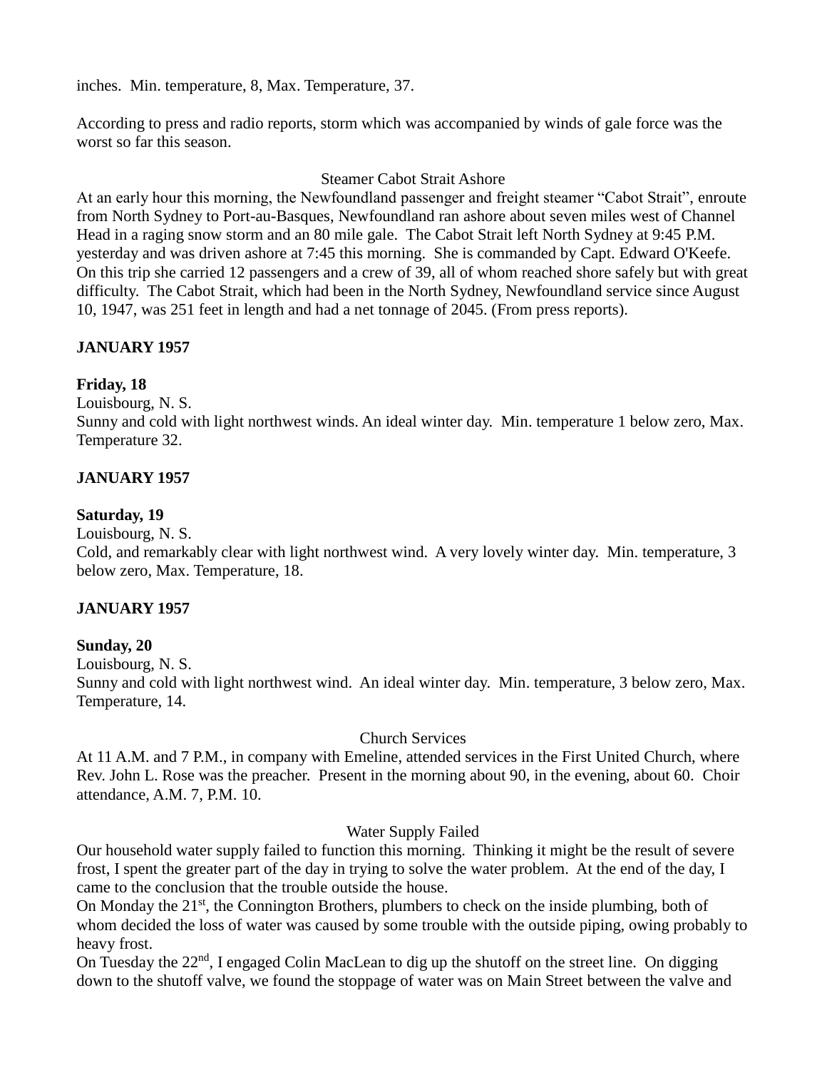inches. Min. temperature, 8, Max. Temperature, 37.

According to press and radio reports, storm which was accompanied by winds of gale force was the worst so far this season.

Steamer Cabot Strait Ashore

At an early hour this morning, the Newfoundland passenger and freight steamer "Cabot Strait", enroute from North Sydney to Port-au-Basques, Newfoundland ran ashore about seven miles west of Channel Head in a raging snow storm and an 80 mile gale. The Cabot Strait left North Sydney at 9:45 P.M. yesterday and was driven ashore at 7:45 this morning. She is commanded by Capt. Edward O'Keefe. On this trip she carried 12 passengers and a crew of 39, all of whom reached shore safely but with great difficulty. The Cabot Strait, which had been in the North Sydney, Newfoundland service since August 10, 1947, was 251 feet in length and had a net tonnage of 2045. (From press reports).

**JANUARY 1957**

**Friday, 18**

Louisbourg, N. S.

Sunny and cold with light northwest winds. An ideal winter day. Min. temperature 1 below zero, Max. Temperature 32.

**JANUARY 1957**

**Saturday, 19**

Louisbourg, N. S.

Cold, and remarkably clear with light northwest wind. A very lovely winter day. Min. temperature, 3 below zero, Max. Temperature, 18.

**JANUARY 1957**

**Sunday, 20**

Louisbourg, N. S.

Sunny and cold with light northwest wind. An ideal winter day. Min. temperature, 3 below zero, Max. Temperature, 14.

Church Services

At 11 A.M. and 7 P.M., in company with Emeline, attended services in the First United Church, where Rev. John L. Rose was the preacher. Present in the morning about 90, in the evening, about 60. Choir attendance, A.M. 7, P.M. 10.

Water Supply Failed

Our household water supply failed to function this morning. Thinking it might be the result of severe frost, I spent the greater part of the day in trying to solve the water problem. At the end of the day, I came to the conclusion that the trouble outside the house.

On Monday the 21st, the Connington Brothers, plumbers to check on the inside plumbing, both of whom decided the loss of water was caused by some trouble with the outside piping, owing probably to heavy frost.

On Tuesday the 22nd, I engaged Colin MacLean to dig up the shutoff on the street line. On digging down to the shutoff valve, we found the stoppage of water was on Main Street between the valve and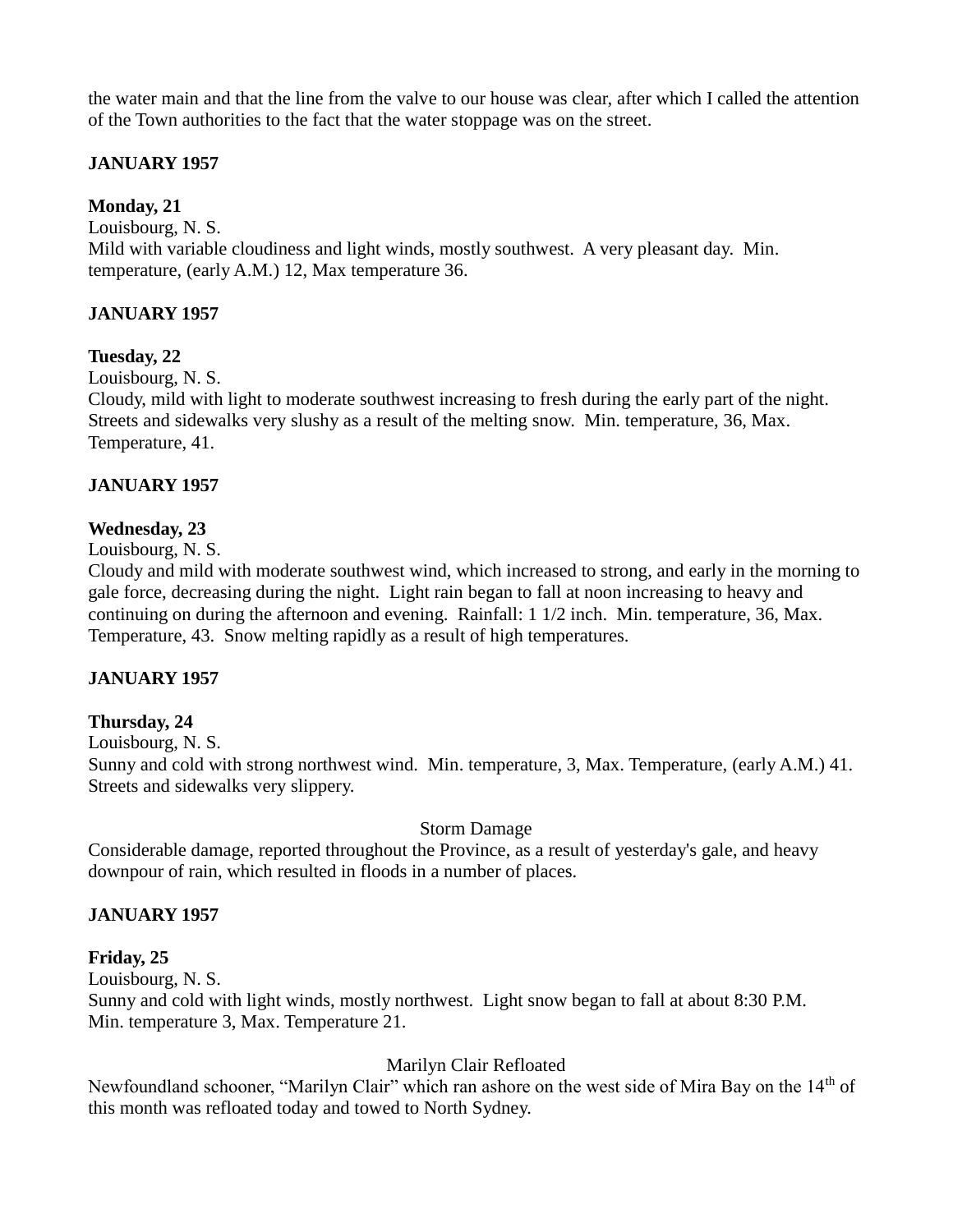the water main and that the line from the valve to our house was clear, after which I called the attention of the Town authorities to the fact that the water stoppage was on the street.

**JANUARY 1957**

**Monday, 21**

Louisbourg, N. S.

Mild with variable cloudiness and light winds, mostly southwest. A very pleasant day. Min. temperature, (early A.M.) 12, Max temperature 36.

**JANUARY 1957**

**Tuesday, 22**

Louisbourg, N. S.

Cloudy, mild with light to moderate southwest increasing to fresh during the early part of the night. Streets and sidewalks very slushy as a result of the melting snow. Min. temperature, 36, Max. Temperature, 41.

**JANUARY 1957**

**Wednesday, 23**

Louisbourg, N. S.

Cloudy and mild with moderate southwest wind, which increased to strong, and early in the morning to gale force, decreasing during the night. Light rain began to fall at noon increasing to heavy and continuing on during the afternoon and evening. Rainfall: 1 1/2 inch. Min. temperature, 36, Max. Temperature, 43. Snow melting rapidly as a result of high temperatures.

**JANUARY 1957**

**Thursday, 24**

Louisbourg, N. S.

Sunny and cold with strong northwest wind. Min. temperature, 3, Max. Temperature, (early A.M.) 41. Streets and sidewalks very slippery.

Storm Damage

Considerable damage, reported throughout the Province, as a result of yesterday's gale, and heavy downpour of rain, which resulted in floods in a number of places.

**JANUARY 1957**

**Friday, 25**

Louisbourg, N. S.

Sunny and cold with light winds, mostly northwest. Light snow began to fall at about 8:30 P.M. Min. temperature 3, Max. Temperature 21.

Marilyn Clair Refloated

Newfoundland schooner, "Marilyn Clair" which ran ashore on the west side of Mira Bay on the 14th of this month was refloated today and towed to North Sydney.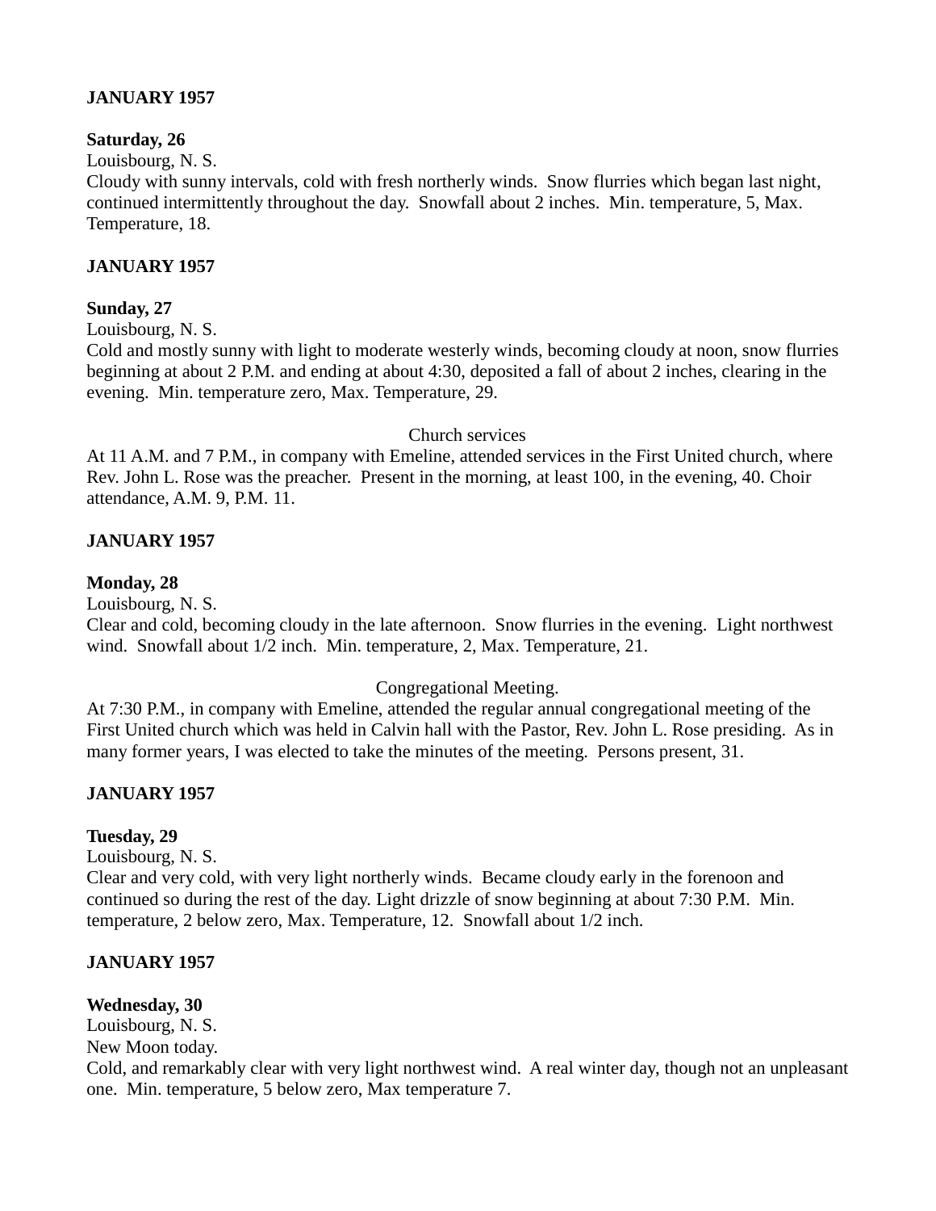**JANUARY 1957**

**Saturday, 26**

Louisbourg, N. S.

Cloudy with sunny intervals, cold with fresh northerly winds. Snow flurries which began last night, continued intermittently throughout the day. Snowfall about 2 inches. Min. temperature, 5, Max. Temperature, 18.

**JANUARY 1957**

**Sunday, 27**

Louisbourg, N. S.

Cold and mostly sunny with light to moderate westerly winds, becoming cloudy at noon, snow flurries beginning at about 2 P.M. and ending at about 4:30, deposited a fall of about 2 inches, clearing in the evening. Min. temperature zero, Max. Temperature, 29.

Church services

At 11 A.M. and 7 P.M., in company with Emeline, attended services in the First United church, where Rev. John L. Rose was the preacher. Present in the morning, at least 100, in the evening, 40. Choir attendance, A.M. 9, P.M. 11.

**JANUARY 1957**

**Monday, 28**

Louisbourg, N. S.

Clear and cold, becoming cloudy in the late afternoon. Snow flurries in the evening. Light northwest wind. Snowfall about 1/2 inch. Min. temperature, 2, Max. Temperature, 21.

Congregational Meeting.

At 7:30 P.M., in company with Emeline, attended the regular annual congregational meeting of the First United church which was held in Calvin hall with the Pastor, Rev. John L. Rose presiding. As in many former years, I was elected to take the minutes of the meeting. Persons present, 31.

**JANUARY 1957**

**Tuesday, 29**

Louisbourg, N. S.

Clear and very cold, with very light northerly winds. Became cloudy early in the forenoon and continued so during the rest of the day. Light drizzle of snow beginning at about 7:30 P.M. Min. temperature, 2 below zero, Max. Temperature, 12. Snowfall about 1/2 inch.

**JANUARY 1957**

**Wednesday, 30**

Louisbourg, N. S.

New Moon today.

Cold, and remarkably clear with very light northwest wind. A real winter day, though not an unpleasant one. Min. temperature, 5 below zero, Max temperature 7.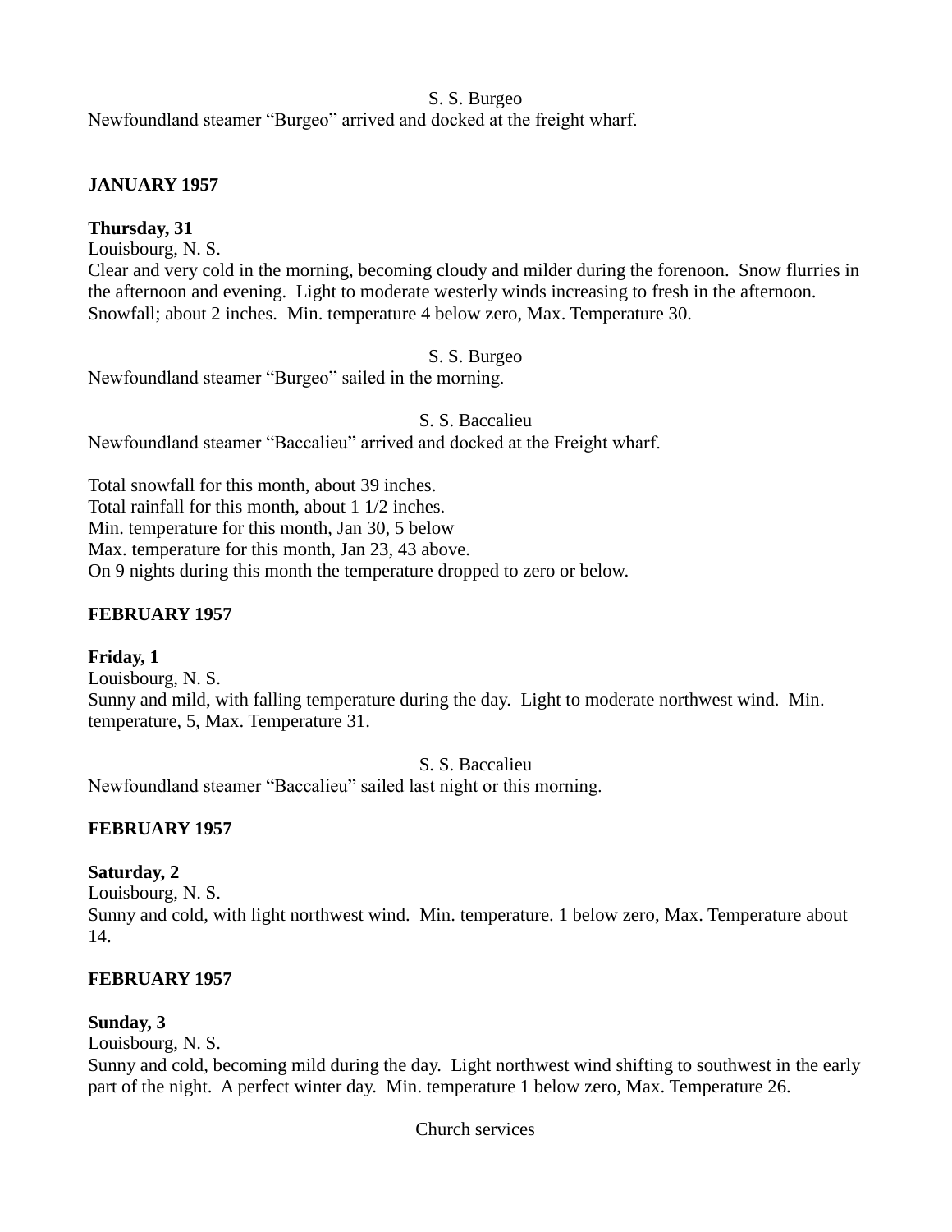S. S. Burgeo

Newfoundland steamer "Burgeo" arrived and docked at the freight wharf.

**JANUARY 1957**

**Thursday, 31**

Louisbourg, N. S.

Clear and very cold in the morning, becoming cloudy and milder during the forenoon. Snow flurries in the afternoon and evening. Light to moderate westerly winds increasing to fresh in the afternoon. Snowfall; about 2 inches. Min. temperature 4 below zero, Max. Temperature 30.

S. S. Burgeo

Newfoundland steamer "Burgeo" sailed in the morning.

S. S. Baccalieu

Newfoundland steamer "Baccalieu" arrived and docked at the Freight wharf.

Total snowfall for this month, about 39 inches.
Total rainfall for this month, about 1 1/2 inches.
Min. temperature for this month, Jan 30, 5 below
Max. temperature for this month, Jan 23, 43 above.
On 9 nights during this month the temperature dropped to zero or below.

**FEBRUARY 1957**

**Friday, 1**

Louisbourg, N. S.

Sunny and mild, with falling temperature during the day. Light to moderate northwest wind. Min. temperature, 5, Max. Temperature 31.

S. S. Baccalieu

Newfoundland steamer "Baccalieu" sailed last night or this morning.

**FEBRUARY 1957**

**Saturday, 2**

Louisbourg, N. S.

Sunny and cold, with light northwest wind. Min. temperature. 1 below zero, Max. Temperature about 14.

**FEBRUARY 1957**

**Sunday, 3**

Louisbourg, N. S.

Sunny and cold, becoming mild during the day. Light northwest wind shifting to southwest in the early part of the night. A perfect winter day. Min. temperature 1 below zero, Max. Temperature 26.

Church services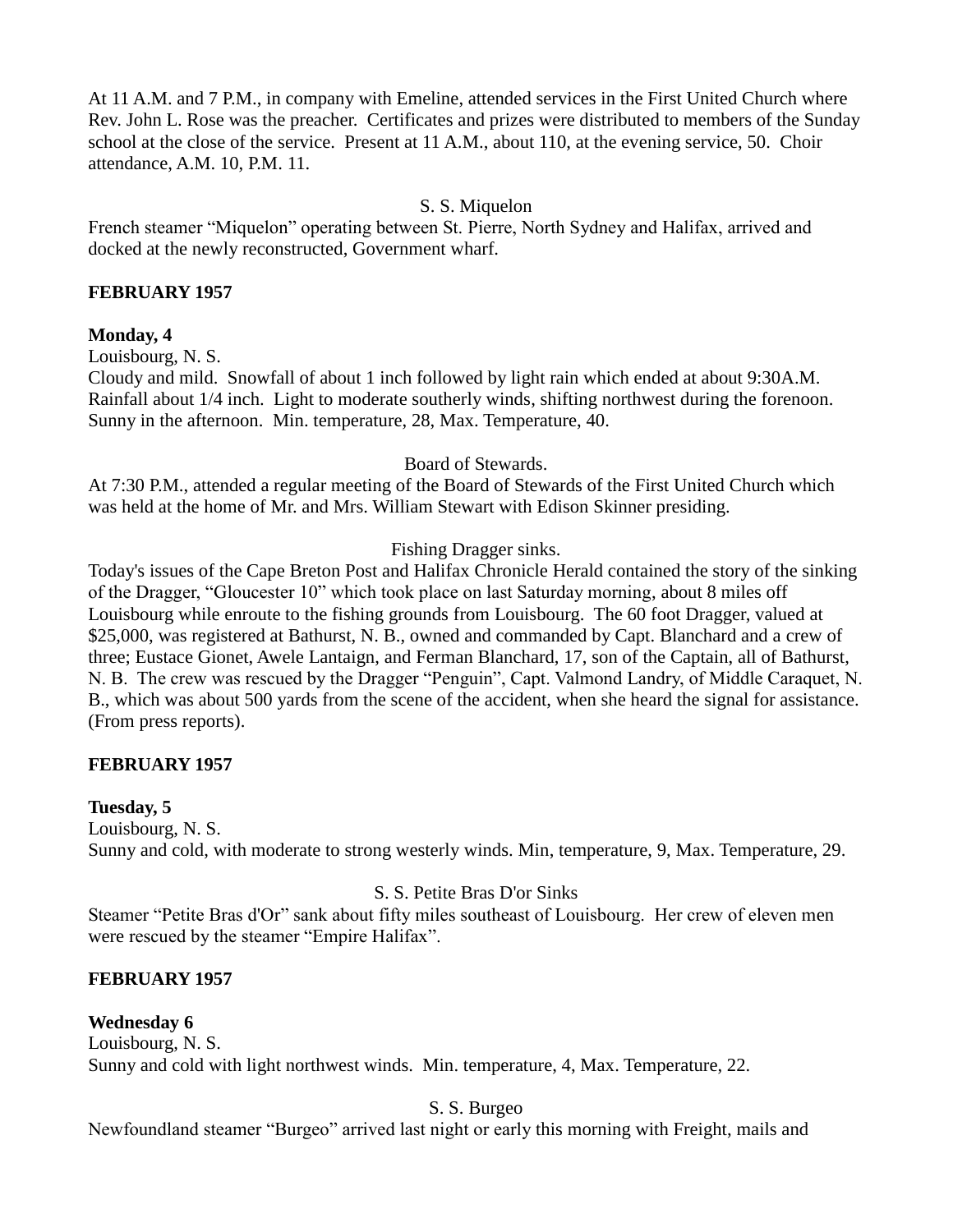At 11 A.M. and 7 P.M., in company with Emeline, attended services in the First United Church where Rev. John L. Rose was the preacher. Certificates and prizes were distributed to members of the Sunday school at the close of the service. Present at 11 A.M., about 110, at the evening service, 50. Choir attendance, A.M. 10, P.M. 11.

S. S. Miquelon

French steamer "Miquelon" operating between St. Pierre, North Sydney and Halifax, arrived and docked at the newly reconstructed, Government wharf.

**FEBRUARY 1957**

**Monday, 4**

Louisbourg, N. S.

Cloudy and mild. Snowfall of about 1 inch followed by light rain which ended at about 9:30A.M. Rainfall about 1/4 inch. Light to moderate southerly winds, shifting northwest during the forenoon. Sunny in the afternoon. Min. temperature, 28, Max. Temperature, 40.

Board of Stewards.

At 7:30 P.M., attended a regular meeting of the Board of Stewards of the First United Church which was held at the home of Mr. and Mrs. William Stewart with Edison Skinner presiding.

Fishing Dragger sinks.

Today's issues of the Cape Breton Post and Halifax Chronicle Herald contained the story of the sinking of the Dragger, "Gloucester 10" which took place on last Saturday morning, about 8 miles off Louisbourg while enroute to the fishing grounds from Louisbourg. The 60 foot Dragger, valued at \$25,000, was registered at Bathurst, N. B., owned and commanded by Capt. Blanchard and a crew of three; Eustace Gionet, Awele Lantaign, and Ferman Blanchard, 17, son of the Captain, all of Bathurst, N. B. The crew was rescued by the Dragger "Penguin", Capt. Valmond Landry, of Middle Caraquet, N. B., which was about 500 yards from the scene of the accident, when she heard the signal for assistance. (From press reports).

**FEBRUARY 1957**

**Tuesday, 5**

Louisbourg, N. S.

Sunny and cold, with moderate to strong westerly winds. Min, temperature, 9, Max. Temperature, 29.

S. S. Petite Bras D'or Sinks

Steamer "Petite Bras d'Or" sank about fifty miles southeast of Louisbourg. Her crew of eleven men were rescued by the steamer "Empire Halifax".

**FEBRUARY 1957**

**Wednesday 6**

Louisbourg, N. S.

Sunny and cold with light northwest winds. Min. temperature, 4, Max. Temperature, 22.

S. S. Burgeo

Newfoundland steamer "Burgeo" arrived last night or early this morning with Freight, mails and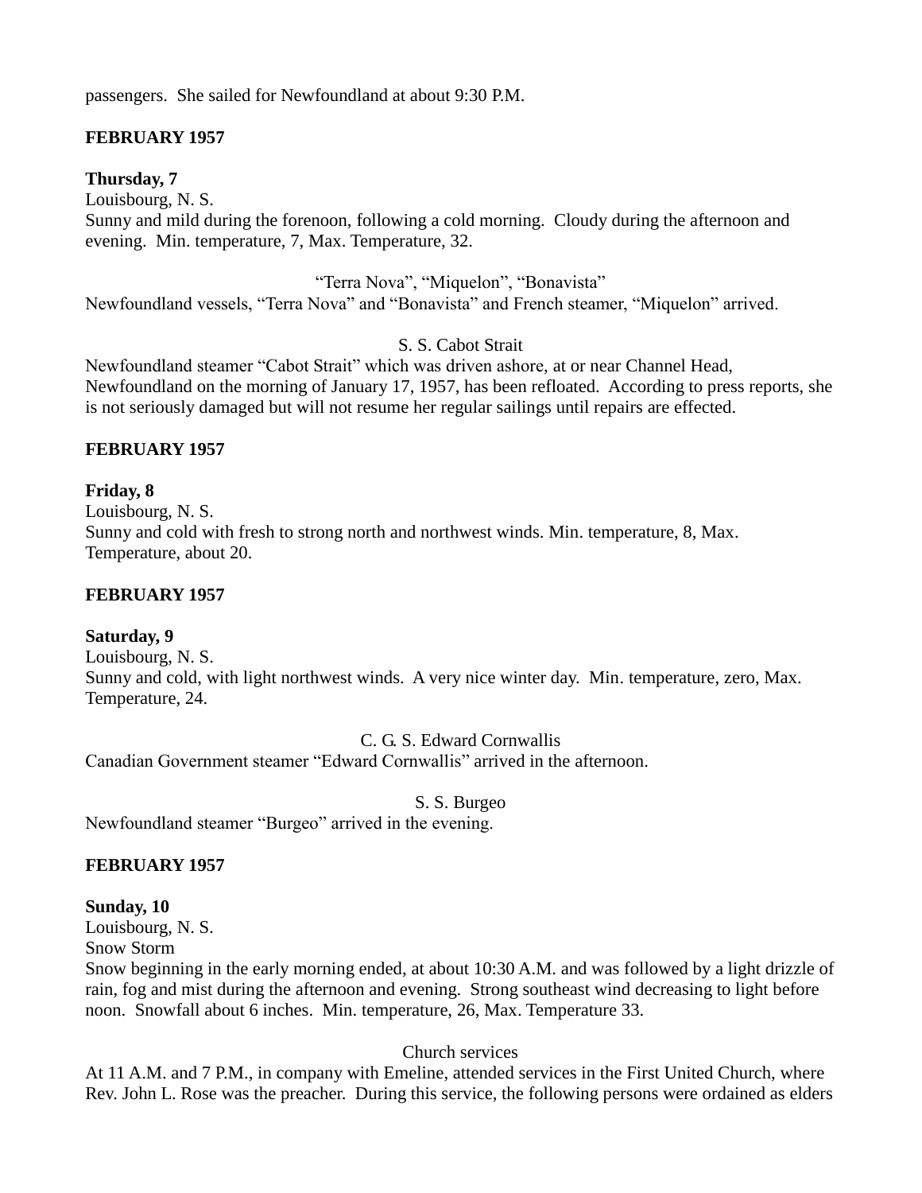passengers. She sailed for Newfoundland at about 9:30 P.M.

**FEBRUARY 1957**

**Thursday, 7**
Louisbourg, N. S.
Sunny and mild during the forenoon, following a cold morning. Cloudy during the afternoon and evening. Min. temperature, 7, Max. Temperature, 32.

"Terra Nova", "Miquelon", "Bonavista"
Newfoundland vessels, "Terra Nova" and "Bonavista" and French steamer, "Miquelon" arrived.

S. S. Cabot Strait
Newfoundland steamer "Cabot Strait" which was driven ashore, at or near Channel Head, Newfoundland on the morning of January 17, 1957, has been refloated. According to press reports, she is not seriously damaged but will not resume her regular sailings until repairs are effected.

**FEBRUARY 1957**

**Friday, 8**
Louisbourg, N. S.
Sunny and cold with fresh to strong north and northwest winds. Min. temperature, 8, Max. Temperature, about 20.

**FEBRUARY 1957**

**Saturday, 9**
Louisbourg, N. S.
Sunny and cold, with light northwest winds. A very nice winter day. Min. temperature, zero, Max. Temperature, 24.

C. G. S. Edward Cornwallis
Canadian Government steamer "Edward Cornwallis" arrived in the afternoon.

S. S. Burgeo
Newfoundland steamer "Burgeo" arrived in the evening.

**FEBRUARY 1957**

**Sunday, 10**
Louisbourg, N. S.
Snow Storm
Snow beginning in the early morning ended, at about 10:30 A.M. and was followed by a light drizzle of rain, fog and mist during the afternoon and evening. Strong southeast wind decreasing to light before noon. Snowfall about 6 inches. Min. temperature, 26, Max. Temperature 33.

Church services
At 11 A.M. and 7 P.M., in company with Emeline, attended services in the First United Church, where Rev. John L. Rose was the preacher. During this service, the following persons were ordained as elders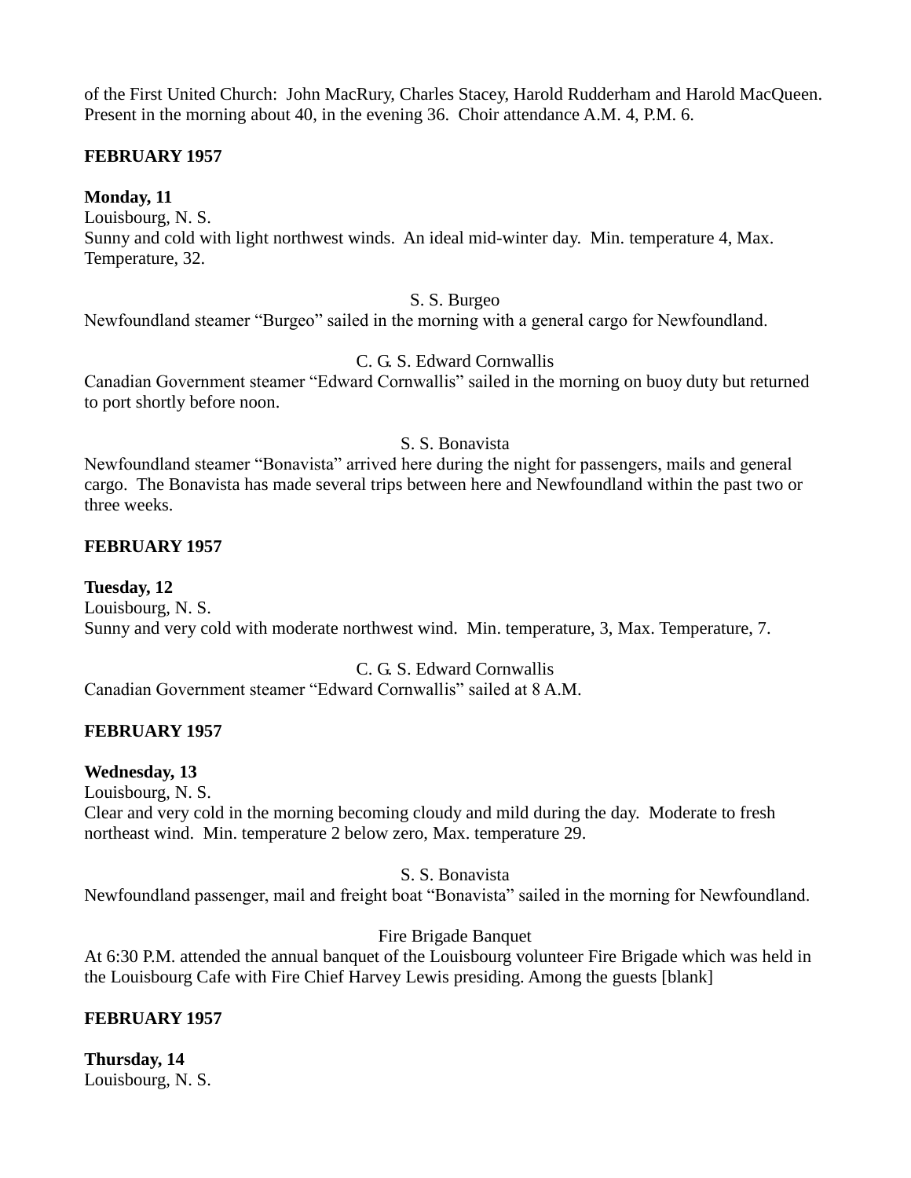of the First United Church: John MacRury, Charles Stacey, Harold Rudderham and Harold MacQueen. Present in the morning about 40, in the evening 36. Choir attendance A.M. 4, P.M. 6.

**FEBRUARY 1957**

**Monday, 11**
Louisbourg, N. S.
Sunny and cold with light northwest winds. An ideal mid-winter day. Min. temperature 4, Max. Temperature, 32.

S. S. Burgeo
Newfoundland steamer "Burgeo" sailed in the morning with a general cargo for Newfoundland.

C. G. S. Edward Cornwallis
Canadian Government steamer "Edward Cornwallis" sailed in the morning on buoy duty but returned to port shortly before noon.

S. S. Bonavista
Newfoundland steamer "Bonavista" arrived here during the night for passengers, mails and general cargo. The Bonavista has made several trips between here and Newfoundland within the past two or three weeks.

**FEBRUARY 1957**

**Tuesday, 12**
Louisbourg, N. S.
Sunny and very cold with moderate northwest wind. Min. temperature, 3, Max. Temperature, 7.

C. G. S. Edward Cornwallis
Canadian Government steamer "Edward Cornwallis" sailed at 8 A.M.

**FEBRUARY 1957**

**Wednesday, 13**
Louisbourg, N. S.
Clear and very cold in the morning becoming cloudy and mild during the day. Moderate to fresh northeast wind. Min. temperature 2 below zero, Max. temperature 29.

S. S. Bonavista
Newfoundland passenger, mail and freight boat "Bonavista" sailed in the morning for Newfoundland.

Fire Brigade Banquet
At 6:30 P.M. attended the annual banquet of the Louisbourg volunteer Fire Brigade which was held in the Louisbourg Cafe with Fire Chief Harvey Lewis presiding. Among the guests [blank]

**FEBRUARY 1957**

**Thursday, 14**
Louisbourg, N. S.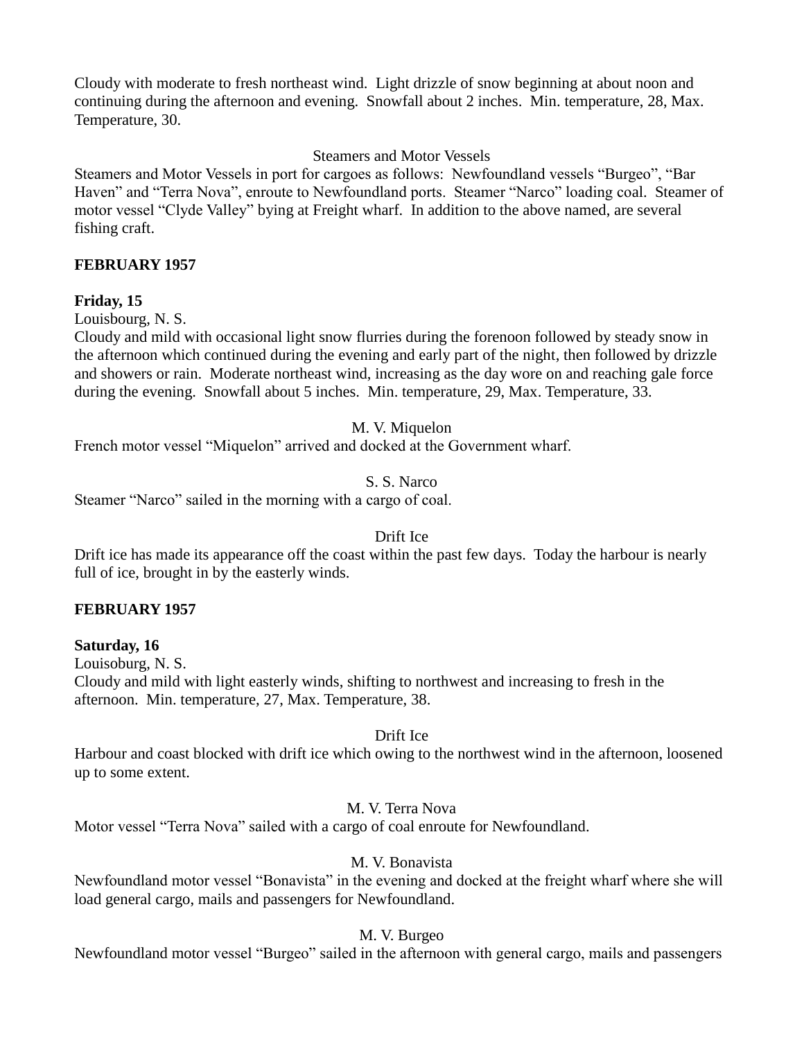Cloudy with moderate to fresh northeast wind. Light drizzle of snow beginning at about noon and continuing during the afternoon and evening. Snowfall about 2 inches. Min. temperature, 28, Max. Temperature, 30.

Steamers and Motor Vessels

Steamers and Motor Vessels in port for cargoes as follows: Newfoundland vessels "Burgeo", "Bar Haven" and "Terra Nova", enroute to Newfoundland ports. Steamer "Narco" loading coal. Steamer of motor vessel "Clyde Valley" lying at Freight wharf. In addition to the above named, are several fishing craft.

**FEBRUARY 1957**

**Friday, 15**

Louisbourg, N. S.

Cloudy and mild with occasional light snow flurries during the forenoon followed by steady snow in the afternoon which continued during the evening and early part of the night, then followed by drizzle and showers or rain. Moderate northeast wind, increasing as the day wore on and reaching gale force during the evening. Snowfall about 5 inches. Min. temperature, 29, Max. Temperature, 33.

M. V. Miquelon

French motor vessel "Miquelon" arrived and docked at the Government wharf.

S. S. Narco

Steamer "Narco" sailed in the morning with a cargo of coal.

Drift Ice

Drift ice has made its appearance off the coast within the past few days. Today the harbour is nearly full of ice, brought in by the easterly winds.

**FEBRUARY 1957**

**Saturday, 16**

Louisoburg, N. S.

Cloudy and mild with light easterly winds, shifting to northwest and increasing to fresh in the afternoon. Min. temperature, 27, Max. Temperature, 38.

Drift Ice

Harbour and coast blocked with drift ice which owing to the northwest wind in the afternoon, loosened up to some extent.

M. V. Terra Nova

Motor vessel "Terra Nova" sailed with a cargo of coal enroute for Newfoundland.

M. V. Bonavista

Newfoundland motor vessel "Bonavista" in the evening and docked at the freight wharf where she will load general cargo, mails and passengers for Newfoundland.

M. V. Burgeo

Newfoundland motor vessel "Burgeo" sailed in the afternoon with general cargo, mails and passengers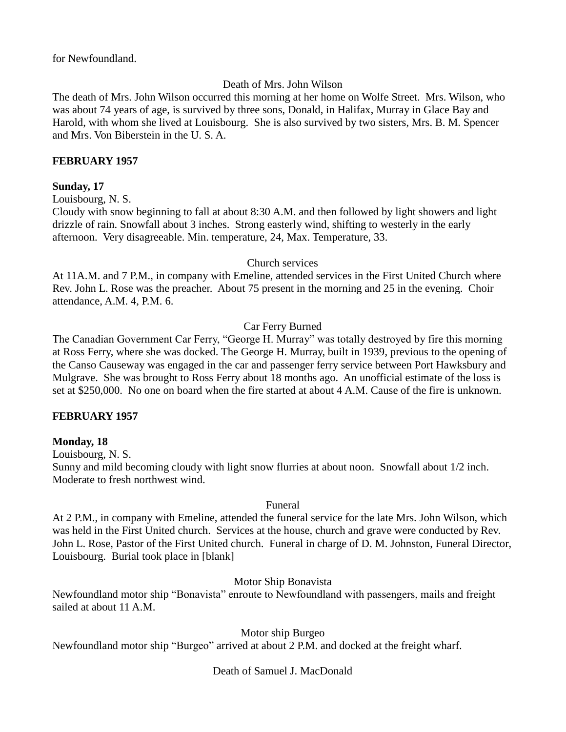for Newfoundland.

Death of Mrs. John Wilson

The death of Mrs. John Wilson occurred this morning at her home on Wolfe Street. Mrs. Wilson, who was about 74 years of age, is survived by three sons, Donald, in Halifax, Murray in Glace Bay and Harold, with whom she lived at Louisbourg. She is also survived by two sisters, Mrs. B. M. Spencer and Mrs. Von Biberstein in the U. S. A.

**FEBRUARY 1957**

**Sunday, 17**

Louisbourg, N. S.

Cloudy with snow beginning to fall at about 8:30 A.M. and then followed by light showers and light drizzle of rain. Snowfall about 3 inches. Strong easterly wind, shifting to westerly in the early afternoon. Very disagreeable. Min. temperature, 24, Max. Temperature, 33.

Church services

At 11A.M. and 7 P.M., in company with Emeline, attended services in the First United Church where Rev. John L. Rose was the preacher. About 75 present in the morning and 25 in the evening. Choir attendance, A.M. 4, P.M. 6.

Car Ferry Burned

The Canadian Government Car Ferry, "George H. Murray" was totally destroyed by fire this morning at Ross Ferry, where she was docked. The George H. Murray, built in 1939, previous to the opening of the Canso Causeway was engaged in the car and passenger ferry service between Port Hawksbury and Mulgrave. She was brought to Ross Ferry about 18 months ago. An unofficial estimate of the loss is set at $250,000. No one on board when the fire started at about 4 A.M. Cause of the fire is unknown.

**FEBRUARY 1957**

**Monday, 18**

Louisbourg, N. S.

Sunny and mild becoming cloudy with light snow flurries at about noon. Snowfall about 1/2 inch. Moderate to fresh northwest wind.

Funeral

At 2 P.M., in company with Emeline, attended the funeral service for the late Mrs. John Wilson, which was held in the First United church. Services at the house, church and grave were conducted by Rev. John L. Rose, Pastor of the First United church. Funeral in charge of D. M. Johnston, Funeral Director, Louisbourg. Burial took place in [blank]

Motor Ship Bonavista

Newfoundland motor ship "Bonavista" enroute to Newfoundland with passengers, mails and freight sailed at about 11 A.M.

Motor ship Burgeo

Newfoundland motor ship "Burgeo" arrived at about 2 P.M. and docked at the freight wharf.

Death of Samuel J. MacDonald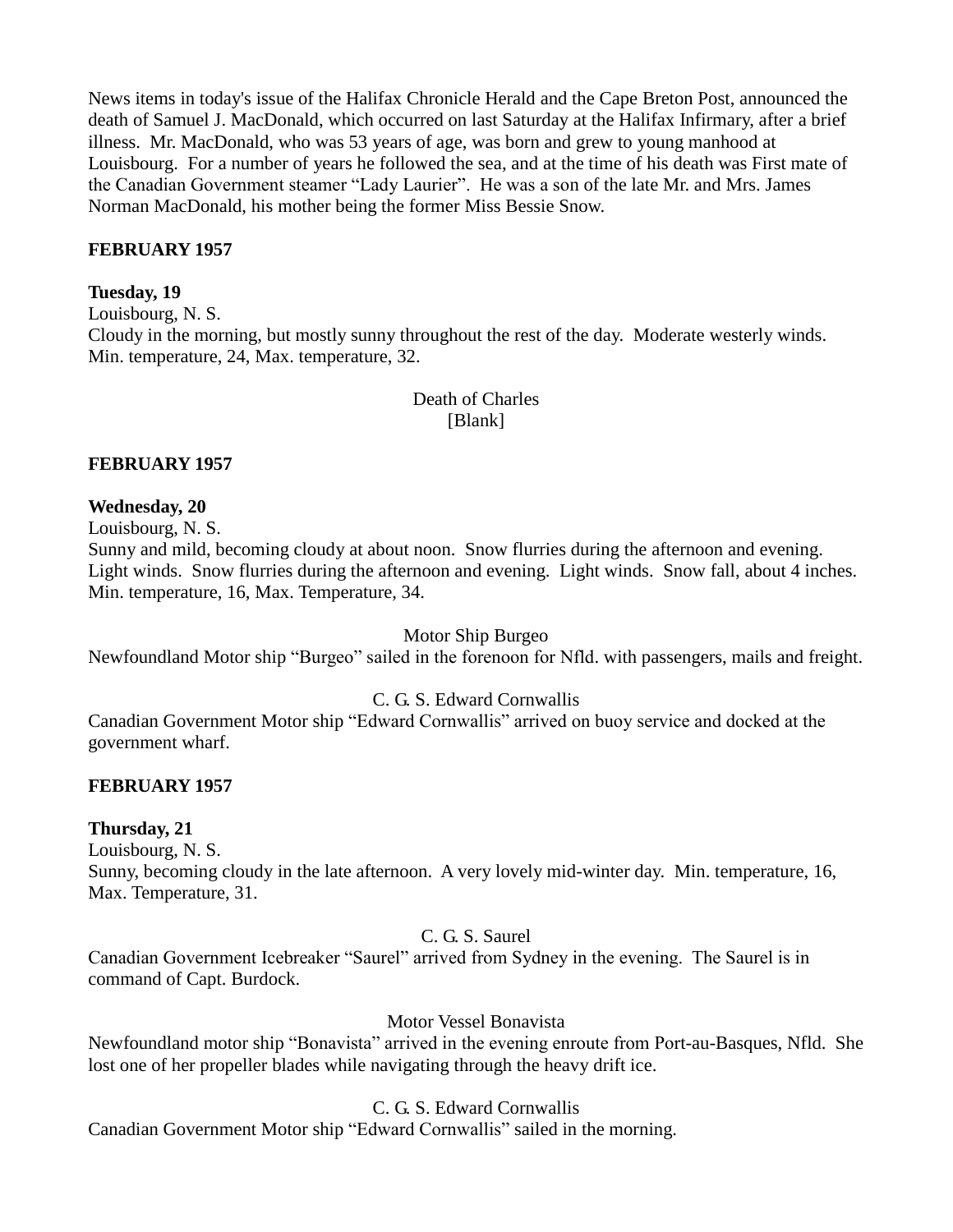News items in today's issue of the Halifax Chronicle Herald and the Cape Breton Post, announced the death of Samuel J. MacDonald, which occurred on last Saturday at the Halifax Infirmary, after a brief illness. Mr. MacDonald, who was 53 years of age, was born and grew to young manhood at Louisbourg. For a number of years he followed the sea, and at the time of his death was First mate of the Canadian Government steamer "Lady Laurier". He was a son of the late Mr. and Mrs. James Norman MacDonald, his mother being the former Miss Bessie Snow.

**FEBRUARY 1957**

**Tuesday, 19**
Louisbourg, N. S.
Cloudy in the morning, but mostly sunny throughout the rest of the day. Moderate westerly winds. Min. temperature, 24, Max. temperature, 32.

Death of Charles
[Blank]

**FEBRUARY 1957**

**Wednesday, 20**
Louisbourg, N. S.
Sunny and mild, becoming cloudy at about noon. Snow flurries during the afternoon and evening. Light winds. Snow flurries during the afternoon and evening. Light winds. Snow fall, about 4 inches. Min. temperature, 16, Max. Temperature, 34.

Motor Ship Burgeo
Newfoundland Motor ship "Burgeo" sailed in the forenoon for Nfld. with passengers, mails and freight.

C. G. S. Edward Cornwallis
Canadian Government Motor ship "Edward Cornwallis" arrived on buoy service and docked at the government wharf.

**FEBRUARY 1957**

**Thursday, 21**
Louisbourg, N. S.
Sunny, becoming cloudy in the late afternoon. A very lovely mid-winter day. Min. temperature, 16, Max. Temperature, 31.

C. G. S. Saurel
Canadian Government Icebreaker "Saurel" arrived from Sydney in the evening. The Saurel is in command of Capt. Burdock.

Motor Vessel Bonavista
Newfoundland motor ship "Bonavista" arrived in the evening enroute from Port-au-Basques, Nfld. She lost one of her propeller blades while navigating through the heavy drift ice.

C. G. S. Edward Cornwallis
Canadian Government Motor ship "Edward Cornwallis" sailed in the morning.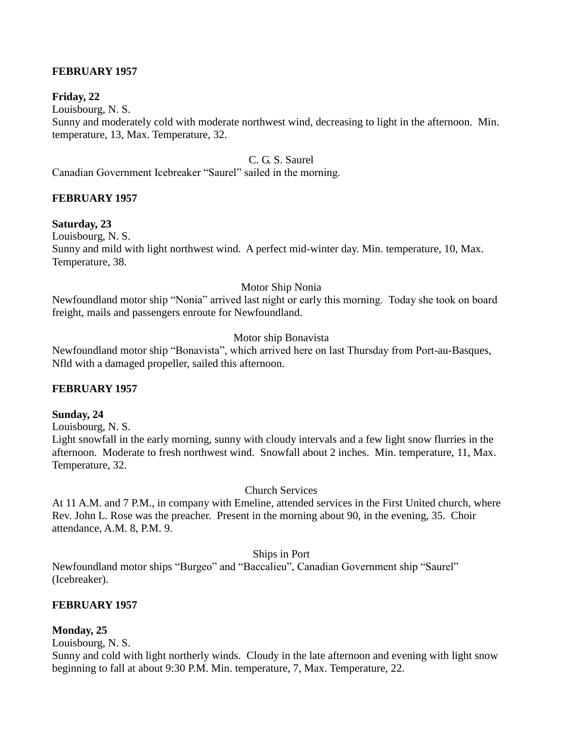**FEBRUARY 1957**

**Friday, 22**

Louisbourg, N. S.

Sunny and moderately cold with moderate northwest wind, decreasing to light in the afternoon. Min. temperature, 13, Max. Temperature, 32.

C. G. S. Saurel

Canadian Government Icebreaker "Saurel" sailed in the morning.

**FEBRUARY 1957**

**Saturday, 23**

Louisbourg, N. S.

Sunny and mild with light northwest wind. A perfect mid-winter day. Min. temperature, 10, Max. Temperature, 38.

Motor Ship Nonia

Newfoundland motor ship "Nonia" arrived last night or early this morning. Today she took on board freight, mails and passengers enroute for Newfoundland.

Motor ship Bonavista

Newfoundland motor ship "Bonavista", which arrived here on last Thursday from Port-au-Basques, Nfld with a damaged propeller, sailed this afternoon.

**FEBRUARY 1957**

**Sunday, 24**

Louisbourg, N. S.

Light snowfall in the early morning, sunny with cloudy intervals and a few light snow flurries in the afternoon. Moderate to fresh northwest wind. Snowfall about 2 inches. Min. temperature, 11, Max. Temperature, 32.

Church Services

At 11 A.M. and 7 P.M., in company with Emeline, attended services in the First United church, where Rev. John L. Rose was the preacher. Present in the morning about 90, in the evening, 35. Choir attendance, A.M. 8, P.M. 9.

Ships in Port

Newfoundland motor ships "Burgeo" and "Baccalieu", Canadian Government ship "Saurel" (Icebreaker).

**FEBRUARY 1957**

**Monday, 25**

Louisbourg, N. S.

Sunny and cold with light northerly winds. Cloudy in the late afternoon and evening with light snow beginning to fall at about 9:30 P.M. Min. temperature, 7, Max. Temperature, 22.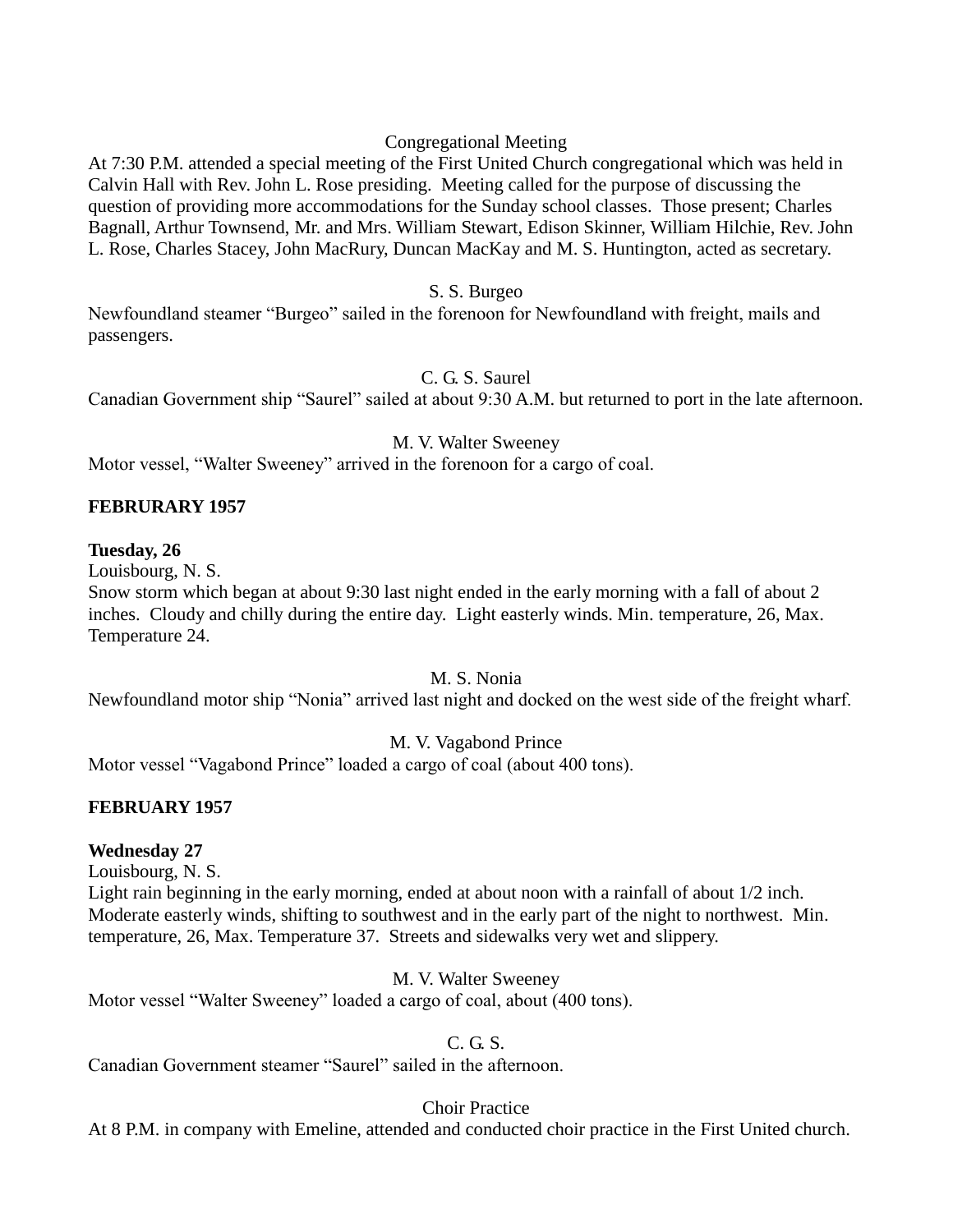Congregational Meeting

At 7:30 P.M. attended a special meeting of the First United Church congregational which was held in Calvin Hall with Rev. John L. Rose presiding. Meeting called for the purpose of discussing the question of providing more accommodations for the Sunday school classes. Those present; Charles Bagnall, Arthur Townsend, Mr. and Mrs. William Stewart, Edison Skinner, William Hilchie, Rev. John L. Rose, Charles Stacey, John MacRury, Duncan MacKay and M. S. Huntington, acted as secretary.

S. S. Burgeo

Newfoundland steamer "Burgeo" sailed in the forenoon for Newfoundland with freight, mails and passengers.

C. G. S. Saurel

Canadian Government ship "Saurel" sailed at about 9:30 A.M. but returned to port in the late afternoon.

M. V. Walter Sweeney

Motor vessel, "Walter Sweeney" arrived in the forenoon for a cargo of coal.

**FEBRURARY 1957**

**Tuesday, 26**

Louisbourg, N. S.

Snow storm which began at about 9:30 last night ended in the early morning with a fall of about 2 inches. Cloudy and chilly during the entire day. Light easterly winds. Min. temperature, 26, Max. Temperature 24.

M. S. Nonia

Newfoundland motor ship "Nonia" arrived last night and docked on the west side of the freight wharf.

M. V. Vagabond Prince

Motor vessel "Vagabond Prince" loaded a cargo of coal (about 400 tons).

**FEBRUARY 1957**

**Wednesday 27**

Louisbourg, N. S.

Light rain beginning in the early morning, ended at about noon with a rainfall of about 1/2 inch. Moderate easterly winds, shifting to southwest and in the early part of the night to northwest. Min. temperature, 26, Max. Temperature 37. Streets and sidewalks very wet and slippery.

M. V. Walter Sweeney

Motor vessel "Walter Sweeney" loaded a cargo of coal, about (400 tons).

C. G. S.

Canadian Government steamer "Saurel" sailed in the afternoon.

Choir Practice

At 8 P.M. in company with Emeline, attended and conducted choir practice in the First United church.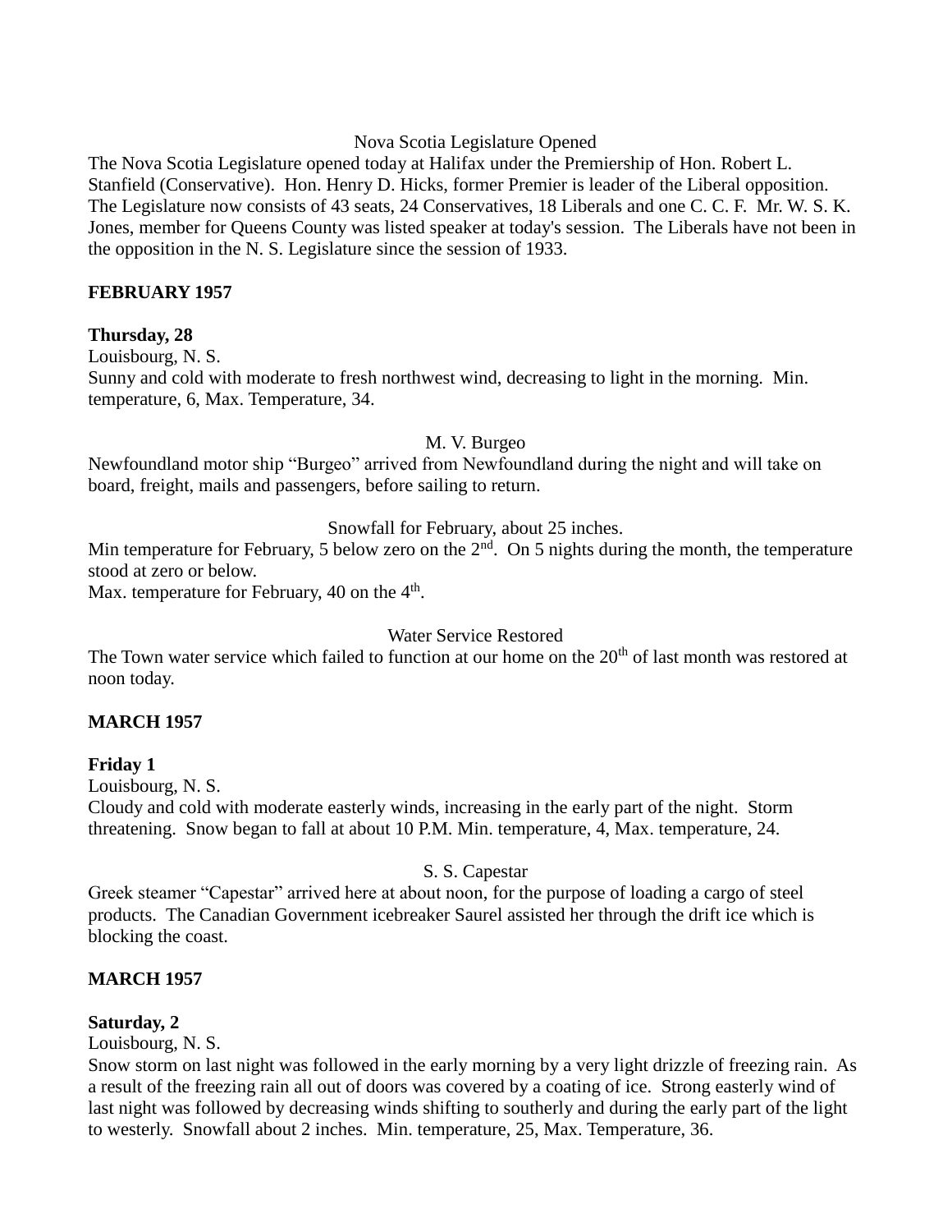Nova Scotia Legislature Opened

The Nova Scotia Legislature opened today at Halifax under the Premiership of Hon. Robert L. Stanfield (Conservative). Hon. Henry D. Hicks, former Premier is leader of the Liberal opposition. The Legislature now consists of 43 seats, 24 Conservatives, 18 Liberals and one C. C. F. Mr. W. S. K. Jones, member for Queens County was listed speaker at today's session. The Liberals have not been in the opposition in the N. S. Legislature since the session of 1933.

**FEBRUARY 1957**

**Thursday, 28**

Louisbourg, N. S.

Sunny and cold with moderate to fresh northwest wind, decreasing to light in the morning. Min. temperature, 6, Max. Temperature, 34.

M. V. Burgeo

Newfoundland motor ship "Burgeo" arrived from Newfoundland during the night and will take on board, freight, mails and passengers, before sailing to return.

Snowfall for February, about 25 inches.

Min temperature for February, 5 below zero on the 2nd. On 5 nights during the month, the temperature stood at zero or below.

Max. temperature for February, 40 on the 4th.

Water Service Restored

The Town water service which failed to function at our home on the 20th of last month was restored at noon today.

**MARCH 1957**

**Friday 1**

Louisbourg, N. S.

Cloudy and cold with moderate easterly winds, increasing in the early part of the night. Storm threatening. Snow began to fall at about 10 P.M. Min. temperature, 4, Max. temperature, 24.

S. S. Capestar

Greek steamer "Capestar" arrived here at about noon, for the purpose of loading a cargo of steel products. The Canadian Government icebreaker Saurel assisted her through the drift ice which is blocking the coast.

**MARCH 1957**

**Saturday, 2**

Louisbourg, N. S.

Snow storm on last night was followed in the early morning by a very light drizzle of freezing rain. As a result of the freezing rain all out of doors was covered by a coating of ice. Strong easterly wind of last night was followed by decreasing winds shifting to southerly and during the early part of the light to westerly. Snowfall about 2 inches. Min. temperature, 25, Max. Temperature, 36.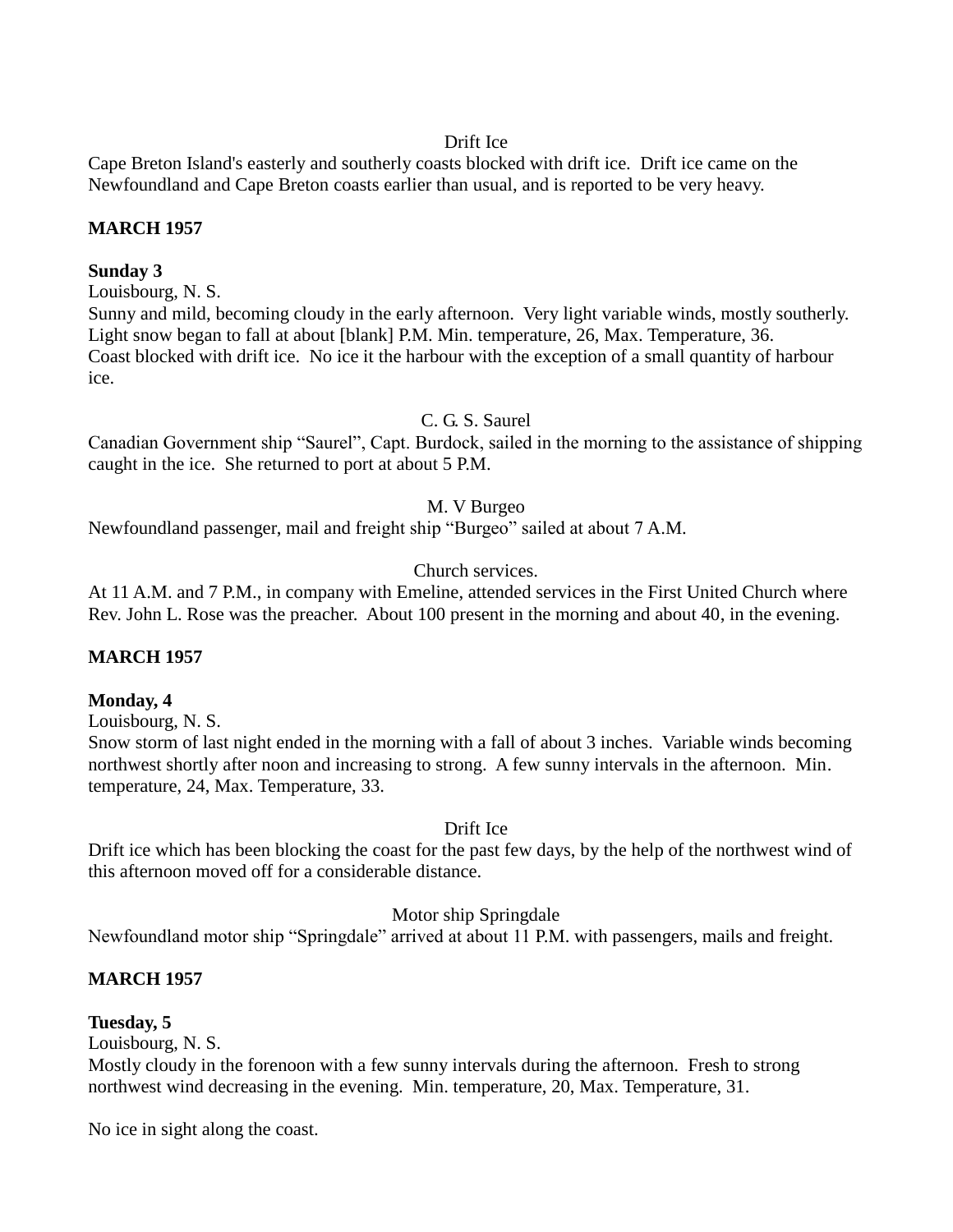Drift Ice

Cape Breton Island's easterly and southerly coasts blocked with drift ice. Drift ice came on the Newfoundland and Cape Breton coasts earlier than usual, and is reported to be very heavy.

**MARCH 1957**

**Sunday 3**

Louisbourg, N. S.

Sunny and mild, becoming cloudy in the early afternoon. Very light variable winds, mostly southerly. Light snow began to fall at about [blank] P.M. Min. temperature, 26, Max. Temperature, 36.

Coast blocked with drift ice. No ice it the harbour with the exception of a small quantity of harbour ice.

C. G. S. Saurel

Canadian Government ship “Saurel”, Capt. Burdock, sailed in the morning to the assistance of shipping caught in the ice. She returned to port at about 5 P.M.

M. V Burgeo

Newfoundland passenger, mail and freight ship “Burgeo” sailed at about 7 A.M.

Church services.

At 11 A.M. and 7 P.M., in company with Emeline, attended services in the First United Church where Rev. John L. Rose was the preacher. About 100 present in the morning and about 40, in the evening.

**MARCH 1957**

**Monday, 4**

Louisbourg, N. S.

Snow storm of last night ended in the morning with a fall of about 3 inches. Variable winds becoming northwest shortly after noon and increasing to strong. A few sunny intervals in the afternoon. Min. temperature, 24, Max. Temperature, 33.

Drift Ice

Drift ice which has been blocking the coast for the past few days, by the help of the northwest wind of this afternoon moved off for a considerable distance.

Motor ship Springdale

Newfoundland motor ship “Springdale” arrived at about 11 P.M. with passengers, mails and freight.

**MARCH 1957**

**Tuesday, 5**

Louisbourg, N. S.

Mostly cloudy in the forenoon with a few sunny intervals during the afternoon. Fresh to strong northwest wind decreasing in the evening. Min. temperature, 20, Max. Temperature, 31.

No ice in sight along the coast.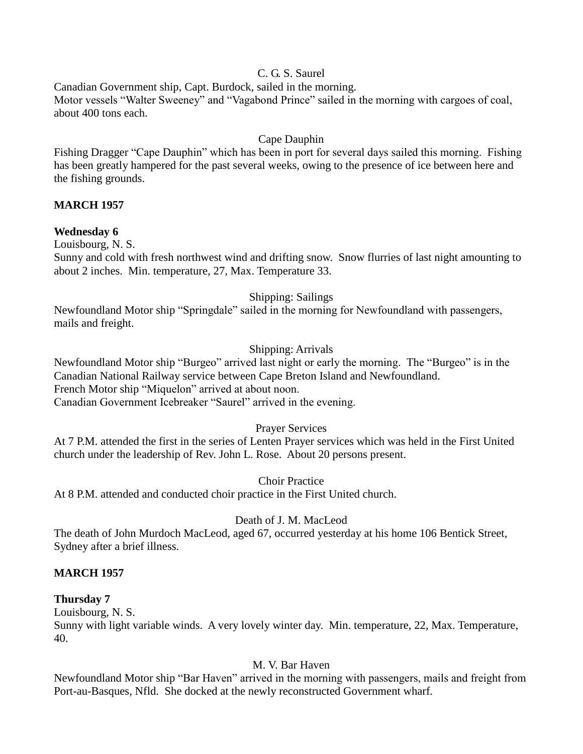C. G. S. Saurel

Canadian Government ship, Capt. Burdock, sailed in the morning.
Motor vessels "Walter Sweeney" and "Vagabond Prince" sailed in the morning with cargoes of coal, about 400 tons each.

Cape Dauphin

Fishing Dragger "Cape Dauphin" which has been in port for several days sailed this morning. Fishing has been greatly hampered for the past several weeks, owing to the presence of ice between here and the fishing grounds.

**MARCH 1957**

**Wednesday 6**

Louisbourg, N. S.
Sunny and cold with fresh northwest wind and drifting snow. Snow flurries of last night amounting to about 2 inches. Min. temperature, 27, Max. Temperature 33.

Shipping: Sailings

Newfoundland Motor ship "Springdale" sailed in the morning for Newfoundland with passengers, mails and freight.

Shipping: Arrivals

Newfoundland Motor ship "Burgeo" arrived last night or early the morning. The "Burgeo" is in the Canadian National Railway service between Cape Breton Island and Newfoundland.
French Motor ship "Miquelon" arrived at about noon.
Canadian Government Icebreaker "Saurel" arrived in the evening.

Prayer Services

At 7 P.M. attended the first in the series of Lenten Prayer services which was held in the First United church under the leadership of Rev. John L. Rose. About 20 persons present.

Choir Practice

At 8 P.M. attended and conducted choir practice in the First United church.

Death of J. M. MacLeod

The death of John Murdoch MacLeod, aged 67, occurred yesterday at his home 106 Bentick Street, Sydney after a brief illness.

**MARCH 1957**

**Thursday 7**

Louisbourg, N. S.
Sunny with light variable winds. A very lovely winter day. Min. temperature, 22, Max. Temperature, 40.

M. V. Bar Haven

Newfoundland Motor ship "Bar Haven" arrived in the morning with passengers, mails and freight from Port-au-Basques, Nfld. She docked at the newly reconstructed Government wharf.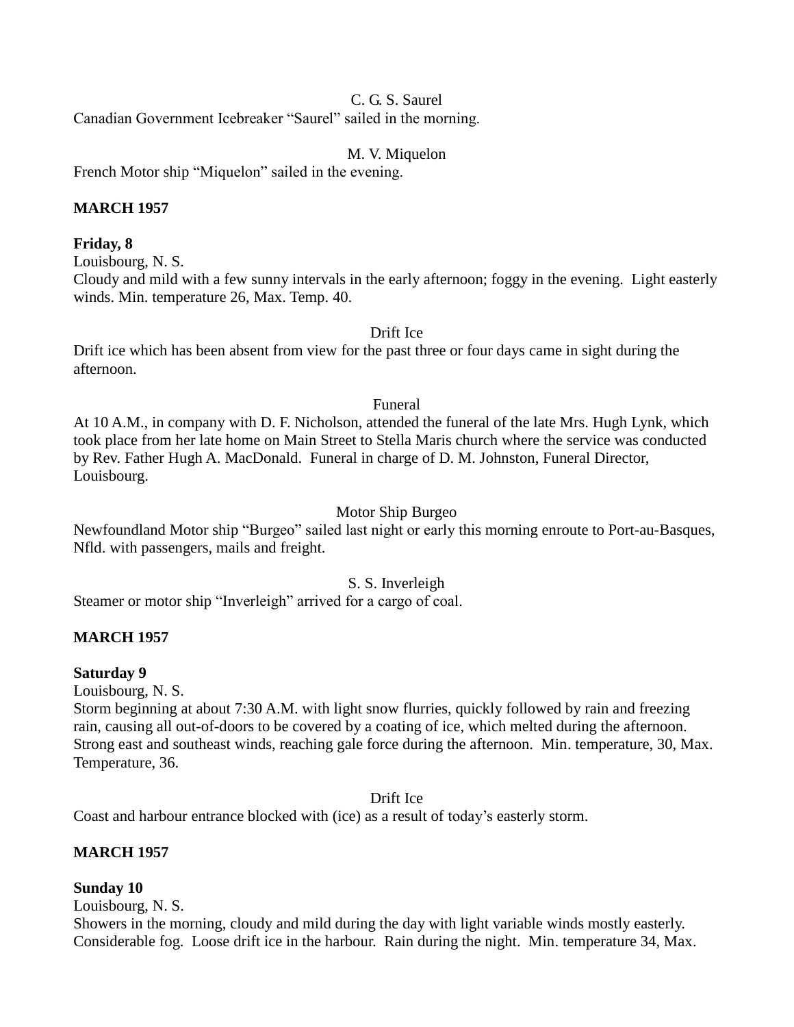C. G. S. Saurel

Canadian Government Icebreaker "Saurel" sailed in the morning.

M. V. Miquelon

French Motor ship "Miquelon" sailed in the evening.

**MARCH 1957**

**Friday, 8**

Louisbourg, N. S.

Cloudy and mild with a few sunny intervals in the early afternoon; foggy in the evening. Light easterly winds. Min. temperature 26, Max. Temp. 40.

Drift Ice

Drift ice which has been absent from view for the past three or four days came in sight during the afternoon.

Funeral

At 10 A.M., in company with D. F. Nicholson, attended the funeral of the late Mrs. Hugh Lynk, which took place from her late home on Main Street to Stella Maris church where the service was conducted by Rev. Father Hugh A. MacDonald. Funeral in charge of D. M. Johnston, Funeral Director, Louisbourg.

Motor Ship Burgeo

Newfoundland Motor ship "Burgeo" sailed last night or early this morning enroute to Port-au-Basques, Nfld. with passengers, mails and freight.

S. S. Inverleigh

Steamer or motor ship "Inverleigh" arrived for a cargo of coal.

**MARCH 1957**

**Saturday 9**

Louisbourg, N. S.

Storm beginning at about 7:30 A.M. with light snow flurries, quickly followed by rain and freezing rain, causing all out-of-doors to be covered by a coating of ice, which melted during the afternoon. Strong east and southeast winds, reaching gale force during the afternoon. Min. temperature, 30, Max. Temperature, 36.

Drift Ice

Coast and harbour entrance blocked with (ice) as a result of today's easterly storm.

**MARCH 1957**

**Sunday 10**

Louisbourg, N. S.

Showers in the morning, cloudy and mild during the day with light variable winds mostly easterly. Considerable fog. Loose drift ice in the harbour. Rain during the night. Min. temperature 34, Max.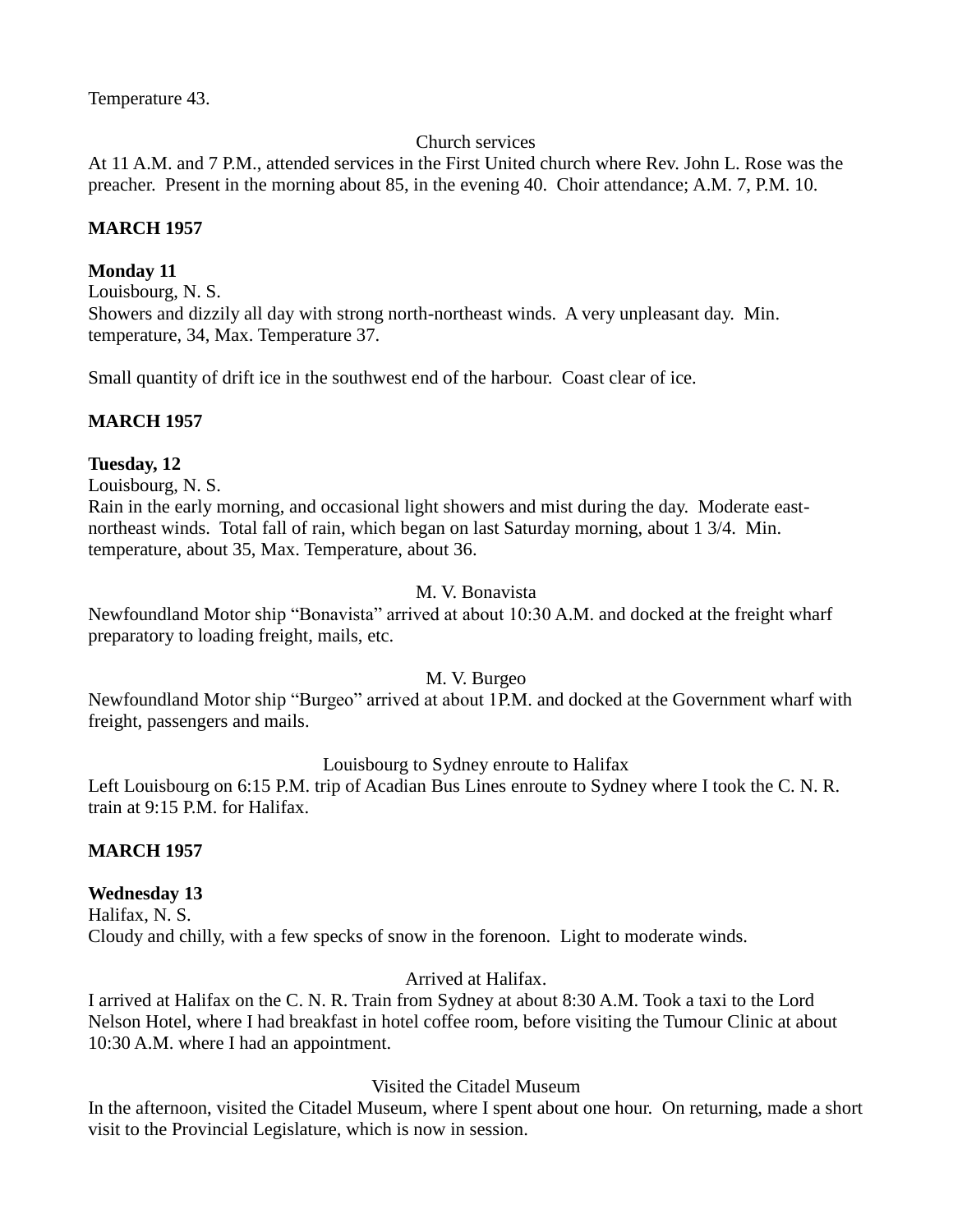Temperature 43.

Church services

At 11 A.M. and 7 P.M., attended services in the First United church where Rev. John L. Rose was the preacher. Present in the morning about 85, in the evening 40. Choir attendance; A.M. 7, P.M. 10.

**MARCH 1957**

**Monday 11**

Louisbourg, N. S.

Showers and dizzily all day with strong north-northeast winds. A very unpleasant day. Min. temperature, 34, Max. Temperature 37.

Small quantity of drift ice in the southwest end of the harbour. Coast clear of ice.

**MARCH 1957**

**Tuesday, 12**

Louisbourg, N. S.

Rain in the early morning, and occasional light showers and mist during the day. Moderate east-northeast winds. Total fall of rain, which began on last Saturday morning, about 1 3/4. Min. temperature, about 35, Max. Temperature, about 36.

M. V. Bonavista

Newfoundland Motor ship "Bonavista" arrived at about 10:30 A.M. and docked at the freight wharf preparatory to loading freight, mails, etc.

M. V. Burgeo

Newfoundland Motor ship "Burgeo" arrived at about 1P.M. and docked at the Government wharf with freight, passengers and mails.

Louisbourg to Sydney enroute to Halifax

Left Louisbourg on 6:15 P.M. trip of Acadian Bus Lines enroute to Sydney where I took the C. N. R. train at 9:15 P.M. for Halifax.

**MARCH 1957**

**Wednesday 13**

Halifax, N. S.

Cloudy and chilly, with a few specks of snow in the forenoon. Light to moderate winds.

Arrived at Halifax.

I arrived at Halifax on the C. N. R. Train from Sydney at about 8:30 A.M. Took a taxi to the Lord Nelson Hotel, where I had breakfast in hotel coffee room, before visiting the Tumour Clinic at about 10:30 A.M. where I had an appointment.

Visited the Citadel Museum

In the afternoon, visited the Citadel Museum, where I spent about one hour. On returning, made a short visit to the Provincial Legislature, which is now in session.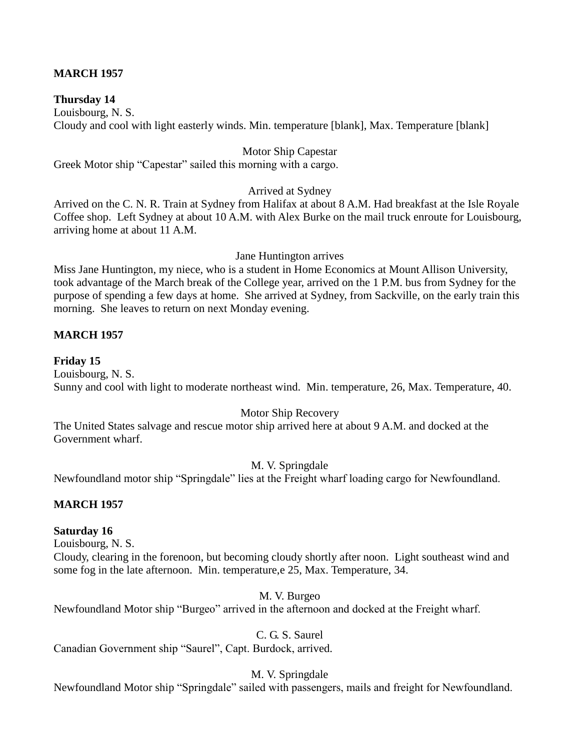**MARCH 1957**

**Thursday 14**
Louisbourg, N. S.
Cloudy and cool with light easterly winds. Min. temperature [blank], Max. Temperature [blank]

Motor Ship Capestar

Greek Motor ship “Capestar” sailed this morning with a cargo.

Arrived at Sydney

Arrived on the C. N. R. Train at Sydney from Halifax at about 8 A.M. Had breakfast at the Isle Royale Coffee shop. Left Sydney at about 10 A.M. with Alex Burke on the mail truck enroute for Louisbourg, arriving home at about 11 A.M.

Jane Huntington arrives

Miss Jane Huntington, my niece, who is a student in Home Economics at Mount Allison University, took advantage of the March break of the College year, arrived on the 1 P.M. bus from Sydney for the purpose of spending a few days at home. She arrived at Sydney, from Sackville, on the early train this morning. She leaves to return on next Monday evening.

**MARCH 1957**

**Friday 15**
Louisbourg, N. S.
Sunny and cool with light to moderate northeast wind. Min. temperature, 26, Max. Temperature, 40.

Motor Ship Recovery

The United States salvage and rescue motor ship arrived here at about 9 A.M. and docked at the Government wharf.

M. V. Springdale

Newfoundland motor ship “Springdale” lies at the Freight wharf loading cargo for Newfoundland.

**MARCH 1957**

**Saturday 16**
Louisbourg, N. S.
Cloudy, clearing in the forenoon, but becoming cloudy shortly after noon. Light southeast wind and some fog in the late afternoon. Min. temperature,e 25, Max. Temperature, 34.

M. V. Burgeo

Newfoundland Motor ship “Burgeo” arrived in the afternoon and docked at the Freight wharf.

C. G. S. Saurel

Canadian Government ship “Saurel”, Capt. Burdock, arrived.

M. V. Springdale

Newfoundland Motor ship “Springdale” sailed with passengers, mails and freight for Newfoundland.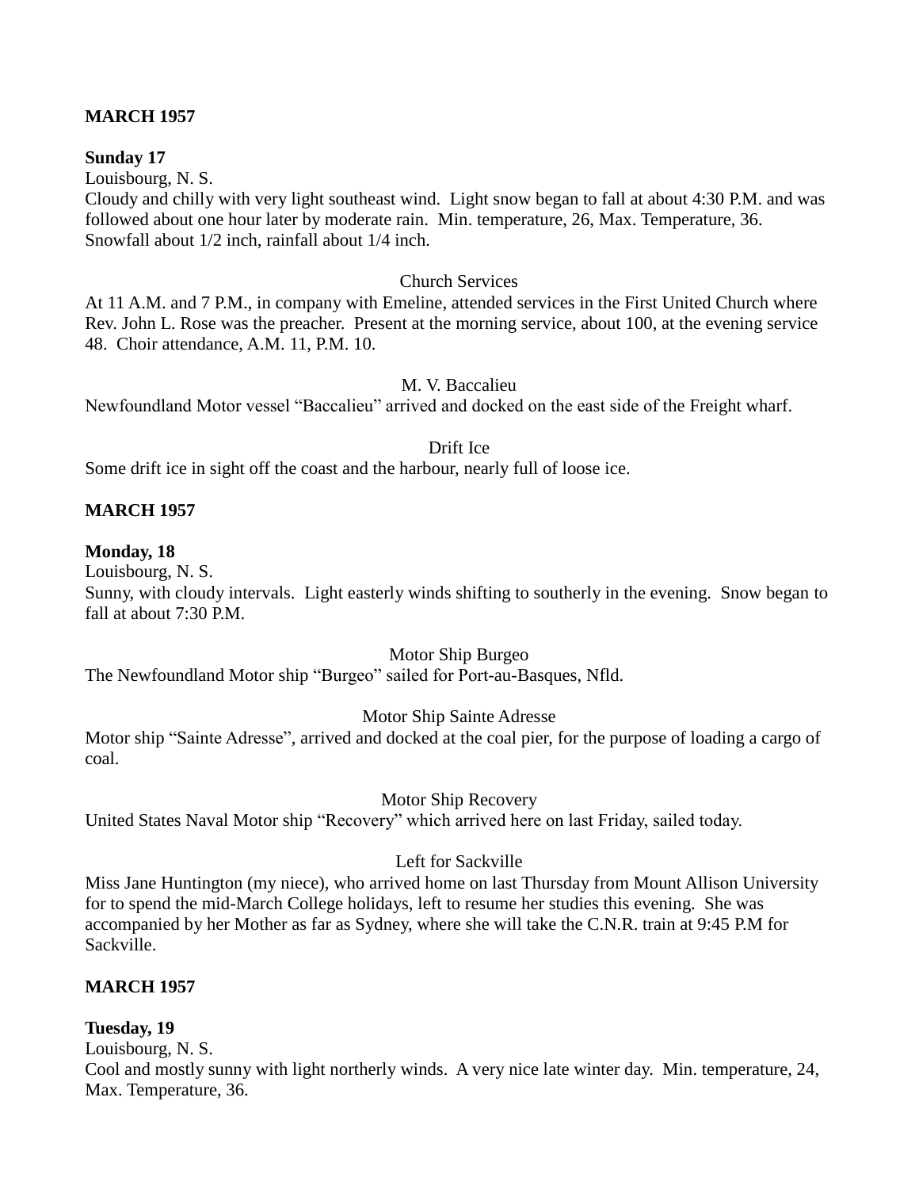**MARCH 1957**

**Sunday 17**

Louisbourg, N. S.

Cloudy and chilly with very light southeast wind. Light snow began to fall at about 4:30 P.M. and was followed about one hour later by moderate rain. Min. temperature, 26, Max. Temperature, 36. Snowfall about 1/2 inch, rainfall about 1/4 inch.

Church Services

At 11 A.M. and 7 P.M., in company with Emeline, attended services in the First United Church where Rev. John L. Rose was the preacher. Present at the morning service, about 100, at the evening service 48. Choir attendance, A.M. 11, P.M. 10.

M. V. Baccalieu

Newfoundland Motor vessel "Baccalieu" arrived and docked on the east side of the Freight wharf.

Drift Ice

Some drift ice in sight off the coast and the harbour, nearly full of loose ice.

**MARCH 1957**

**Monday, 18**

Louisbourg, N. S.

Sunny, with cloudy intervals. Light easterly winds shifting to southerly in the evening. Snow began to fall at about 7:30 P.M.

Motor Ship Burgeo

The Newfoundland Motor ship "Burgeo" sailed for Port-au-Basques, Nfld.

Motor Ship Sainte Adresse

Motor ship "Sainte Adresse", arrived and docked at the coal pier, for the purpose of loading a cargo of coal.

Motor Ship Recovery

United States Naval Motor ship "Recovery" which arrived here on last Friday, sailed today.

Left for Sackville

Miss Jane Huntington (my niece), who arrived home on last Thursday from Mount Allison University for to spend the mid-March College holidays, left to resume her studies this evening. She was accompanied by her Mother as far as Sydney, where she will take the C.N.R. train at 9:45 P.M for Sackville.

**MARCH 1957**

**Tuesday, 19**

Louisbourg, N. S.

Cool and mostly sunny with light northerly winds. A very nice late winter day. Min. temperature, 24, Max. Temperature, 36.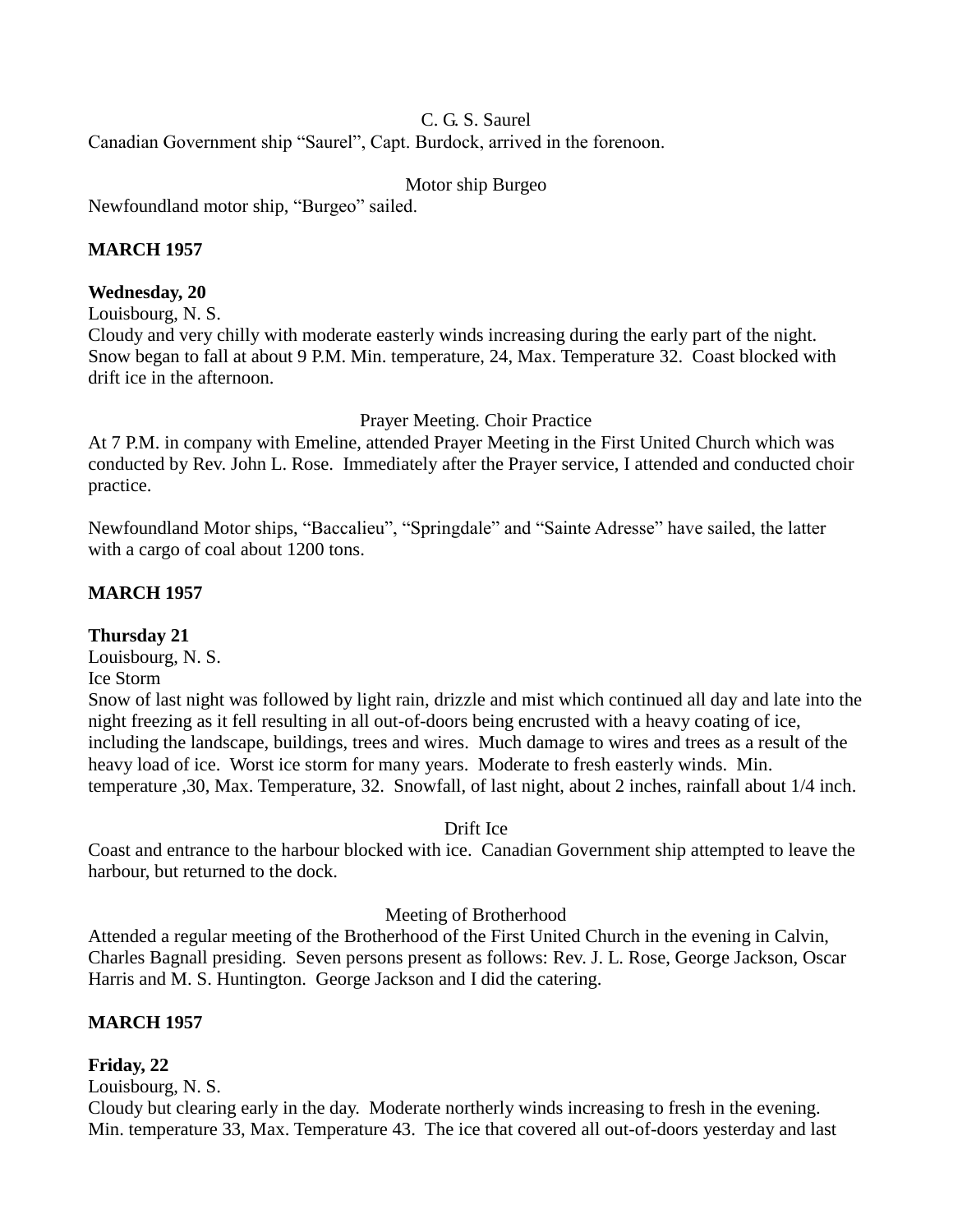C. G. S. Saurel

Canadian Government ship “Saurel”, Capt. Burdock, arrived in the forenoon.

Motor ship Burgeo

Newfoundland motor ship, “Burgeo” sailed.

**MARCH 1957**

**Wednesday, 20**

Louisbourg, N. S.

Cloudy and very chilly with moderate easterly winds increasing during the early part of the night. Snow began to fall at about 9 P.M. Min. temperature, 24, Max. Temperature 32. Coast blocked with drift ice in the afternoon.

Prayer Meeting. Choir Practice

At 7 P.M. in company with Emeline, attended Prayer Meeting in the First United Church which was conducted by Rev. John L. Rose. Immediately after the Prayer service, I attended and conducted choir practice.

Newfoundland Motor ships, “Baccalieu”, “Springdale” and “Sainte Adresse” have sailed, the latter with a cargo of coal about 1200 tons.

**MARCH 1957**

**Thursday 21**

Louisbourg, N. S.

Ice Storm

Snow of last night was followed by light rain, drizzle and mist which continued all day and late into the night freezing as it fell resulting in all out-of-doors being encrusted with a heavy coating of ice, including the landscape, buildings, trees and wires. Much damage to wires and trees as a result of the heavy load of ice. Worst ice storm for many years. Moderate to fresh easterly winds. Min. temperature ,30, Max. Temperature, 32. Snowfall, of last night, about 2 inches, rainfall about 1/4 inch.

Drift Ice

Coast and entrance to the harbour blocked with ice. Canadian Government ship attempted to leave the harbour, but returned to the dock.

Meeting of Brotherhood

Attended a regular meeting of the Brotherhood of the First United Church in the evening in Calvin, Charles Bagnall presiding. Seven persons present as follows: Rev. J. L. Rose, George Jackson, Oscar Harris and M. S. Huntington. George Jackson and I did the catering.

**MARCH 1957**

**Friday, 22**

Louisbourg, N. S.

Cloudy but clearing early in the day. Moderate northerly winds increasing to fresh in the evening. Min. temperature 33, Max. Temperature 43. The ice that covered all out-of-doors yesterday and last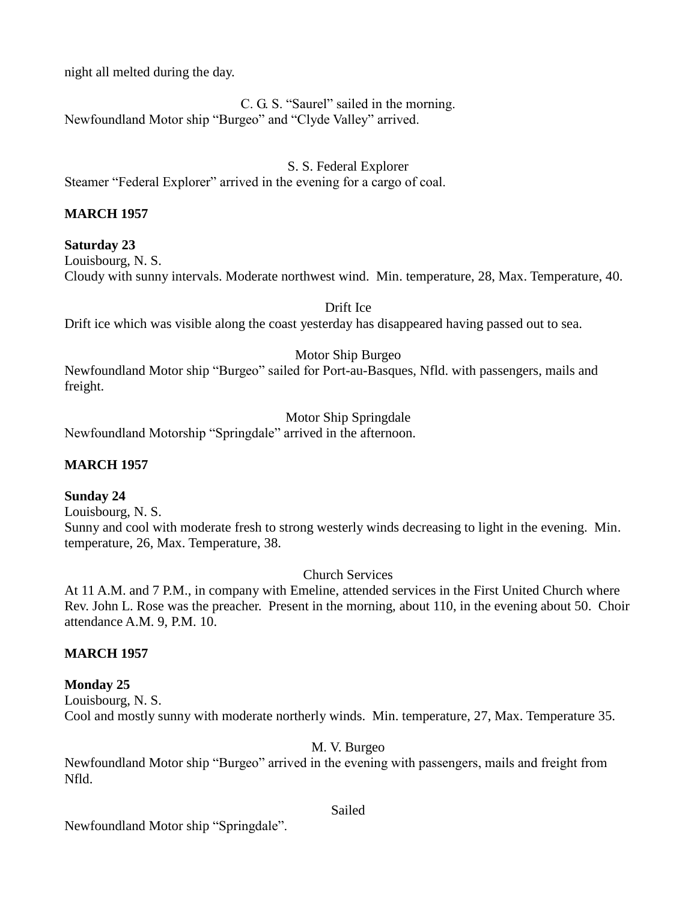night all melted during the day.

C. G. S. "Saurel" sailed in the morning.
Newfoundland Motor ship "Burgeo" and "Clyde Valley" arrived.

S. S. Federal Explorer
Steamer "Federal Explorer" arrived in the evening for a cargo of coal.

**MARCH 1957**

**Saturday 23**
Louisbourg, N. S.
Cloudy with sunny intervals. Moderate northwest wind. Min. temperature, 28, Max. Temperature, 40.

Drift Ice
Drift ice which was visible along the coast yesterday has disappeared having passed out to sea.

Motor Ship Burgeo
Newfoundland Motor ship "Burgeo" sailed for Port-au-Basques, Nfld. with passengers, mails and freight.

Motor Ship Springdale
Newfoundland Motorship "Springdale" arrived in the afternoon.

**MARCH 1957**

**Sunday 24**
Louisbourg, N. S.
Sunny and cool with moderate fresh to strong westerly winds decreasing to light in the evening. Min. temperature, 26, Max. Temperature, 38.

Church Services
At 11 A.M. and 7 P.M., in company with Emeline, attended services in the First United Church where Rev. John L. Rose was the preacher. Present in the morning, about 110, in the evening about 50. Choir attendance A.M. 9, P.M. 10.

**MARCH 1957**

**Monday 25**
Louisbourg, N. S.
Cool and mostly sunny with moderate northerly winds. Min. temperature, 27, Max. Temperature 35.

M. V. Burgeo
Newfoundland Motor ship "Burgeo" arrived in the evening with passengers, mails and freight from Nfld.

Sailed
Newfoundland Motor ship "Springdale".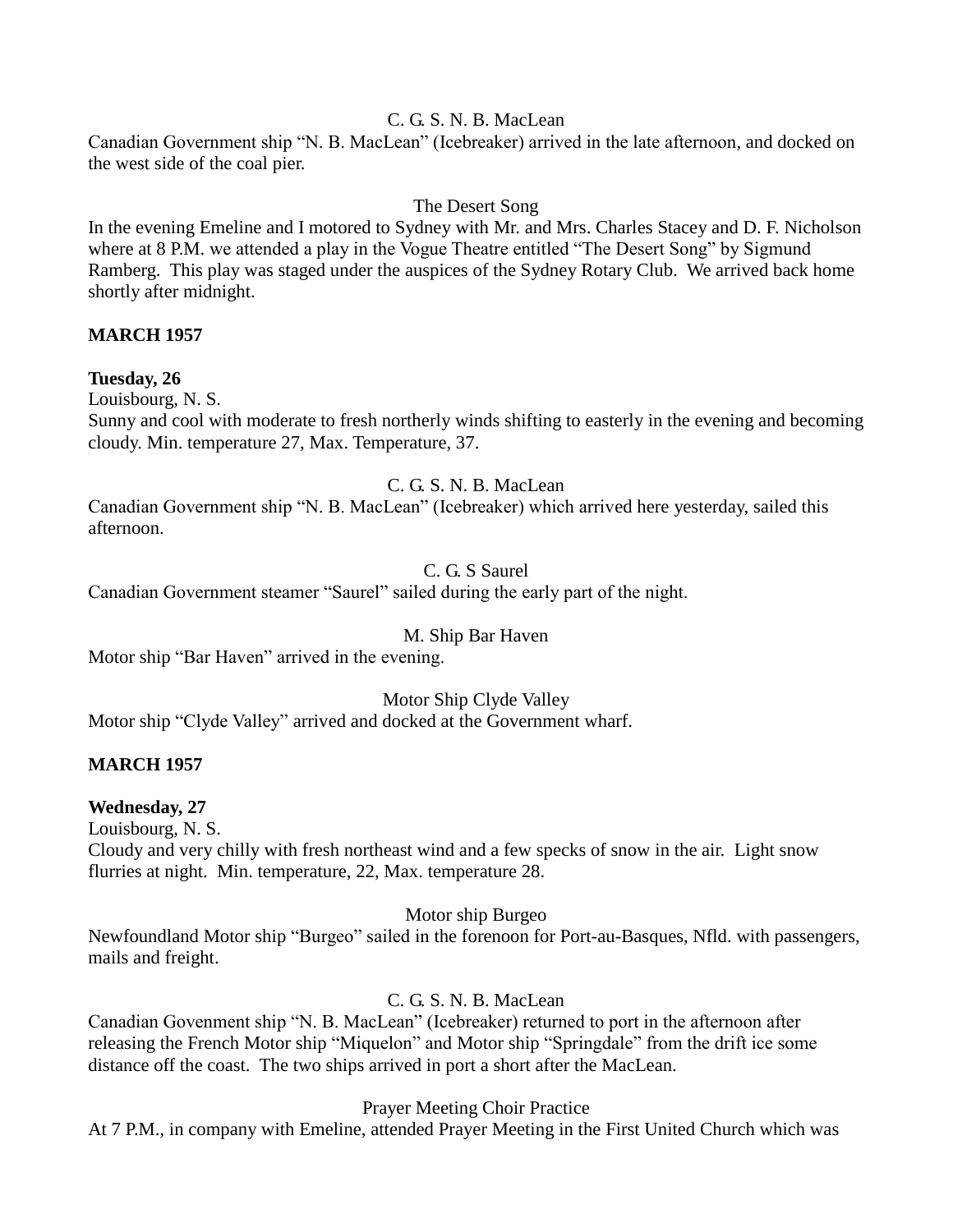C. G. S. N. B. MacLean

Canadian Government ship "N. B. MacLean" (Icebreaker) arrived in the late afternoon, and docked on the west side of the coal pier.

The Desert Song

In the evening Emeline and I motored to Sydney with Mr. and Mrs. Charles Stacey and D. F. Nicholson where at 8 P.M. we attended a play in the Vogue Theatre entitled "The Desert Song" by Sigmund Ramberg. This play was staged under the auspices of the Sydney Rotary Club. We arrived back home shortly after midnight.

**MARCH 1957**

**Tuesday, 26**

Louisbourg, N. S.

Sunny and cool with moderate to fresh northerly winds shifting to easterly in the evening and becoming cloudy. Min. temperature 27, Max. Temperature, 37.

C. G. S. N. B. MacLean

Canadian Government ship "N. B. MacLean" (Icebreaker) which arrived here yesterday, sailed this afternoon.

C. G. S Saurel

Canadian Government steamer "Saurel" sailed during the early part of the night.

M. Ship Bar Haven

Motor ship "Bar Haven" arrived in the evening.

Motor Ship Clyde Valley

Motor ship "Clyde Valley" arrived and docked at the Government wharf.

**MARCH 1957**

**Wednesday, 27**

Louisbourg, N. S.

Cloudy and very chilly with fresh northeast wind and a few specks of snow in the air. Light snow flurries at night. Min. temperature, 22, Max. temperature 28.

Motor ship Burgeo

Newfoundland Motor ship "Burgeo" sailed in the forenoon for Port-au-Basques, Nfld. with passengers, mails and freight.

C. G. S. N. B. MacLean

Canadian Govenment ship "N. B. MacLean" (Icebreaker) returned to port in the afternoon after releasing the French Motor ship "Miquelon" and Motor ship "Springdale" from the drift ice some distance off the coast. The two ships arrived in port a short after the MacLean.

Prayer Meeting Choir Practice

At 7 P.M., in company with Emeline, attended Prayer Meeting in the First United Church which was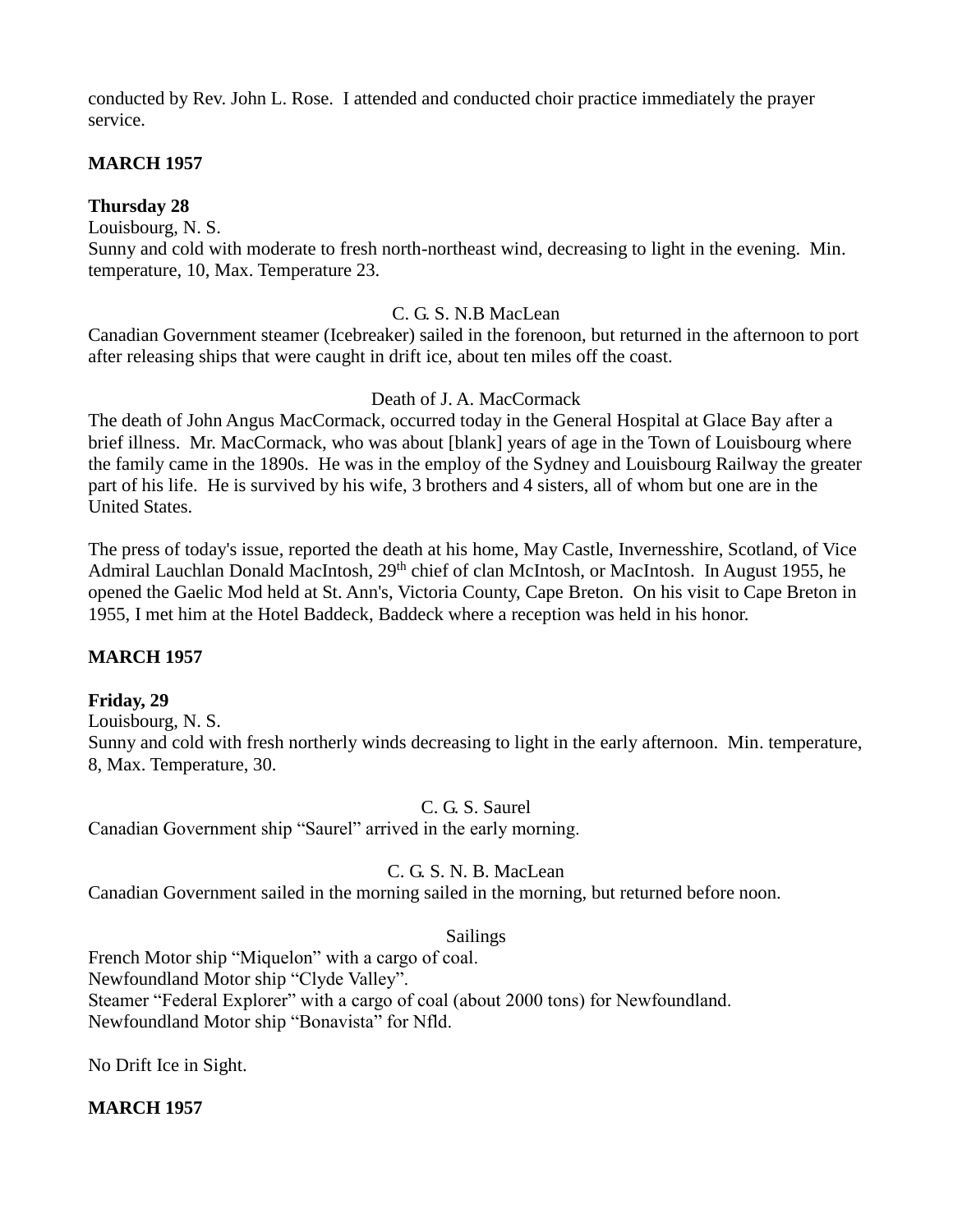conducted by Rev. John L. Rose. I attended and conducted choir practice immediately the prayer service.

**MARCH 1957**

**Thursday 28**

Louisbourg, N. S.

Sunny and cold with moderate to fresh north-northeast wind, decreasing to light in the evening. Min. temperature, 10, Max. Temperature 23.

C. G. S. N.B MacLean

Canadian Government steamer (Icebreaker) sailed in the forenoon, but returned in the afternoon to port after releasing ships that were caught in drift ice, about ten miles off the coast.

Death of J. A. MacCormack

The death of John Angus MacCormack, occurred today in the General Hospital at Glace Bay after a brief illness. Mr. MacCormack, who was about [blank] years of age in the Town of Louisbourg where the family came in the 1890s. He was in the employ of the Sydney and Louisbourg Railway the greater part of his life. He is survived by his wife, 3 brothers and 4 sisters, all of whom but one are in the United States.

The press of today's issue, reported the death at his home, May Castle, Invernesshire, Scotland, of Vice Admiral Lauchlan Donald MacIntosh, 29th chief of clan McIntosh, or MacIntosh. In August 1955, he opened the Gaelic Mod held at St. Ann's, Victoria County, Cape Breton. On his visit to Cape Breton in 1955, I met him at the Hotel Baddeck, Baddeck where a reception was held in his honor.

**MARCH 1957**

**Friday, 29**

Louisbourg, N. S.

Sunny and cold with fresh northerly winds decreasing to light in the early afternoon. Min. temperature, 8, Max. Temperature, 30.

C. G. S. Saurel

Canadian Government ship "Saurel" arrived in the early morning.

C. G. S. N. B. MacLean

Canadian Government sailed in the morning sailed in the morning, but returned before noon.

Sailings

French Motor ship "Miquelon" with a cargo of coal.
Newfoundland Motor ship "Clyde Valley".
Steamer "Federal Explorer" with a cargo of coal (about 2000 tons) for Newfoundland.
Newfoundland Motor ship "Bonavista" for Nfld.

No Drift Ice in Sight.

**MARCH 1957**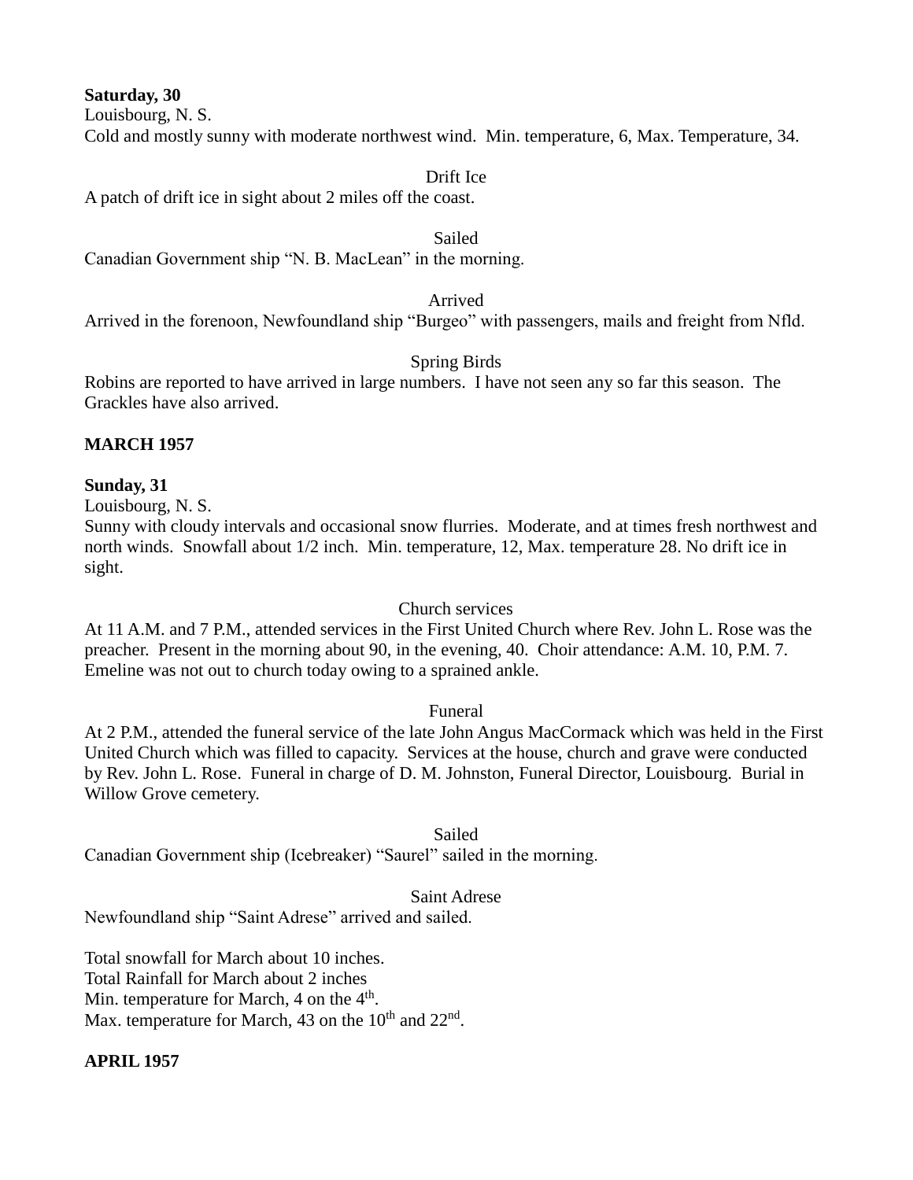**Saturday, 30**

Louisbourg, N. S.

Cold and mostly sunny with moderate northwest wind. Min. temperature, 6, Max. Temperature, 34.

Drift Ice

A patch of drift ice in sight about 2 miles off the coast.

Sailed

Canadian Government ship "N. B. MacLean" in the morning.

Arrived

Arrived in the forenoon, Newfoundland ship "Burgeo" with passengers, mails and freight from Nfld.

Spring Birds

Robins are reported to have arrived in large numbers. I have not seen any so far this season. The Grackles have also arrived.

**MARCH 1957**

**Sunday, 31**

Louisbourg, N. S.

Sunny with cloudy intervals and occasional snow flurries. Moderate, and at times fresh northwest and north winds. Snowfall about 1/2 inch. Min. temperature, 12, Max. temperature 28. No drift ice in sight.

Church services

At 11 A.M. and 7 P.M., attended services in the First United Church where Rev. John L. Rose was the preacher. Present in the morning about 90, in the evening, 40. Choir attendance: A.M. 10, P.M. 7. Emeline was not out to church today owing to a sprained ankle.

Funeral

At 2 P.M., attended the funeral service of the late John Angus MacCormack which was held in the First United Church which was filled to capacity. Services at the house, church and grave were conducted by Rev. John L. Rose. Funeral in charge of D. M. Johnston, Funeral Director, Louisbourg. Burial in Willow Grove cemetery.

Sailed

Canadian Government ship (Icebreaker) "Saurel" sailed in the morning.

Saint Adrese

Newfoundland ship "Saint Adrese" arrived and sailed.

Total snowfall for March about 10 inches.

Total Rainfall for March about 2 inches

Min. temperature for March, 4 on the 4th.

Max. temperature for March, 43 on the 10th and 22nd.

**APRIL 1957**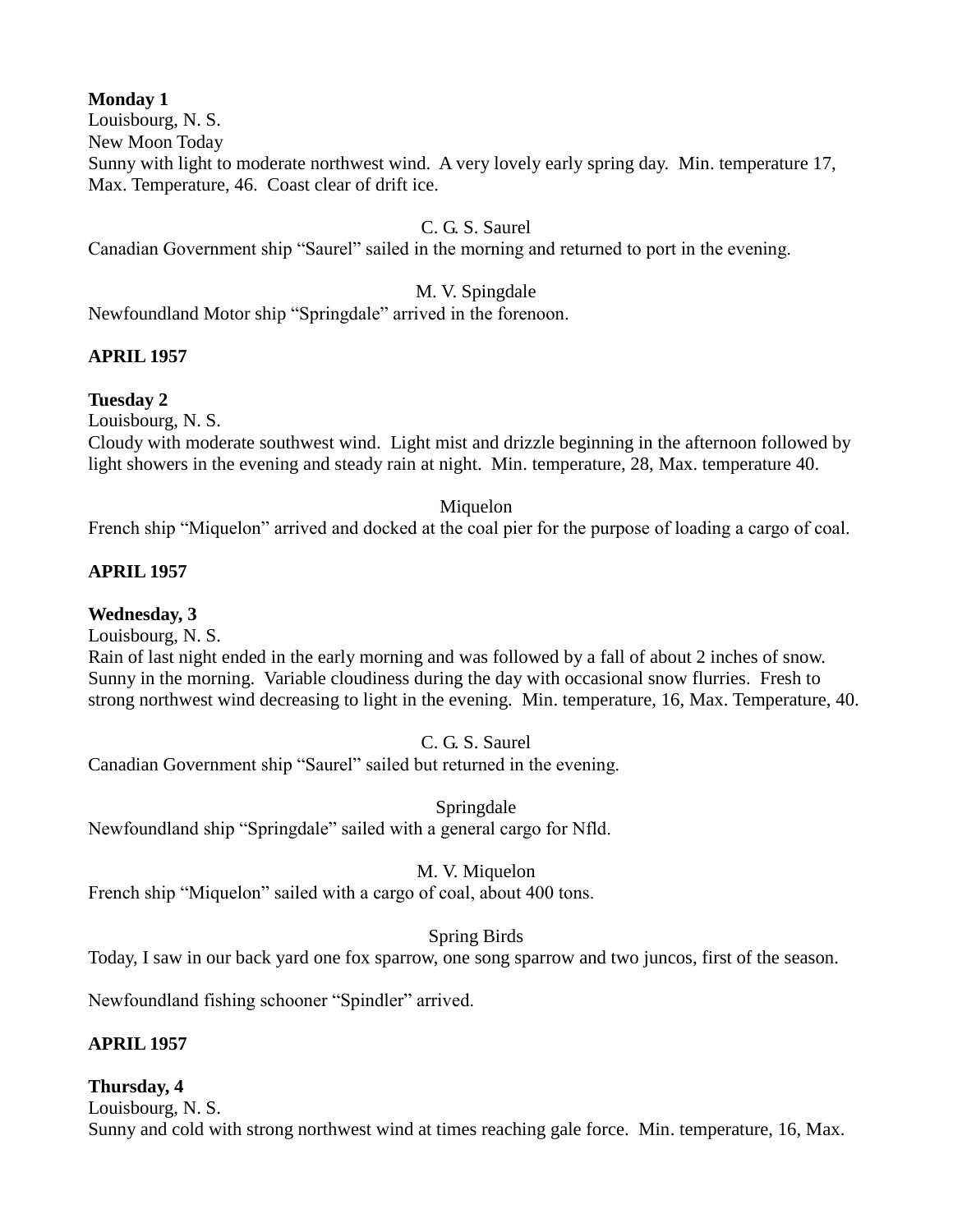**Monday 1**
Louisbourg, N. S.
New Moon Today
Sunny with light to moderate northwest wind. A very lovely early spring day. Min. temperature 17, Max. Temperature, 46. Coast clear of drift ice.

C. G. S. Saurel

Canadian Government ship "Saurel" sailed in the morning and returned to port in the evening.

M. V. Spingdale

Newfoundland Motor ship "Springdale" arrived in the forenoon.

**APRIL 1957**

**Tuesday 2**
Louisbourg, N. S.
Cloudy with moderate southwest wind. Light mist and drizzle beginning in the afternoon followed by light showers in the evening and steady rain at night. Min. temperature, 28, Max. temperature 40.

Miquelon

French ship "Miquelon" arrived and docked at the coal pier for the purpose of loading a cargo of coal.

**APRIL 1957**

**Wednesday, 3**
Louisbourg, N. S.
Rain of last night ended in the early morning and was followed by a fall of about 2 inches of snow. Sunny in the morning. Variable cloudiness during the day with occasional snow flurries. Fresh to strong northwest wind decreasing to light in the evening. Min. temperature, 16, Max. Temperature, 40.

C. G. S. Saurel

Canadian Government ship "Saurel" sailed but returned in the evening.

Springdale

Newfoundland ship "Springdale" sailed with a general cargo for Nfld.

M. V. Miquelon

French ship "Miquelon" sailed with a cargo of coal, about 400 tons.

Spring Birds

Today, I saw in our back yard one fox sparrow, one song sparrow and two juncos, first of the season.

Newfoundland fishing schooner "Spindler" arrived.

**APRIL 1957**

**Thursday, 4**
Louisbourg, N. S.
Sunny and cold with strong northwest wind at times reaching gale force. Min. temperature, 16, Max.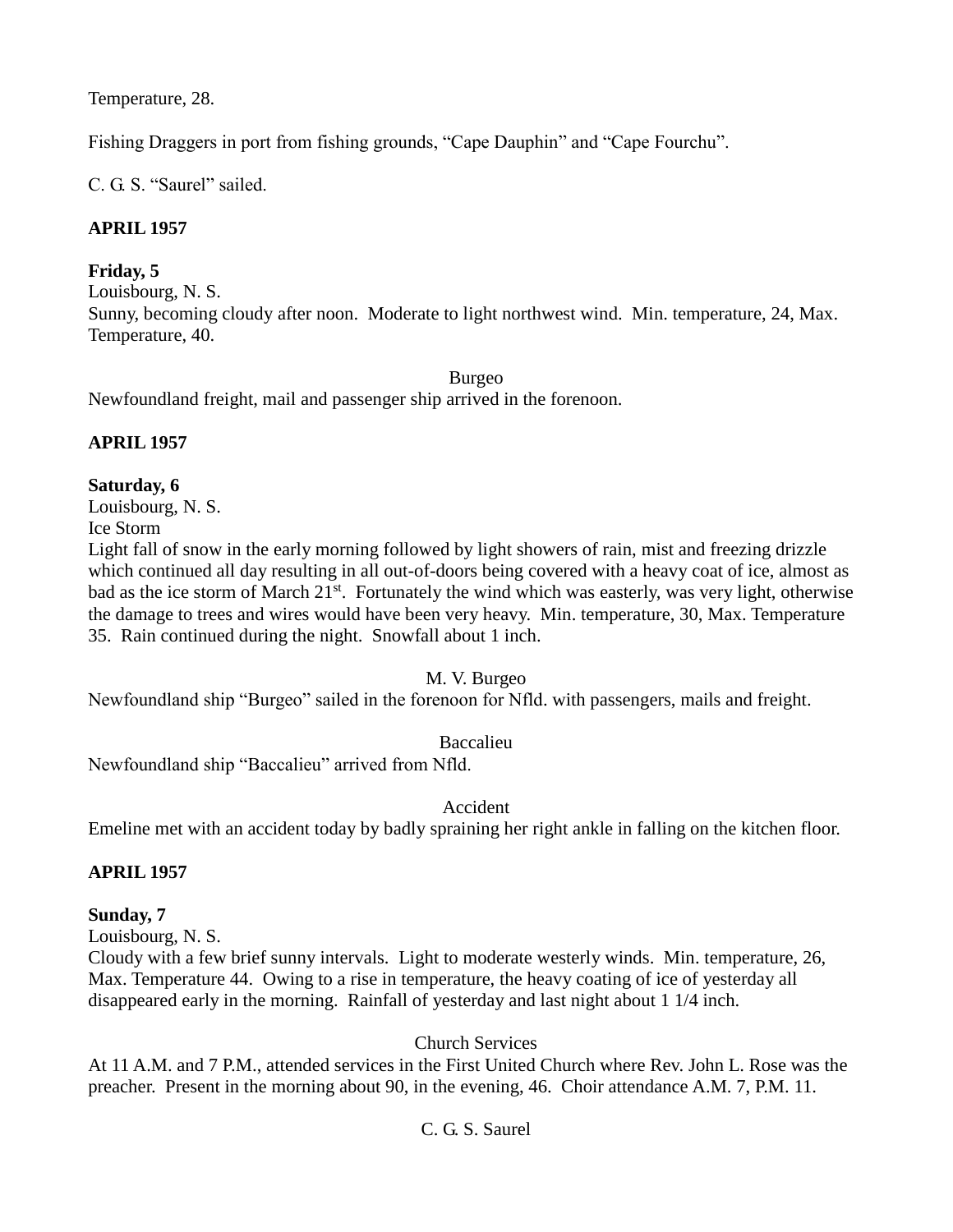Temperature, 28.

Fishing Draggers in port from fishing grounds, “Cape Dauphin” and “Cape Fourchu”.

C. G. S. “Saurel” sailed.

**APRIL 1957**

**Friday, 5**
Louisbourg, N. S.
Sunny, becoming cloudy after noon. Moderate to light northwest wind. Min. temperature, 24, Max. Temperature, 40.

Burgeo

Newfoundland freight, mail and passenger ship arrived in the forenoon.

**APRIL 1957**

**Saturday, 6**
Louisbourg, N. S.
Ice Storm
Light fall of snow in the early morning followed by light showers of rain, mist and freezing drizzle which continued all day resulting in all out-of-doors being covered with a heavy coat of ice, almost as bad as the ice storm of March 21st. Fortunately the wind which was easterly, was very light, otherwise the damage to trees and wires would have been very heavy. Min. temperature, 30, Max. Temperature 35. Rain continued during the night. Snowfall about 1 inch.

M. V. Burgeo

Newfoundland ship “Burgeo” sailed in the forenoon for Nfld. with passengers, mails and freight.

Baccalieu

Newfoundland ship “Baccalieu” arrived from Nfld.

Accident

Emeline met with an accident today by badly spraining her right ankle in falling on the kitchen floor.

**APRIL 1957**

**Sunday, 7**
Louisbourg, N. S.
Cloudy with a few brief sunny intervals. Light to moderate westerly winds. Min. temperature, 26, Max. Temperature 44. Owing to a rise in temperature, the heavy coating of ice of yesterday all disappeared early in the morning. Rainfall of yesterday and last night about 1 1/4 inch.

Church Services

At 11 A.M. and 7 P.M., attended services in the First United Church where Rev. John L. Rose was the preacher. Present in the morning about 90, in the evening, 46. Choir attendance A.M. 7, P.M. 11.

C. G. S. Saurel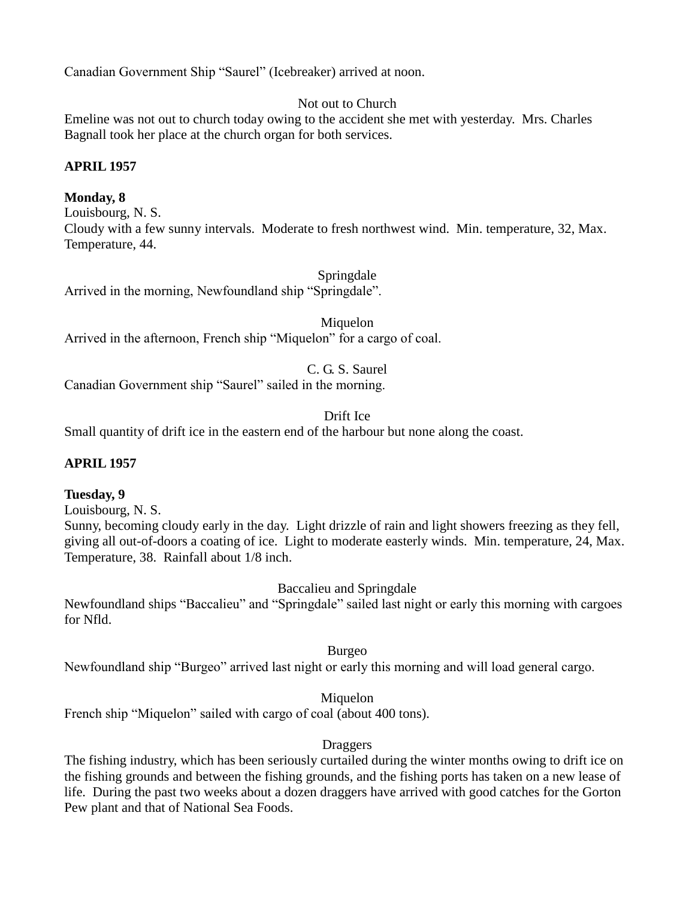Canadian Government Ship "Saurel" (Icebreaker) arrived at noon.

Not out to Church

Emeline was not out to church today owing to the accident she met with yesterday. Mrs. Charles Bagnall took her place at the church organ for both services.

**APRIL 1957**

**Monday, 8**

Louisbourg, N. S.

Cloudy with a few sunny intervals. Moderate to fresh northwest wind. Min. temperature, 32, Max. Temperature, 44.

Springdale

Arrived in the morning, Newfoundland ship "Springdale".

Miquelon

Arrived in the afternoon, French ship "Miquelon" for a cargo of coal.

C. G. S. Saurel

Canadian Government ship "Saurel" sailed in the morning.

Drift Ice

Small quantity of drift ice in the eastern end of the harbour but none along the coast.

**APRIL 1957**

**Tuesday, 9**

Louisbourg, N. S.

Sunny, becoming cloudy early in the day. Light drizzle of rain and light showers freezing as they fell, giving all out-of-doors a coating of ice. Light to moderate easterly winds. Min. temperature, 24, Max. Temperature, 38. Rainfall about 1/8 inch.

Baccalieu and Springdale

Newfoundland ships "Baccalieu" and "Springdale" sailed last night or early this morning with cargoes for Nfld.

Burgeo

Newfoundland ship "Burgeo" arrived last night or early this morning and will load general cargo.

Miquelon

French ship "Miquelon" sailed with cargo of coal (about 400 tons).

Draggers

The fishing industry, which has been seriously curtailed during the winter months owing to drift ice on the fishing grounds and between the fishing grounds, and the fishing ports has taken on a new lease of life. During the past two weeks about a dozen draggers have arrived with good catches for the Gorton Pew plant and that of National Sea Foods.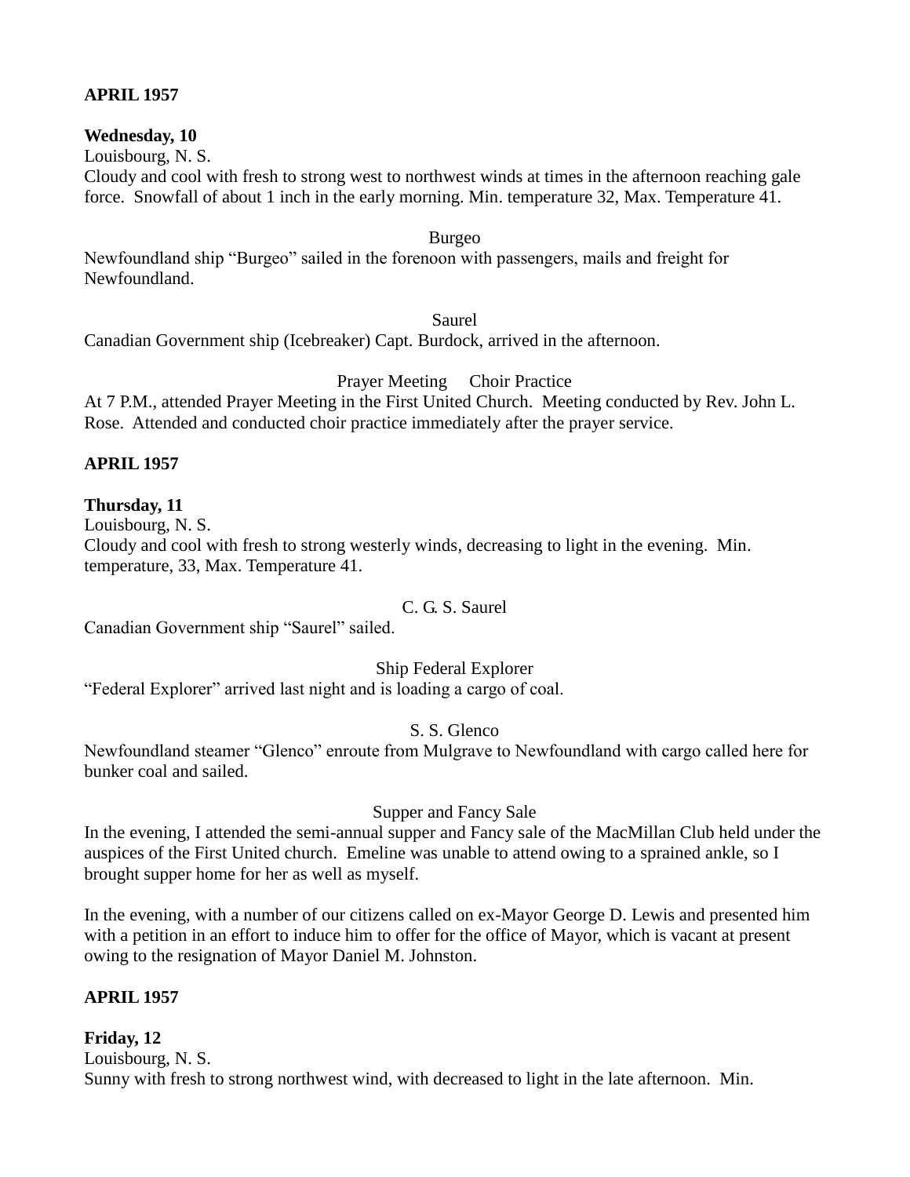**APRIL 1957**

**Wednesday, 10**

Louisbourg, N. S.

Cloudy and cool with fresh to strong west to northwest winds at times in the afternoon reaching gale force. Snowfall of about 1 inch in the early morning. Min. temperature 32, Max. Temperature 41.

Burgeo

Newfoundland ship "Burgeo" sailed in the forenoon with passengers, mails and freight for Newfoundland.

Saurel

Canadian Government ship (Icebreaker) Capt. Burdock, arrived in the afternoon.

Prayer Meeting  Choir Practice

At 7 P.M., attended Prayer Meeting in the First United Church. Meeting conducted by Rev. John L. Rose. Attended and conducted choir practice immediately after the prayer service.

**APRIL 1957**

**Thursday, 11**

Louisbourg, N. S.

Cloudy and cool with fresh to strong westerly winds, decreasing to light in the evening. Min. temperature, 33, Max. Temperature 41.

C. G. S. Saurel

Canadian Government ship "Saurel" sailed.

Ship Federal Explorer

"Federal Explorer" arrived last night and is loading a cargo of coal.

S. S. Glenco

Newfoundland steamer "Glenco" enroute from Mulgrave to Newfoundland with cargo called here for bunker coal and sailed.

Supper and Fancy Sale

In the evening, I attended the semi-annual supper and Fancy sale of the MacMillan Club held under the auspices of the First United church. Emeline was unable to attend owing to a sprained ankle, so I brought supper home for her as well as myself.

In the evening, with a number of our citizens called on ex-Mayor George D. Lewis and presented him with a petition in an effort to induce him to offer for the office of Mayor, which is vacant at present owing to the resignation of Mayor Daniel M. Johnston.

**APRIL 1957**

**Friday, 12**

Louisbourg, N. S.

Sunny with fresh to strong northwest wind, with decreased to light in the late afternoon. Min.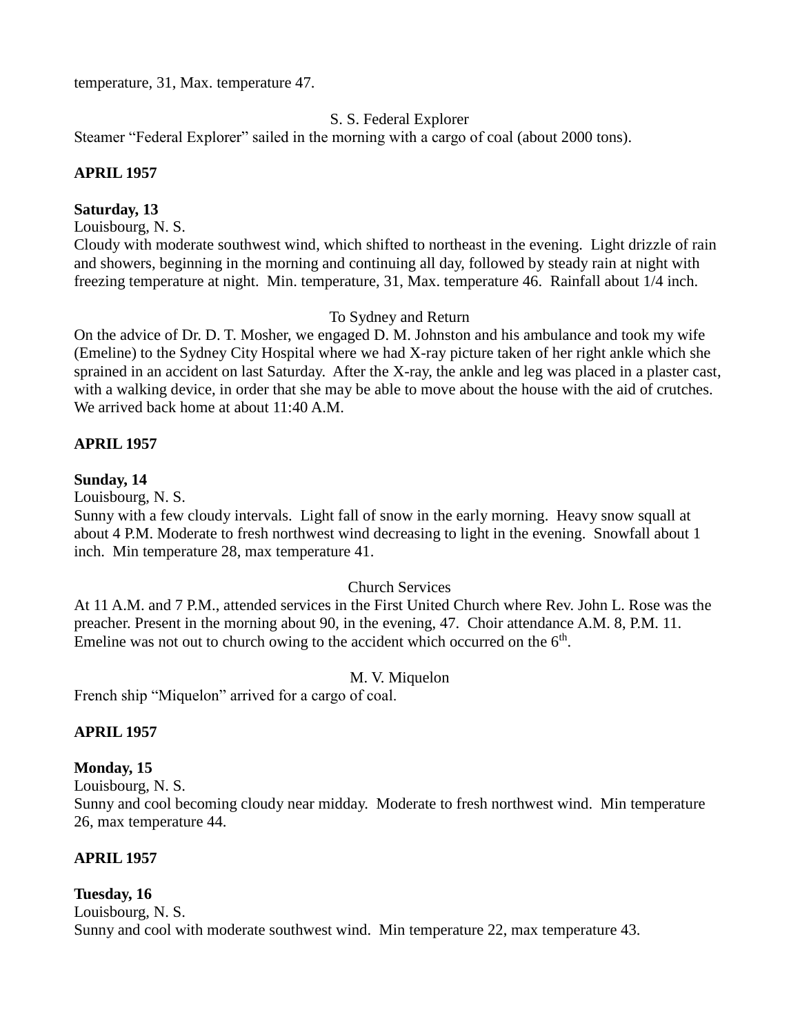temperature, 31, Max. temperature 47.

S. S. Federal Explorer

Steamer "Federal Explorer" sailed in the morning with a cargo of coal (about 2000 tons).

**APRIL 1957**

**Saturday, 13**

Louisbourg, N. S.

Cloudy with moderate southwest wind, which shifted to northeast in the evening. Light drizzle of rain and showers, beginning in the morning and continuing all day, followed by steady rain at night with freezing temperature at night. Min. temperature, 31, Max. temperature 46. Rainfall about 1/4 inch.

To Sydney and Return

On the advice of Dr. D. T. Mosher, we engaged D. M. Johnston and his ambulance and took my wife (Emeline) to the Sydney City Hospital where we had X-ray picture taken of her right ankle which she sprained in an accident on last Saturday. After the X-ray, the ankle and leg was placed in a plaster cast, with a walking device, in order that she may be able to move about the house with the aid of crutches. We arrived back home at about 11:40 A.M.

**APRIL 1957**

**Sunday, 14**

Louisbourg, N. S.

Sunny with a few cloudy intervals. Light fall of snow in the early morning. Heavy snow squall at about 4 P.M. Moderate to fresh northwest wind decreasing to light in the evening. Snowfall about 1 inch. Min temperature 28, max temperature 41.

Church Services

At 11 A.M. and 7 P.M., attended services in the First United Church where Rev. John L. Rose was the preacher. Present in the morning about 90, in the evening, 47. Choir attendance A.M. 8, P.M. 11. Emeline was not out to church owing to the accident which occurred on the 6th.

M. V. Miquelon

French ship "Miquelon" arrived for a cargo of coal.

**APRIL 1957**

**Monday, 15**

Louisbourg, N. S.

Sunny and cool becoming cloudy near midday. Moderate to fresh northwest wind. Min temperature 26, max temperature 44.

**APRIL 1957**

**Tuesday, 16**

Louisbourg, N. S.

Sunny and cool with moderate southwest wind. Min temperature 22, max temperature 43.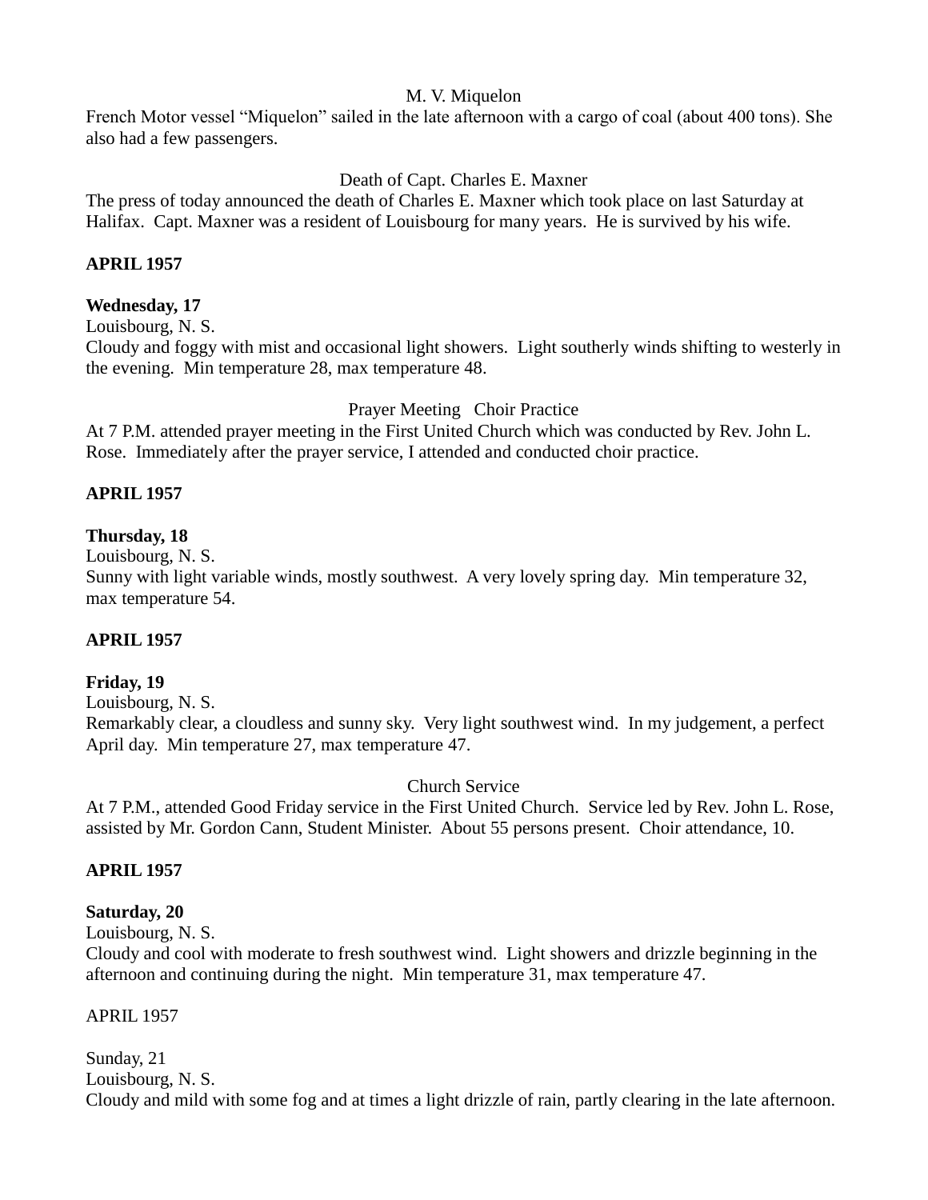M. V. Miquelon

French Motor vessel "Miquelon" sailed in the late afternoon with a cargo of coal (about 400 tons). She also had a few passengers.

Death of Capt. Charles E. Maxner

The press of today announced the death of Charles E. Maxner which took place on last Saturday at Halifax. Capt. Maxner was a resident of Louisbourg for many years. He is survived by his wife.

**APRIL 1957**

**Wednesday, 17**

Louisbourg, N. S.

Cloudy and foggy with mist and occasional light showers. Light southerly winds shifting to westerly in the evening. Min temperature 28, max temperature 48.

Prayer Meeting Choir Practice

At 7 P.M. attended prayer meeting in the First United Church which was conducted by Rev. John L. Rose. Immediately after the prayer service, I attended and conducted choir practice.

**APRIL 1957**

**Thursday, 18**

Louisbourg, N. S.

Sunny with light variable winds, mostly southwest. A very lovely spring day. Min temperature 32, max temperature 54.

**APRIL 1957**

**Friday, 19**

Louisbourg, N. S.

Remarkably clear, a cloudless and sunny sky. Very light southwest wind. In my judgement, a perfect April day. Min temperature 27, max temperature 47.

Church Service

At 7 P.M., attended Good Friday service in the First United Church. Service led by Rev. John L. Rose, assisted by Mr. Gordon Cann, Student Minister. About 55 persons present. Choir attendance, 10.

**APRIL 1957**

**Saturday, 20**

Louisbourg, N. S.

Cloudy and cool with moderate to fresh southwest wind. Light showers and drizzle beginning in the afternoon and continuing during the night. Min temperature 31, max temperature 47.

APRIL 1957

Sunday, 21

Louisbourg, N. S.

Cloudy and mild with some fog and at times a light drizzle of rain, partly clearing in the late afternoon.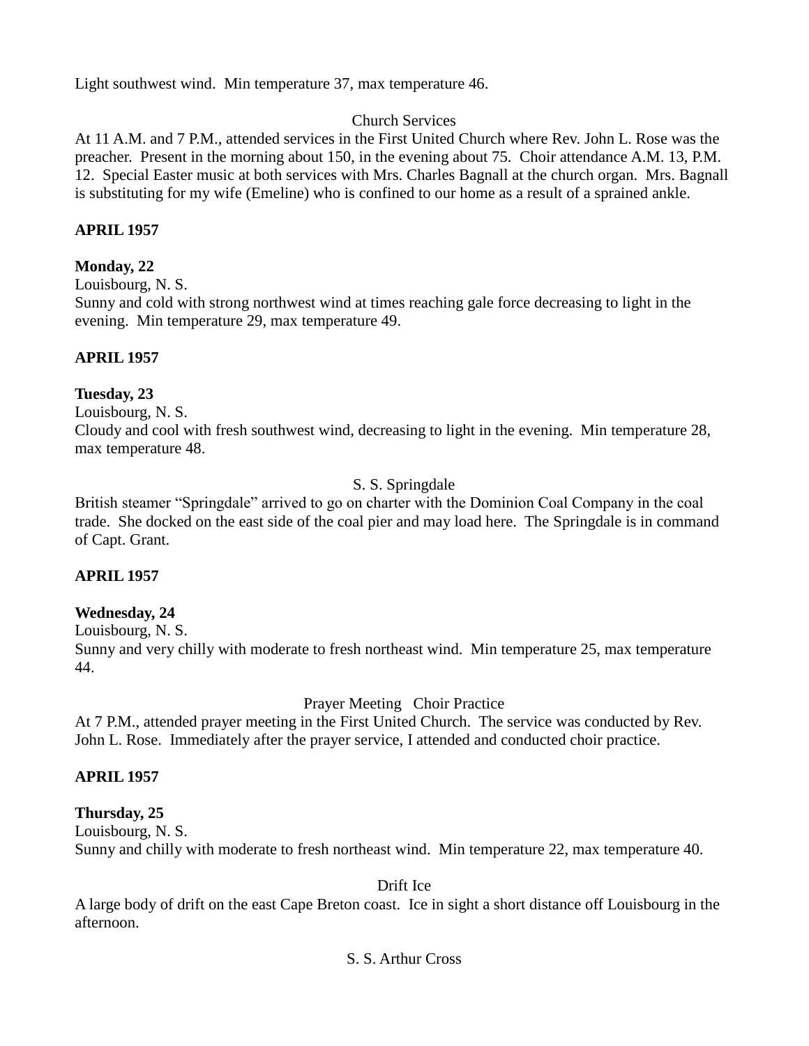Light southwest wind. Min temperature 37, max temperature 46.

Church Services

At 11 A.M. and 7 P.M., attended services in the First United Church where Rev. John L. Rose was the preacher. Present in the morning about 150, in the evening about 75. Choir attendance A.M. 13, P.M. 12. Special Easter music at both services with Mrs. Charles Bagnall at the church organ. Mrs. Bagnall is substituting for my wife (Emeline) who is confined to our home as a result of a sprained ankle.

**APRIL 1957**

**Monday, 22**

Louisbourg, N. S.

Sunny and cold with strong northwest wind at times reaching gale force decreasing to light in the evening. Min temperature 29, max temperature 49.

**APRIL 1957**

**Tuesday, 23**

Louisbourg, N. S.

Cloudy and cool with fresh southwest wind, decreasing to light in the evening. Min temperature 28, max temperature 48.

S. S. Springdale

British steamer "Springdale" arrived to go on charter with the Dominion Coal Company in the coal trade. She docked on the east side of the coal pier and may load here. The Springdale is in command of Capt. Grant.

**APRIL 1957**

**Wednesday, 24**

Louisbourg, N. S.

Sunny and very chilly with moderate to fresh northeast wind. Min temperature 25, max temperature 44.

Prayer Meeting Choir Practice

At 7 P.M., attended prayer meeting in the First United Church. The service was conducted by Rev. John L. Rose. Immediately after the prayer service, I attended and conducted choir practice.

**APRIL 1957**

**Thursday, 25**

Louisbourg, N. S.

Sunny and chilly with moderate to fresh northeast wind. Min temperature 22, max temperature 40.

Drift Ice

A large body of drift on the east Cape Breton coast. Ice in sight a short distance off Louisbourg in the afternoon.

S. S. Arthur Cross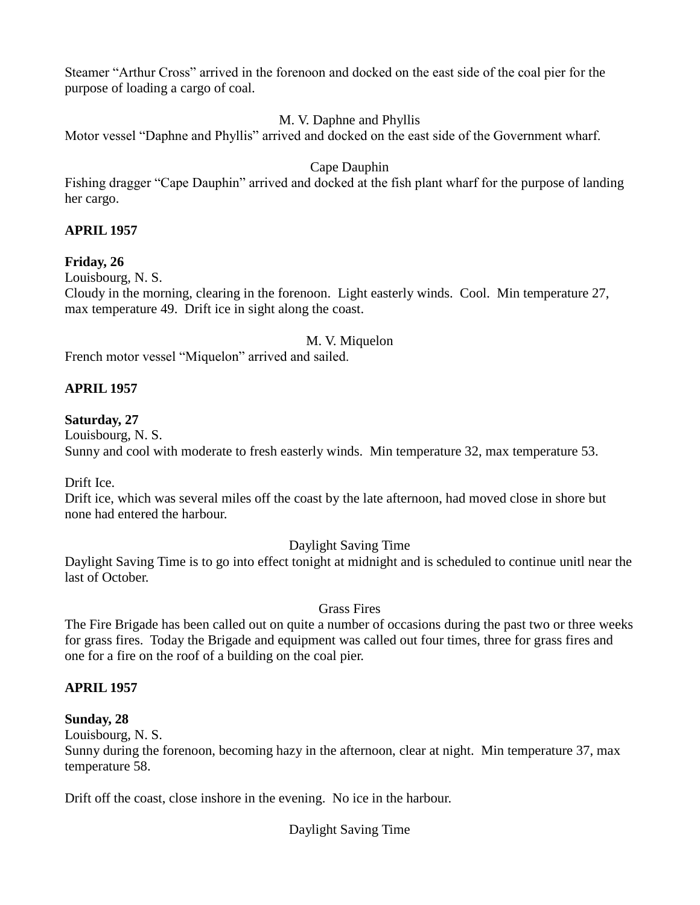Steamer “Arthur Cross” arrived in the forenoon and docked on the east side of the coal pier for the purpose of loading a cargo of coal.

M. V. Daphne and Phyllis

Motor vessel “Daphne and Phyllis” arrived and docked on the east side of the Government wharf.

Cape Dauphin

Fishing dragger “Cape Dauphin” arrived and docked at the fish plant wharf for the purpose of landing her cargo.

**APRIL 1957**

**Friday, 26**

Louisbourg, N. S.

Cloudy in the morning, clearing in the forenoon. Light easterly winds. Cool. Min temperature 27, max temperature 49. Drift ice in sight along the coast.

M. V. Miquelon

French motor vessel “Miquelon” arrived and sailed.

**APRIL 1957**

**Saturday, 27**

Louisbourg, N. S.

Sunny and cool with moderate to fresh easterly winds. Min temperature 32, max temperature 53.

Drift Ice.

Drift ice, which was several miles off the coast by the late afternoon, had moved close in shore but none had entered the harbour.

Daylight Saving Time

Daylight Saving Time is to go into effect tonight at midnight and is scheduled to continue unitl near the last of October.

Grass Fires

The Fire Brigade has been called out on quite a number of occasions during the past two or three weeks for grass fires. Today the Brigade and equipment was called out four times, three for grass fires and one for a fire on the roof of a building on the coal pier.

**APRIL 1957**

**Sunday, 28**

Louisbourg, N. S.

Sunny during the forenoon, becoming hazy in the afternoon, clear at night. Min temperature 37, max temperature 58.

Drift off the coast, close inshore in the evening. No ice in the harbour.

Daylight Saving Time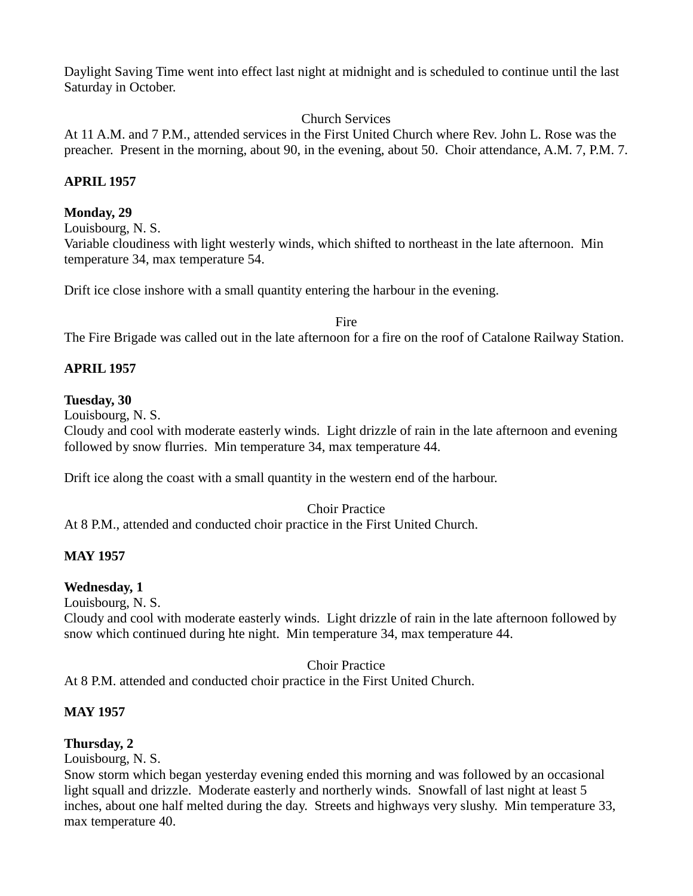Daylight Saving Time went into effect last night at midnight and is scheduled to continue until the last Saturday in October.

Church Services

At 11 A.M. and 7 P.M., attended services in the First United Church where Rev. John L. Rose was the preacher. Present in the morning, about 90, in the evening, about 50. Choir attendance, A.M. 7, P.M. 7.

**APRIL 1957**

**Monday, 29**

Louisbourg, N. S.

Variable cloudiness with light westerly winds, which shifted to northeast in the late afternoon. Min temperature 34, max temperature 54.

Drift ice close inshore with a small quantity entering the harbour in the evening.

Fire

The Fire Brigade was called out in the late afternoon for a fire on the roof of Catalone Railway Station.

**APRIL 1957**

**Tuesday, 30**

Louisbourg, N. S.

Cloudy and cool with moderate easterly winds. Light drizzle of rain in the late afternoon and evening followed by snow flurries. Min temperature 34, max temperature 44.

Drift ice along the coast with a small quantity in the western end of the harbour.

Choir Practice

At 8 P.M., attended and conducted choir practice in the First United Church.

**MAY 1957**

**Wednesday, 1**

Louisbourg, N. S.

Cloudy and cool with moderate easterly winds. Light drizzle of rain in the late afternoon followed by snow which continued during hte night. Min temperature 34, max temperature 44.

Choir Practice

At 8 P.M. attended and conducted choir practice in the First United Church.

**MAY 1957**

**Thursday, 2**

Louisbourg, N. S.

Snow storm which began yesterday evening ended this morning and was followed by an occasional light squall and drizzle. Moderate easterly and northerly winds. Snowfall of last night at least 5 inches, about one half melted during the day. Streets and highways very slushy. Min temperature 33, max temperature 40.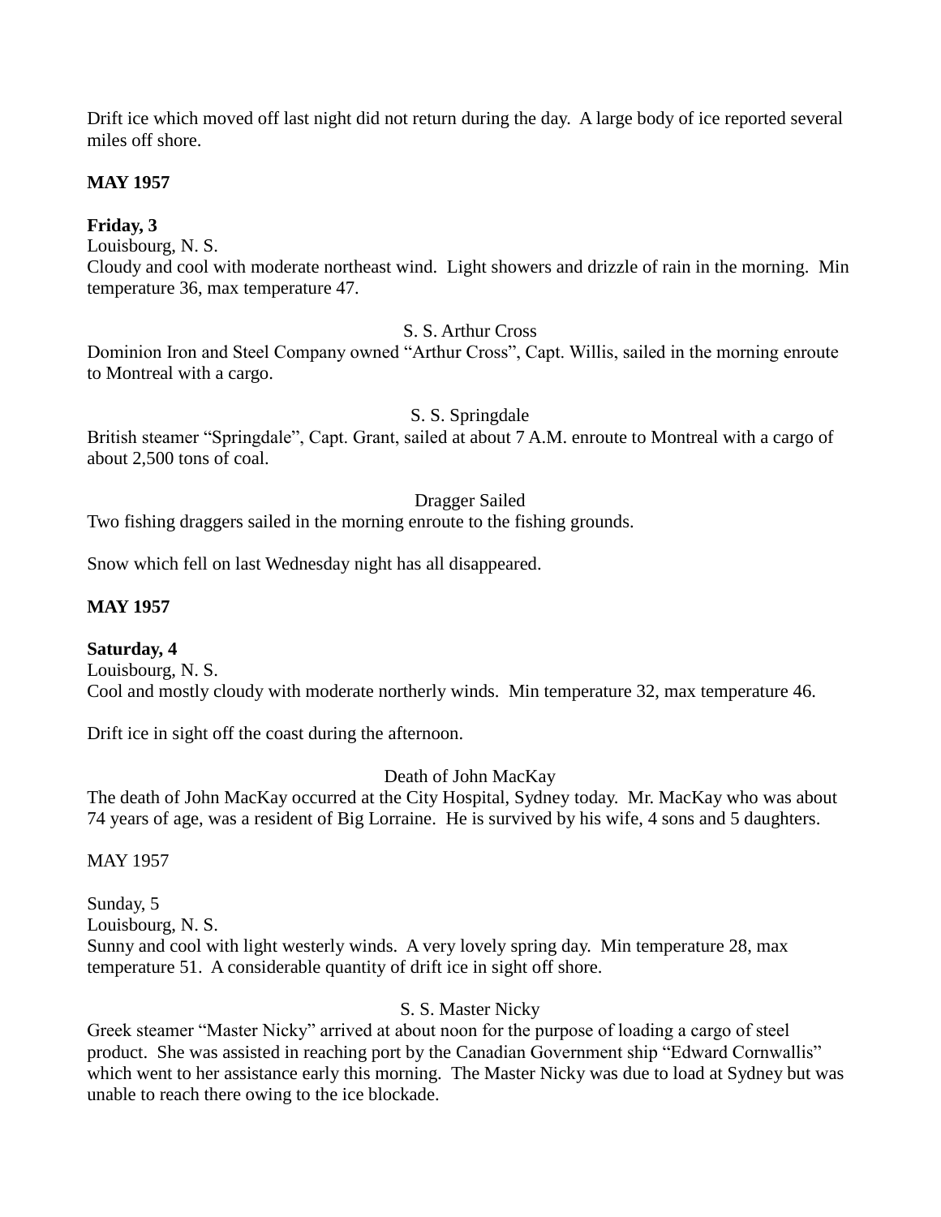Drift ice which moved off last night did not return during the day. A large body of ice reported several miles off shore.

**MAY 1957**

**Friday, 3**
Louisbourg, N. S.
Cloudy and cool with moderate northeast wind. Light showers and drizzle of rain in the morning. Min temperature 36, max temperature 47.

S. S. Arthur Cross

Dominion Iron and Steel Company owned "Arthur Cross", Capt. Willis, sailed in the morning enroute to Montreal with a cargo.

S. S. Springdale

British steamer "Springdale", Capt. Grant, sailed at about 7 A.M. enroute to Montreal with a cargo of about 2,500 tons of coal.

Dragger Sailed

Two fishing draggers sailed in the morning enroute to the fishing grounds.

Snow which fell on last Wednesday night has all disappeared.

**MAY 1957**

**Saturday, 4**
Louisbourg, N. S.
Cool and mostly cloudy with moderate northerly winds. Min temperature 32, max temperature 46.

Drift ice in sight off the coast during the afternoon.

Death of John MacKay

The death of John MacKay occurred at the City Hospital, Sydney today. Mr. MacKay who was about 74 years of age, was a resident of Big Lorraine. He is survived by his wife, 4 sons and 5 daughters.

MAY 1957

Sunday, 5
Louisbourg, N. S.
Sunny and cool with light westerly winds. A very lovely spring day. Min temperature 28, max temperature 51. A considerable quantity of drift ice in sight off shore.

S. S. Master Nicky

Greek steamer "Master Nicky" arrived at about noon for the purpose of loading a cargo of steel product. She was assisted in reaching port by the Canadian Government ship "Edward Cornwallis" which went to her assistance early this morning. The Master Nicky was due to load at Sydney but was unable to reach there owing to the ice blockade.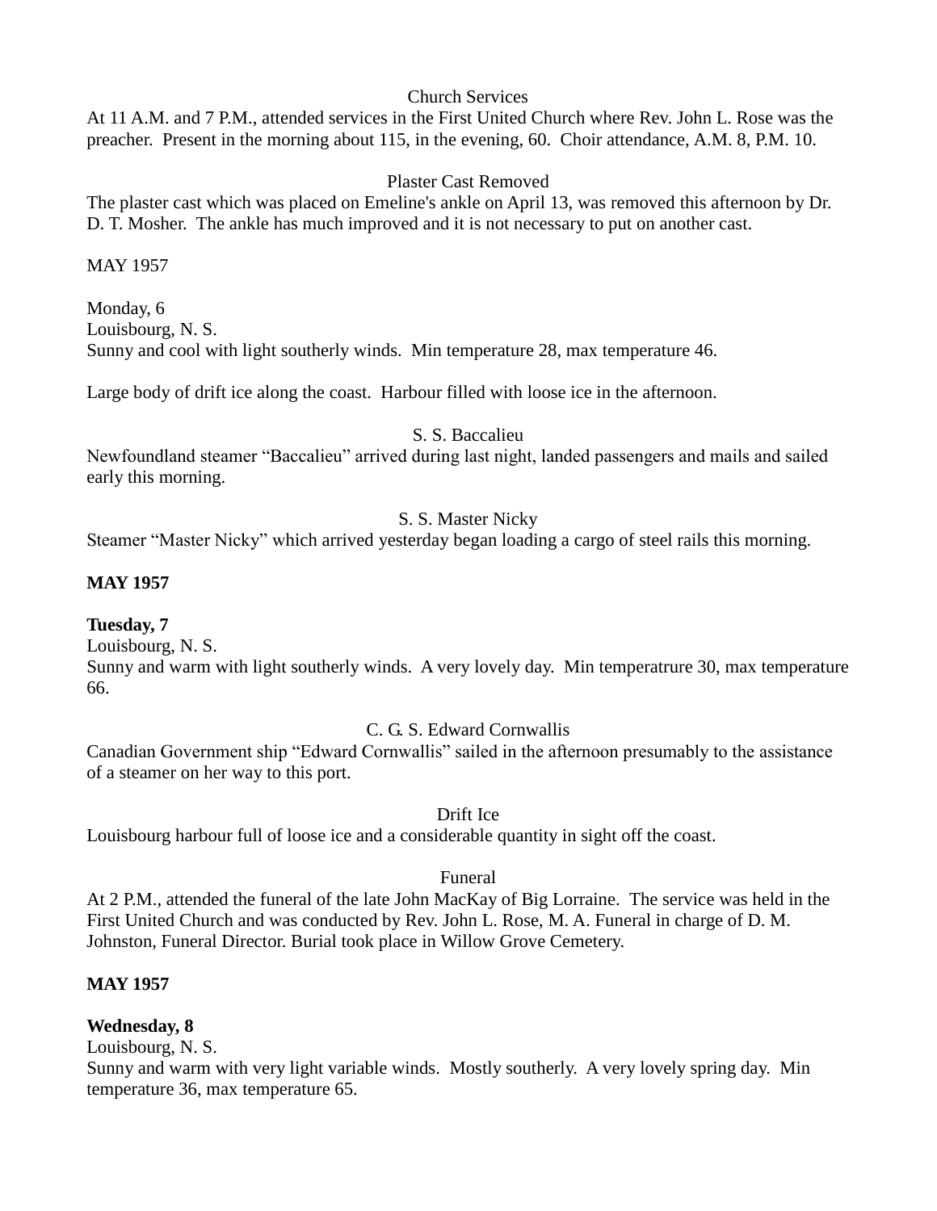Church Services

At 11 A.M. and 7 P.M., attended services in the First United Church where Rev. John L. Rose was the preacher. Present in the morning about 115, in the evening, 60. Choir attendance, A.M. 8, P.M. 10.

Plaster Cast Removed

The plaster cast which was placed on Emeline's ankle on April 13, was removed this afternoon by Dr. D. T. Mosher. The ankle has much improved and it is not necessary to put on another cast.

MAY 1957

Monday, 6
Louisbourg, N. S.
Sunny and cool with light southerly winds. Min temperature 28, max temperature 46.

Large body of drift ice along the coast. Harbour filled with loose ice in the afternoon.

S. S. Baccalieu

Newfoundland steamer "Baccalieu" arrived during last night, landed passengers and mails and sailed early this morning.

S. S. Master Nicky

Steamer "Master Nicky" which arrived yesterday began loading a cargo of steel rails this morning.

**MAY 1957**

**Tuesday, 7**
Louisbourg, N. S.
Sunny and warm with light southerly winds. A very lovely day. Min temperatrure 30, max temperature 66.

C. G. S. Edward Cornwallis

Canadian Government ship "Edward Cornwallis" sailed in the afternoon presumably to the assistance of a steamer on her way to this port.

Drift Ice

Louisbourg harbour full of loose ice and a considerable quantity in sight off the coast.

Funeral

At 2 P.M., attended the funeral of the late John MacKay of Big Lorraine. The service was held in the First United Church and was conducted by Rev. John L. Rose, M. A. Funeral in charge of D. M. Johnston, Funeral Director. Burial took place in Willow Grove Cemetery.

**MAY 1957**

**Wednesday, 8**
Louisbourg, N. S.
Sunny and warm with very light variable winds. Mostly southerly. A very lovely spring day. Min temperature 36, max temperature 65.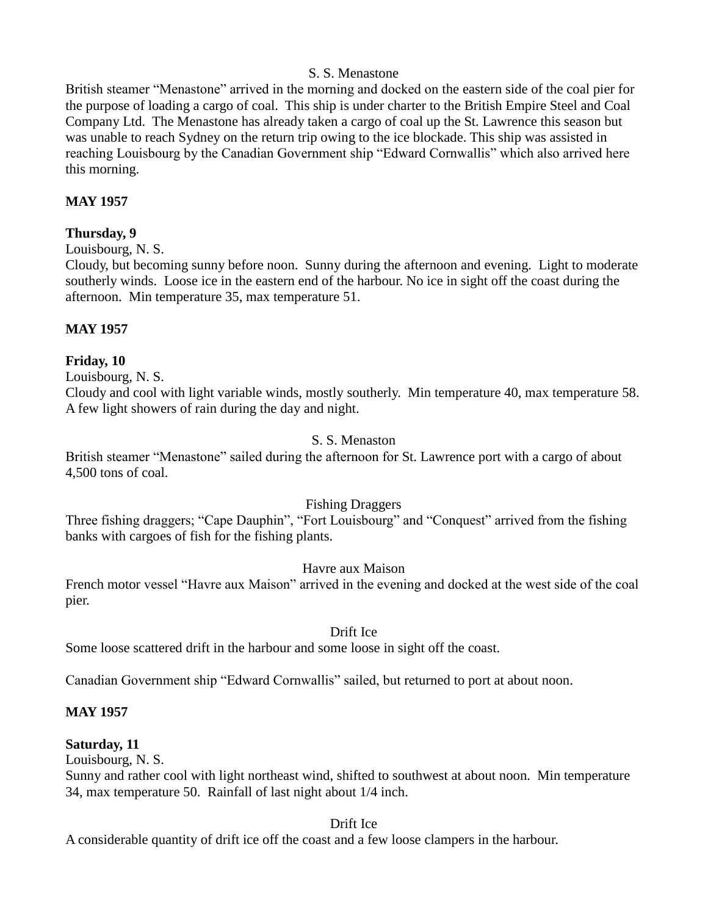S. S. Menastone

British steamer "Menastone" arrived in the morning and docked on the eastern side of the coal pier for the purpose of loading a cargo of coal. This ship is under charter to the British Empire Steel and Coal Company Ltd. The Menastone has already taken a cargo of coal up the St. Lawrence this season but was unable to reach Sydney on the return trip owing to the ice blockade. This ship was assisted in reaching Louisbourg by the Canadian Government ship "Edward Cornwallis" which also arrived here this morning.

**MAY 1957**

**Thursday, 9**

Louisbourg, N. S.

Cloudy, but becoming sunny before noon. Sunny during the afternoon and evening. Light to moderate southerly winds. Loose ice in the eastern end of the harbour. No ice in sight off the coast during the afternoon. Min temperature 35, max temperature 51.

**MAY 1957**

**Friday, 10**

Louisbourg, N. S.

Cloudy and cool with light variable winds, mostly southerly. Min temperature 40, max temperature 58. A few light showers of rain during the day and night.

S. S. Menaston

British steamer "Menastone" sailed during the afternoon for St. Lawrence port with a cargo of about 4,500 tons of coal.

Fishing Draggers

Three fishing draggers; "Cape Dauphin", "Fort Louisbourg" and "Conquest" arrived from the fishing banks with cargoes of fish for the fishing plants.

Havre aux Maison

French motor vessel "Havre aux Maison" arrived in the evening and docked at the west side of the coal pier.

Drift Ice

Some loose scattered drift in the harbour and some loose in sight off the coast.

Canadian Government ship "Edward Cornwallis" sailed, but returned to port at about noon.

**MAY 1957**

**Saturday, 11**

Louisbourg, N. S.

Sunny and rather cool with light northeast wind, shifted to southwest at about noon. Min temperature 34, max temperature 50. Rainfall of last night about 1/4 inch.

Drift Ice

A considerable quantity of drift ice off the coast and a few loose clampers in the harbour.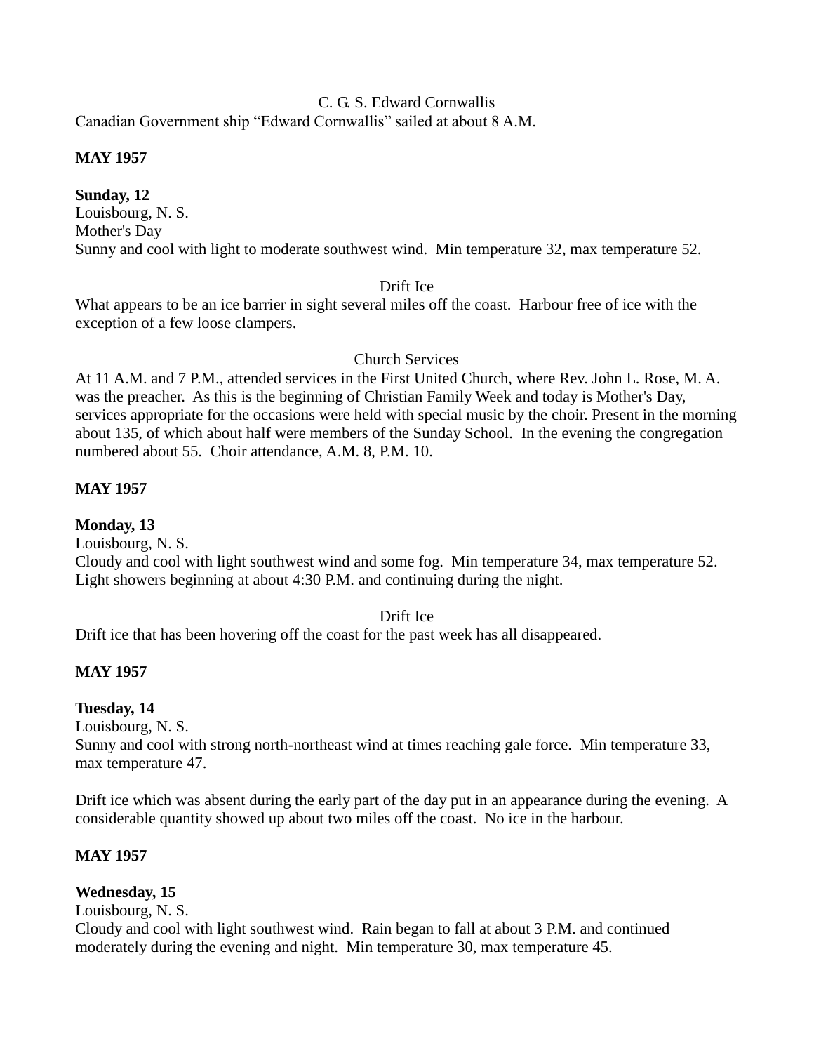C. G. S. Edward Cornwallis

Canadian Government ship "Edward Cornwallis" sailed at about 8 A.M.

**MAY 1957**

**Sunday, 12**

Louisbourg, N. S.

Mother's Day

Sunny and cool with light to moderate southwest wind. Min temperature 32, max temperature 52.

Drift Ice

What appears to be an ice barrier in sight several miles off the coast. Harbour free of ice with the exception of a few loose clampers.

Church Services

At 11 A.M. and 7 P.M., attended services in the First United Church, where Rev. John L. Rose, M. A. was the preacher. As this is the beginning of Christian Family Week and today is Mother's Day, services appropriate for the occasions were held with special music by the choir. Present in the morning about 135, of which about half were members of the Sunday School. In the evening the congregation numbered about 55. Choir attendance, A.M. 8, P.M. 10.

**MAY 1957**

**Monday, 13**

Louisbourg, N. S.

Cloudy and cool with light southwest wind and some fog. Min temperature 34, max temperature 52. Light showers beginning at about 4:30 P.M. and continuing during the night.

Drift Ice

Drift ice that has been hovering off the coast for the past week has all disappeared.

**MAY 1957**

**Tuesday, 14**

Louisbourg, N. S.

Sunny and cool with strong north-northeast wind at times reaching gale force. Min temperature 33, max temperature 47.

Drift ice which was absent during the early part of the day put in an appearance during the evening. A considerable quantity showed up about two miles off the coast. No ice in the harbour.

**MAY 1957**

**Wednesday, 15**

Louisbourg, N. S.

Cloudy and cool with light southwest wind. Rain began to fall at about 3 P.M. and continued moderately during the evening and night. Min temperature 30, max temperature 45.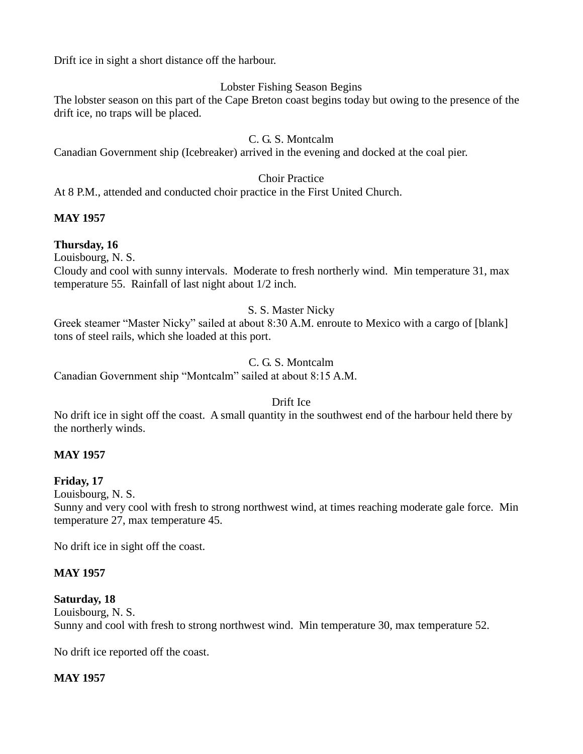Drift ice in sight a short distance off the harbour.

Lobster Fishing Season Begins

The lobster season on this part of the Cape Breton coast begins today but owing to the presence of the drift ice, no traps will be placed.

C. G. S. Montcalm

Canadian Government ship (Icebreaker) arrived in the evening and docked at the coal pier.

Choir Practice

At 8 P.M., attended and conducted choir practice in the First United Church.

**MAY 1957**

**Thursday, 16**

Louisbourg, N. S.

Cloudy and cool with sunny intervals. Moderate to fresh northerly wind. Min temperature 31, max temperature 55. Rainfall of last night about 1/2 inch.

S. S. Master Nicky

Greek steamer "Master Nicky" sailed at about 8:30 A.M. enroute to Mexico with a cargo of [blank] tons of steel rails, which she loaded at this port.

C. G. S. Montcalm

Canadian Government ship "Montcalm" sailed at about 8:15 A.M.

Drift Ice

No drift ice in sight off the coast. A small quantity in the southwest end of the harbour held there by the northerly winds.

**MAY 1957**

**Friday, 17**

Louisbourg, N. S.

Sunny and very cool with fresh to strong northwest wind, at times reaching moderate gale force. Min temperature 27, max temperature 45.

No drift ice in sight off the coast.

**MAY 1957**

**Saturday, 18**

Louisbourg, N. S.

Sunny and cool with fresh to strong northwest wind. Min temperature 30, max temperature 52.

No drift ice reported off the coast.

**MAY 1957**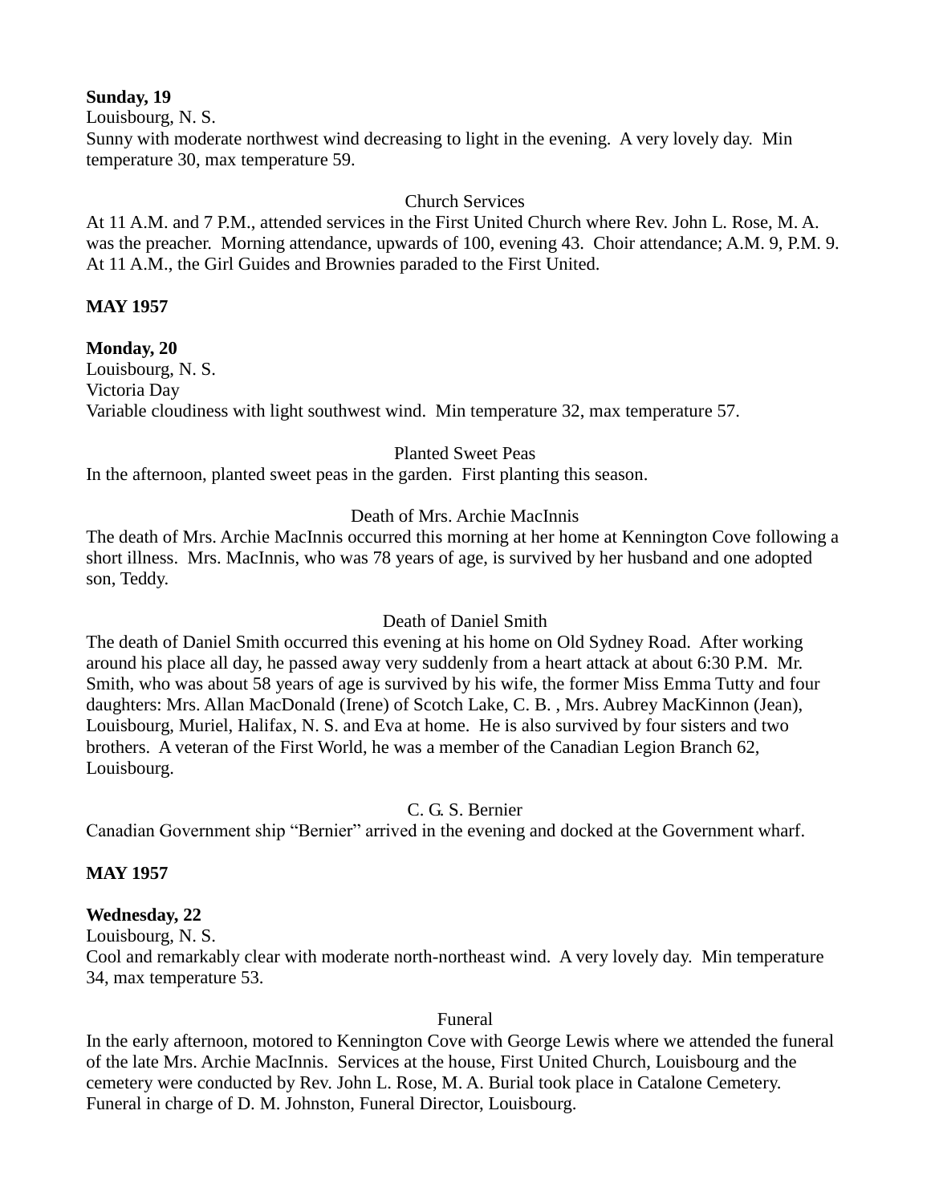**Sunday, 19**
Louisbourg, N. S.
Sunny with moderate northwest wind decreasing to light in the evening. A very lovely day. Min temperature 30, max temperature 59.

Church Services

At 11 A.M. and 7 P.M., attended services in the First United Church where Rev. John L. Rose, M. A. was the preacher. Morning attendance, upwards of 100, evening 43. Choir attendance; A.M. 9, P.M. 9. At 11 A.M., the Girl Guides and Brownies paraded to the First United.

**MAY 1957**

**Monday, 20**
Louisbourg, N. S.
Victoria Day
Variable cloudiness with light southwest wind. Min temperature 32, max temperature 57.

Planted Sweet Peas

In the afternoon, planted sweet peas in the garden. First planting this season.

Death of Mrs. Archie MacInnis

The death of Mrs. Archie MacInnis occurred this morning at her home at Kennington Cove following a short illness. Mrs. MacInnis, who was 78 years of age, is survived by her husband and one adopted son, Teddy.

Death of Daniel Smith

The death of Daniel Smith occurred this evening at his home on Old Sydney Road. After working around his place all day, he passed away very suddenly from a heart attack at about 6:30 P.M. Mr. Smith, who was about 58 years of age is survived by his wife, the former Miss Emma Tutty and four daughters: Mrs. Allan MacDonald (Irene) of Scotch Lake, C. B. , Mrs. Aubrey MacKinnon (Jean), Louisbourg, Muriel, Halifax, N. S. and Eva at home. He is also survived by four sisters and two brothers. A veteran of the First World, he was a member of the Canadian Legion Branch 62, Louisbourg.

C. G. S. Bernier

Canadian Government ship "Bernier" arrived in the evening and docked at the Government wharf.

**MAY 1957**

**Wednesday, 22**
Louisbourg, N. S.
Cool and remarkably clear with moderate north-northeast wind. A very lovely day. Min temperature 34, max temperature 53.

Funeral

In the early afternoon, motored to Kennington Cove with George Lewis where we attended the funeral of the late Mrs. Archie MacInnis. Services at the house, First United Church, Louisbourg and the cemetery were conducted by Rev. John L. Rose, M. A. Burial took place in Catalone Cemetery. Funeral in charge of D. M. Johnston, Funeral Director, Louisbourg.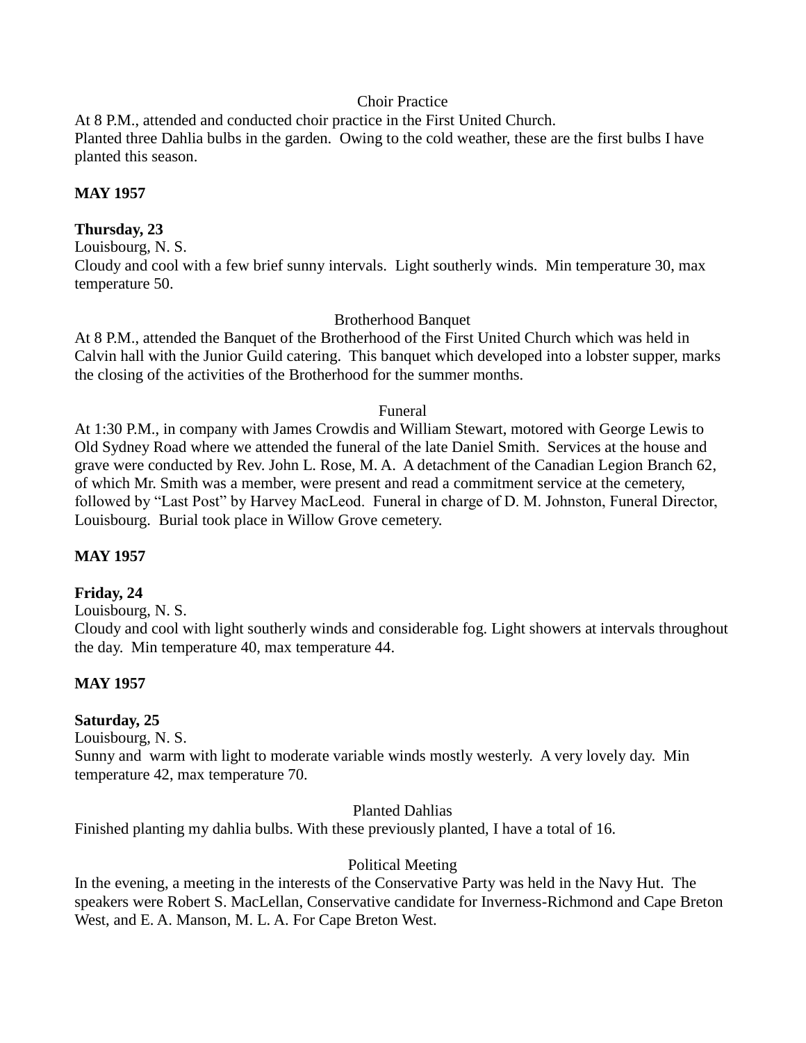Choir Practice

At 8 P.M., attended and conducted choir practice in the First United Church.
Planted three Dahlia bulbs in the garden. Owing to the cold weather, these are the first bulbs I have planted this season.

**MAY 1957**

**Thursday, 23**

Louisbourg, N. S.
Cloudy and cool with a few brief sunny intervals. Light southerly winds. Min temperature 30, max temperature 50.

Brotherhood Banquet

At 8 P.M., attended the Banquet of the Brotherhood of the First United Church which was held in Calvin hall with the Junior Guild catering. This banquet which developed into a lobster supper, marks the closing of the activities of the Brotherhood for the summer months.

Funeral

At 1:30 P.M., in company with James Crowdis and William Stewart, motored with George Lewis to Old Sydney Road where we attended the funeral of the late Daniel Smith. Services at the house and grave were conducted by Rev. John L. Rose, M. A. A detachment of the Canadian Legion Branch 62, of which Mr. Smith was a member, were present and read a commitment service at the cemetery, followed by "Last Post" by Harvey MacLeod. Funeral in charge of D. M. Johnston, Funeral Director, Louisbourg. Burial took place in Willow Grove cemetery.

**MAY 1957**

**Friday, 24**

Louisbourg, N. S.
Cloudy and cool with light southerly winds and considerable fog. Light showers at intervals throughout the day. Min temperature 40, max temperature 44.

**MAY 1957**

**Saturday, 25**

Louisbourg, N. S.
Sunny and warm with light to moderate variable winds mostly westerly. A very lovely day. Min temperature 42, max temperature 70.

Planted Dahlias

Finished planting my dahlia bulbs. With these previously planted, I have a total of 16.

Political Meeting

In the evening, a meeting in the interests of the Conservative Party was held in the Navy Hut. The speakers were Robert S. MacLellan, Conservative candidate for Inverness-Richmond and Cape Breton West, and E. A. Manson, M. L. A. For Cape Breton West.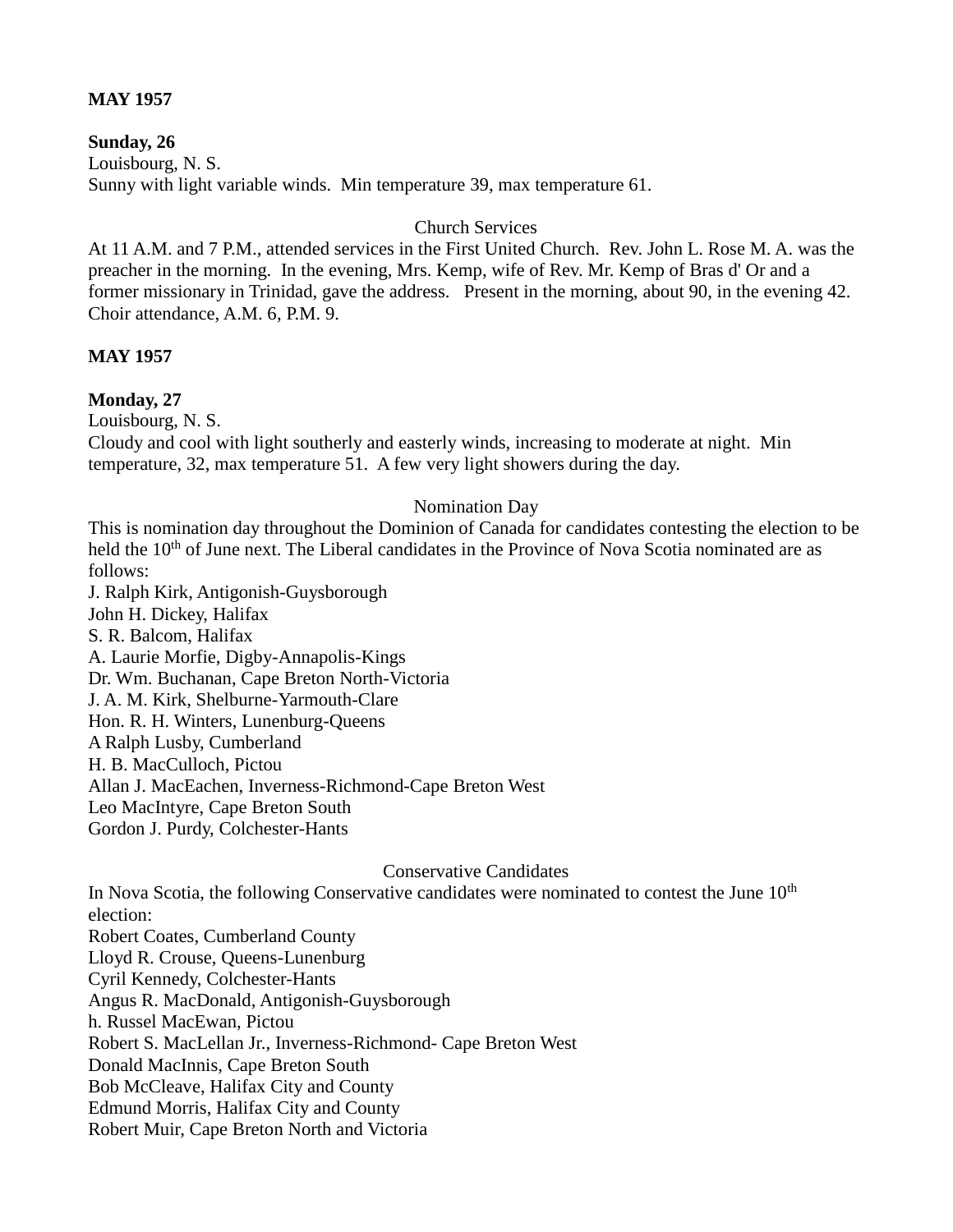**MAY 1957**

**Sunday, 26**
Louisbourg, N. S.
Sunny with light variable winds. Min temperature 39, max temperature 61.

Church Services

At 11 A.M. and 7 P.M., attended services in the First United Church. Rev. John L. Rose M. A. was the preacher in the morning. In the evening, Mrs. Kemp, wife of Rev. Mr. Kemp of Bras d' Or and a former missionary in Trinidad, gave the address. Present in the morning, about 90, in the evening 42. Choir attendance, A.M. 6, P.M. 9.

**MAY 1957**

**Monday, 27**
Louisbourg, N. S.
Cloudy and cool with light southerly and easterly winds, increasing to moderate at night. Min temperature, 32, max temperature 51. A few very light showers during the day.

Nomination Day

This is nomination day throughout the Dominion of Canada for candidates contesting the election to be held the 10th of June next. The Liberal candidates in the Province of Nova Scotia nominated are as follows:
J. Ralph Kirk, Antigonish-Guysborough
John H. Dickey, Halifax
S. R. Balcom, Halifax
A. Laurie Morfie, Digby-Annapolis-Kings
Dr. Wm. Buchanan, Cape Breton North-Victoria
J. A. M. Kirk, Shelburne-Yarmouth-Clare
Hon. R. H. Winters, Lunenburg-Queens
A Ralph Lusby, Cumberland
H. B. MacCulloch, Pictou
Allan J. MacEachen, Inverness-Richmond-Cape Breton West
Leo MacIntyre, Cape Breton South
Gordon J. Purdy, Colchester-Hants

Conservative Candidates

In Nova Scotia, the following Conservative candidates were nominated to contest the June 10th election:
Robert Coates, Cumberland County
Lloyd R. Crouse, Queens-Lunenburg
Cyril Kennedy, Colchester-Hants
Angus R. MacDonald, Antigonish-Guysborough
h. Russel MacEwan, Pictou
Robert S. MacLellan Jr., Inverness-Richmond- Cape Breton West
Donald MacInnis, Cape Breton South
Bob McCleave, Halifax City and County
Edmund Morris, Halifax City and County
Robert Muir, Cape Breton North and Victoria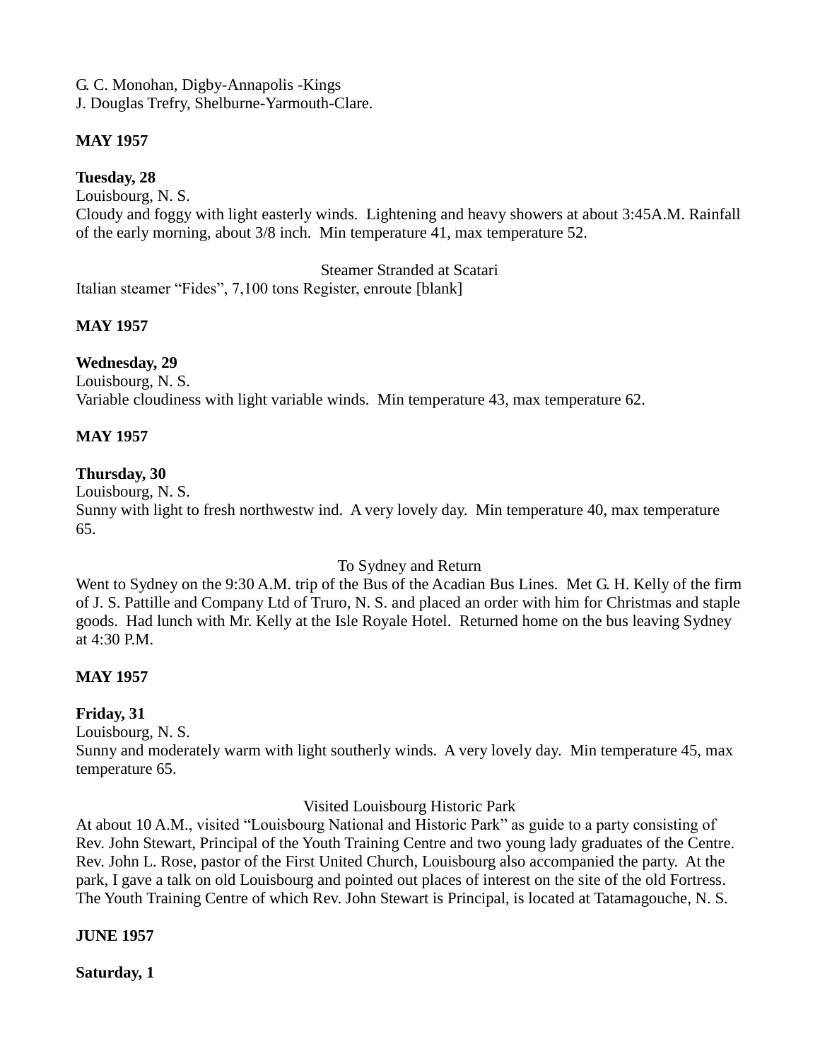G. C. Monohan, Digby-Annapolis -Kings
J. Douglas Trefry, Shelburne-Yarmouth-Clare.

**MAY 1957**

**Tuesday, 28**
Louisbourg, N. S.
Cloudy and foggy with light easterly winds. Lightening and heavy showers at about 3:45A.M. Rainfall of the early morning, about 3/8 inch. Min temperature 41, max temperature 52.

Steamer Stranded at Scatari

Italian steamer "Fides", 7,100 tons Register, enroute [blank]

**MAY 1957**

**Wednesday, 29**
Louisbourg, N. S.
Variable cloudiness with light variable winds. Min temperature 43, max temperature 62.

**MAY 1957**

**Thursday, 30**
Louisbourg, N. S.
Sunny with light to fresh northwestw ind. A very lovely day. Min temperature 40, max temperature 65.

To Sydney and Return

Went to Sydney on the 9:30 A.M. trip of the Bus of the Acadian Bus Lines. Met G. H. Kelly of the firm of J. S. Pattille and Company Ltd of Truro, N. S. and placed an order with him for Christmas and staple goods. Had lunch with Mr. Kelly at the Isle Royale Hotel. Returned home on the bus leaving Sydney at 4:30 P.M.

**MAY 1957**

**Friday, 31**
Louisbourg, N. S.
Sunny and moderately warm with light southerly winds. A very lovely day. Min temperature 45, max temperature 65.

Visited Louisbourg Historic Park

At about 10 A.M., visited "Louisbourg National and Historic Park" as guide to a party consisting of Rev. John Stewart, Principal of the Youth Training Centre and two young lady graduates of the Centre. Rev. John L. Rose, pastor of the First United Church, Louisbourg also accompanied the party. At the park, I gave a talk on old Louisbourg and pointed out places of interest on the site of the old Fortress. The Youth Training Centre of which Rev. John Stewart is Principal, is located at Tatamagouche, N. S.

**JUNE 1957**

**Saturday, 1**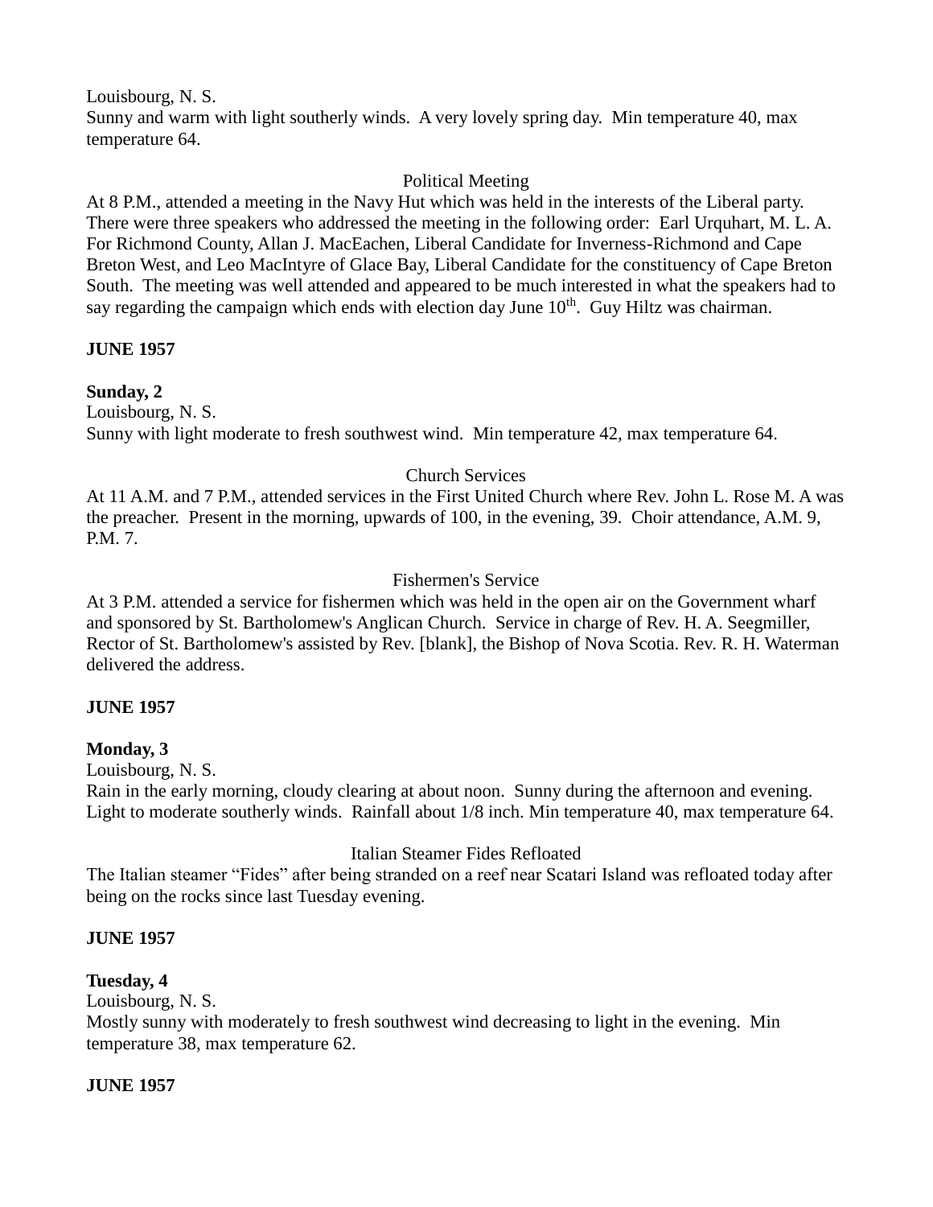Louisbourg, N. S.
Sunny and warm with light southerly winds. A very lovely spring day. Min temperature 40, max temperature 64.

Political Meeting

At 8 P.M., attended a meeting in the Navy Hut which was held in the interests of the Liberal party. There were three speakers who addressed the meeting in the following order: Earl Urquhart, M. L. A. For Richmond County, Allan J. MacEachen, Liberal Candidate for Inverness-Richmond and Cape Breton West, and Leo MacIntyre of Glace Bay, Liberal Candidate for the constituency of Cape Breton South. The meeting was well attended and appeared to be much interested in what the speakers had to say regarding the campaign which ends with election day June 10th. Guy Hiltz was chairman.

**JUNE 1957**

**Sunday, 2**
Louisbourg, N. S.
Sunny with light moderate to fresh southwest wind. Min temperature 42, max temperature 64.

Church Services

At 11 A.M. and 7 P.M., attended services in the First United Church where Rev. John L. Rose M. A was the preacher. Present in the morning, upwards of 100, in the evening, 39. Choir attendance, A.M. 9, P.M. 7.

Fishermen's Service

At 3 P.M. attended a service for fishermen which was held in the open air on the Government wharf and sponsored by St. Bartholomew's Anglican Church. Service in charge of Rev. H. A. Seegmiller, Rector of St. Bartholomew's assisted by Rev. [blank], the Bishop of Nova Scotia. Rev. R. H. Waterman delivered the address.

**JUNE 1957**

**Monday, 3**
Louisbourg, N. S.
Rain in the early morning, cloudy clearing at about noon. Sunny during the afternoon and evening. Light to moderate southerly winds. Rainfall about 1/8 inch. Min temperature 40, max temperature 64.

Italian Steamer Fides Refloated

The Italian steamer "Fides" after being stranded on a reef near Scatari Island was refloated today after being on the rocks since last Tuesday evening.

**JUNE 1957**

**Tuesday, 4**
Louisbourg, N. S.
Mostly sunny with moderately to fresh southwest wind decreasing to light in the evening. Min temperature 38, max temperature 62.

**JUNE 1957**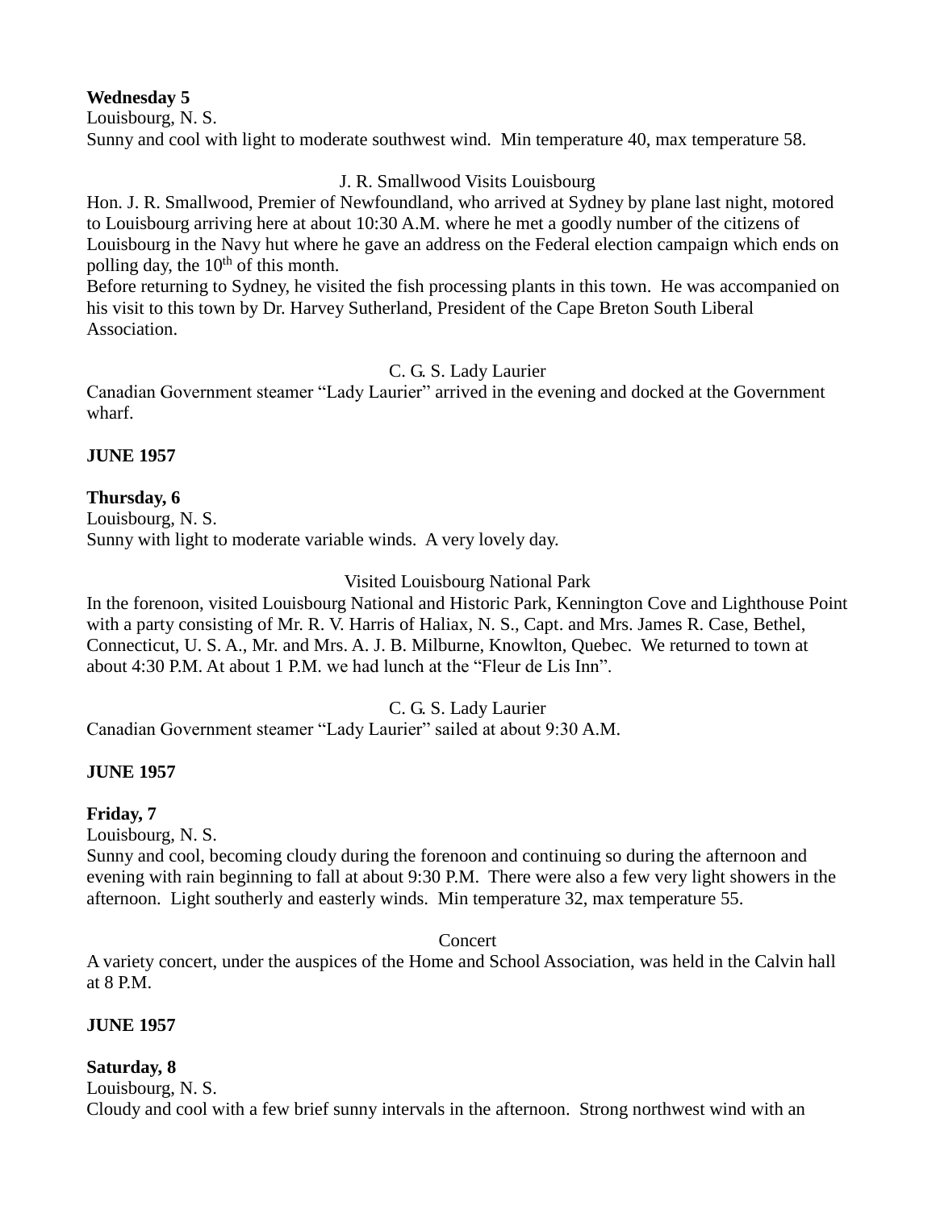**Wednesday 5**

Louisbourg, N. S.

Sunny and cool with light to moderate southwest wind. Min temperature 40, max temperature 58.

J. R. Smallwood Visits Louisbourg

Hon. J. R. Smallwood, Premier of Newfoundland, who arrived at Sydney by plane last night, motored to Louisbourg arriving here at about 10:30 A.M. where he met a goodly number of the citizens of Louisbourg in the Navy hut where he gave an address on the Federal election campaign which ends on polling day, the 10th of this month.

Before returning to Sydney, he visited the fish processing plants in this town. He was accompanied on his visit to this town by Dr. Harvey Sutherland, President of the Cape Breton South Liberal Association.

C. G. S. Lady Laurier

Canadian Government steamer "Lady Laurier" arrived in the evening and docked at the Government wharf.

**JUNE 1957**

**Thursday, 6**

Louisbourg, N. S.

Sunny with light to moderate variable winds. A very lovely day.

Visited Louisbourg National Park

In the forenoon, visited Louisbourg National and Historic Park, Kennington Cove and Lighthouse Point with a party consisting of Mr. R. V. Harris of Haliax, N. S., Capt. and Mrs. James R. Case, Bethel, Connecticut, U. S. A., Mr. and Mrs. A. J. B. Milburne, Knowlton, Quebec. We returned to town at about 4:30 P.M. At about 1 P.M. we had lunch at the "Fleur de Lis Inn".

C. G. S. Lady Laurier

Canadian Government steamer "Lady Laurier" sailed at about 9:30 A.M.

**JUNE 1957**

**Friday, 7**

Louisbourg, N. S.

Sunny and cool, becoming cloudy during the forenoon and continuing so during the afternoon and evening with rain beginning to fall at about 9:30 P.M. There were also a few very light showers in the afternoon. Light southerly and easterly winds. Min temperature 32, max temperature 55.

Concert

A variety concert, under the auspices of the Home and School Association, was held in the Calvin hall at 8 P.M.

**JUNE 1957**

**Saturday, 8**

Louisbourg, N. S.

Cloudy and cool with a few brief sunny intervals in the afternoon. Strong northwest wind with an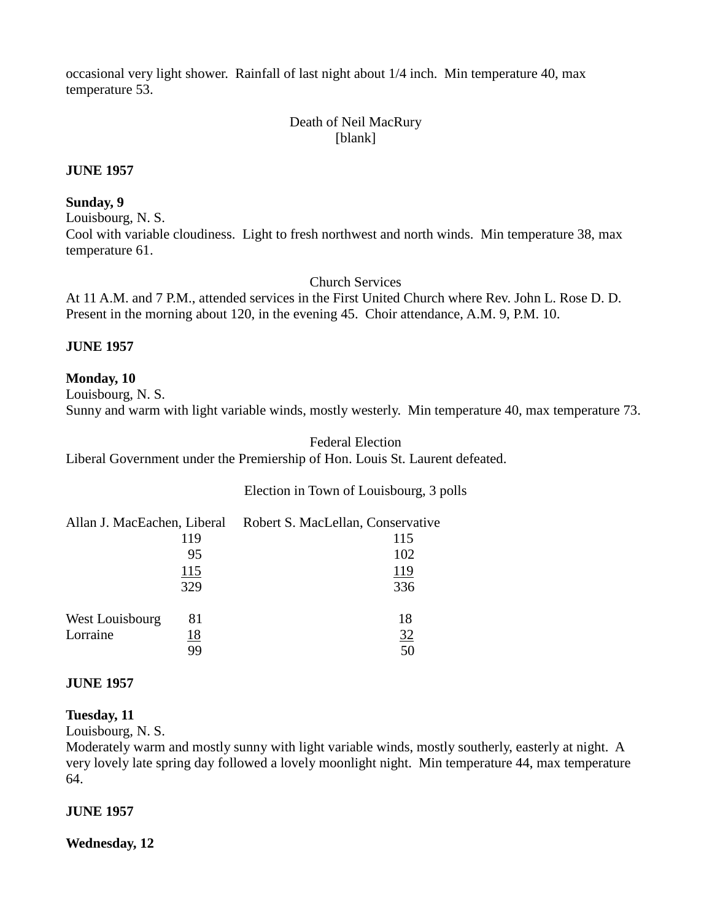occasional very light shower. Rainfall of last night about 1/4 inch. Min temperature 40, max temperature 53.

Death of Neil MacRury
[blank]

**JUNE 1957**

**Sunday, 9**
Louisbourg, N. S.
Cool with variable cloudiness. Light to fresh northwest and north winds. Min temperature 38, max temperature 61.

Church Services
At 11 A.M. and 7 P.M., attended services in the First United Church where Rev. John L. Rose D. D. Present in the morning about 120, in the evening 45. Choir attendance, A.M. 9, P.M. 10.

**JUNE 1957**

**Monday, 10**
Louisbourg, N. S.
Sunny and warm with light variable winds, mostly westerly. Min temperature 40, max temperature 73.

Federal Election
Liberal Government under the Premiership of Hon. Louis St. Laurent defeated.

Election in Town of Louisbourg, 3 polls

| | Allan J. MacEachen, Liberal | Robert S. MacLellan, Conservative |
|---|---|---|
| | 119 | 115 |
| | 95 | 102 |
| | 115 | 119 |
| | 329 | 336 |
| West Louisbourg | 81 | 18 |
| Lorraine | 18 | 32 |
| | 99 | 50 |

**JUNE 1957**

**Tuesday, 11**
Louisbourg, N. S.
Moderately warm and mostly sunny with light variable winds, mostly southerly, easterly at night. A very lovely late spring day followed a lovely moonlight night. Min temperature 44, max temperature 64.

**JUNE 1957**

**Wednesday, 12**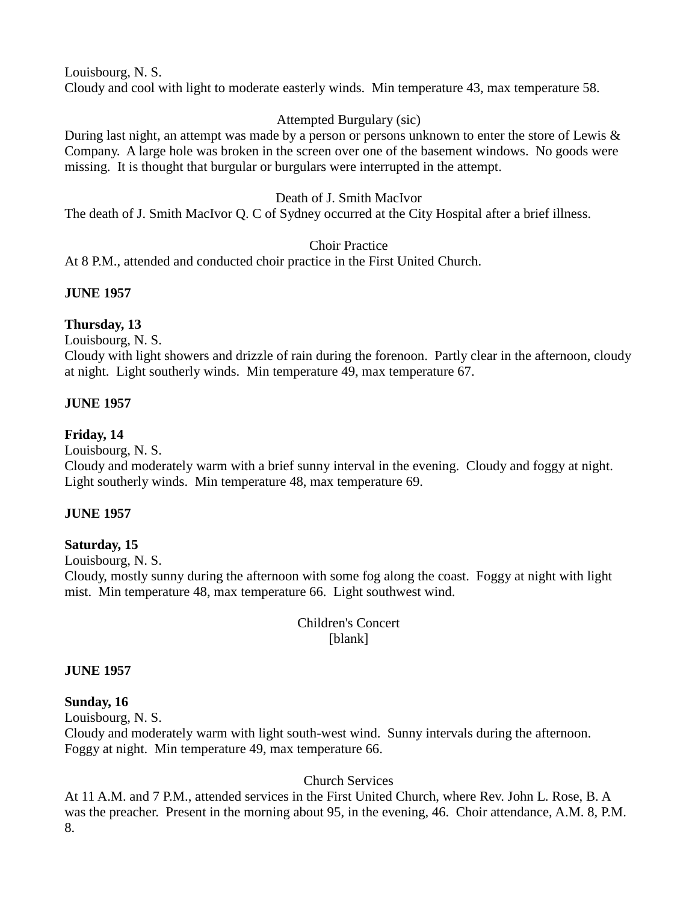Louisbourg, N. S.
Cloudy and cool with light to moderate easterly winds. Min temperature 43, max temperature 58.

Attempted Burgulary (sic)

During last night, an attempt was made by a person or persons unknown to enter the store of Lewis & Company. A large hole was broken in the screen over one of the basement windows. No goods were missing. It is thought that burgular or burgulars were interrupted in the attempt.

Death of J. Smith MacIvor

The death of J. Smith MacIvor Q. C of Sydney occurred at the City Hospital after a brief illness.

Choir Practice

At 8 P.M., attended and conducted choir practice in the First United Church.

**JUNE 1957**

**Thursday, 13**

Louisbourg, N. S.
Cloudy with light showers and drizzle of rain during the forenoon. Partly clear in the afternoon, cloudy at night. Light southerly winds. Min temperature 49, max temperature 67.

**JUNE 1957**

**Friday, 14**

Louisbourg, N. S.
Cloudy and moderately warm with a brief sunny interval in the evening. Cloudy and foggy at night. Light southerly winds. Min temperature 48, max temperature 69.

**JUNE 1957**

**Saturday, 15**

Louisbourg, N. S.
Cloudy, mostly sunny during the afternoon with some fog along the coast. Foggy at night with light mist. Min temperature 48, max temperature 66. Light southwest wind.

Children's Concert
[blank]

**JUNE 1957**

**Sunday, 16**

Louisbourg, N. S.
Cloudy and moderately warm with light south-west wind. Sunny intervals during the afternoon. Foggy at night. Min temperature 49, max temperature 66.

Church Services

At 11 A.M. and 7 P.M., attended services in the First United Church, where Rev. John L. Rose, B. A was the preacher. Present in the morning about 95, in the evening, 46. Choir attendance, A.M. 8, P.M. 8.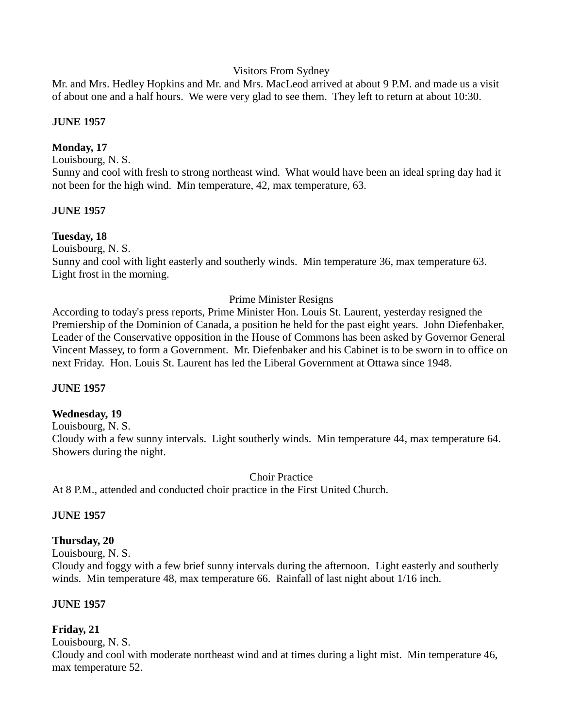Visitors From Sydney

Mr. and Mrs. Hedley Hopkins and Mr. and Mrs. MacLeod arrived at about 9 P.M. and made us a visit of about one and a half hours. We were very glad to see them. They left to return at about 10:30.

**JUNE 1957**

**Monday, 17**

Louisbourg, N. S.

Sunny and cool with fresh to strong northeast wind. What would have been an ideal spring day had it not been for the high wind. Min temperature, 42, max temperature, 63.

**JUNE 1957**

**Tuesday, 18**

Louisbourg, N. S.

Sunny and cool with light easterly and southerly winds. Min temperature 36, max temperature 63. Light frost in the morning.

Prime Minister Resigns

According to today's press reports, Prime Minister Hon. Louis St. Laurent, yesterday resigned the Premiership of the Dominion of Canada, a position he held for the past eight years. John Diefenbaker, Leader of the Conservative opposition in the House of Commons has been asked by Governor General Vincent Massey, to form a Government. Mr. Diefenbaker and his Cabinet is to be sworn in to office on next Friday. Hon. Louis St. Laurent has led the Liberal Government at Ottawa since 1948.

**JUNE 1957**

**Wednesday, 19**

Louisbourg, N. S.

Cloudy with a few sunny intervals. Light southerly winds. Min temperature 44, max temperature 64. Showers during the night.

Choir Practice

At 8 P.M., attended and conducted choir practice in the First United Church.

**JUNE 1957**

**Thursday, 20**

Louisbourg, N. S.

Cloudy and foggy with a few brief sunny intervals during the afternoon. Light easterly and southerly winds. Min temperature 48, max temperature 66. Rainfall of last night about 1/16 inch.

**JUNE 1957**

**Friday, 21**

Louisbourg, N. S.

Cloudy and cool with moderate northeast wind and at times during a light mist. Min temperature 46, max temperature 52.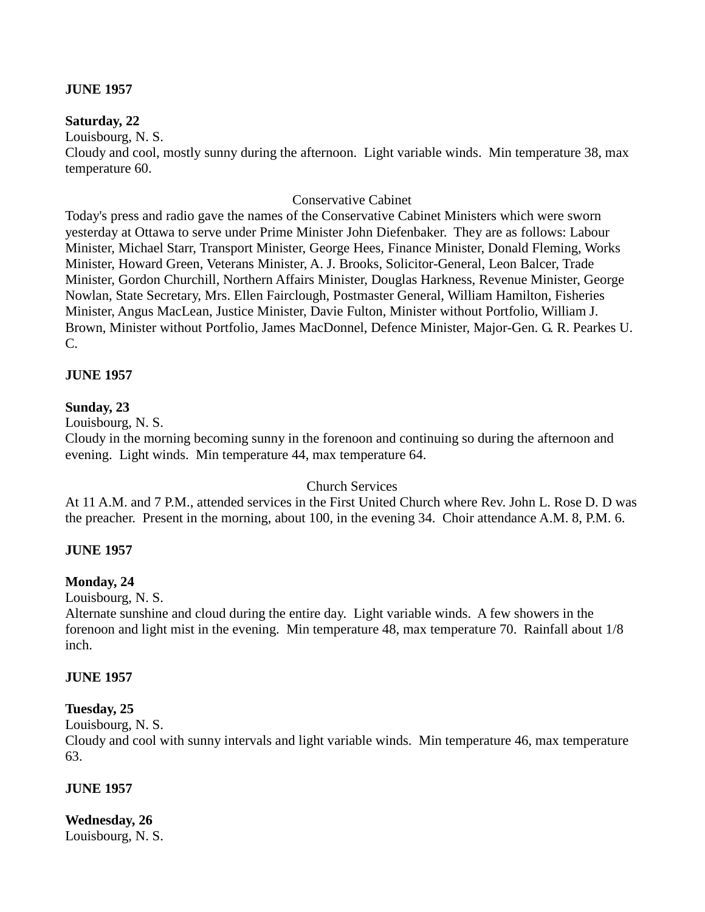**JUNE 1957**

**Saturday, 22**
Louisbourg, N. S.
Cloudy and cool, mostly sunny during the afternoon. Light variable winds. Min temperature 38, max temperature 60.

Conservative Cabinet

Today's press and radio gave the names of the Conservative Cabinet Ministers which were sworn yesterday at Ottawa to serve under Prime Minister John Diefenbaker. They are as follows: Labour Minister, Michael Starr, Transport Minister, George Hees, Finance Minister, Donald Fleming, Works Minister, Howard Green, Veterans Minister, A. J. Brooks, Solicitor-General, Leon Balcer, Trade Minister, Gordon Churchill, Northern Affairs Minister, Douglas Harkness, Revenue Minister, George Nowlan, State Secretary, Mrs. Ellen Fairclough, Postmaster General, William Hamilton, Fisheries Minister, Angus MacLean, Justice Minister, Davie Fulton, Minister without Portfolio, William J. Brown, Minister without Portfolio, James MacDonnel, Defence Minister, Major-Gen. G. R. Pearkes U. C.

**JUNE 1957**

**Sunday, 23**
Louisbourg, N. S.
Cloudy in the morning becoming sunny in the forenoon and continuing so during the afternoon and evening. Light winds. Min temperature 44, max temperature 64.

Church Services

At 11 A.M. and 7 P.M., attended services in the First United Church where Rev. John L. Rose D. D was the preacher. Present in the morning, about 100, in the evening 34. Choir attendance A.M. 8, P.M. 6.

**JUNE 1957**

**Monday, 24**
Louisbourg, N. S.
Alternate sunshine and cloud during the entire day. Light variable winds. A few showers in the forenoon and light mist in the evening. Min temperature 48, max temperature 70. Rainfall about 1/8 inch.

**JUNE 1957**

**Tuesday, 25**
Louisbourg, N. S.
Cloudy and cool with sunny intervals and light variable winds. Min temperature 46, max temperature 63.

**JUNE 1957**

**Wednesday, 26**
Louisbourg, N. S.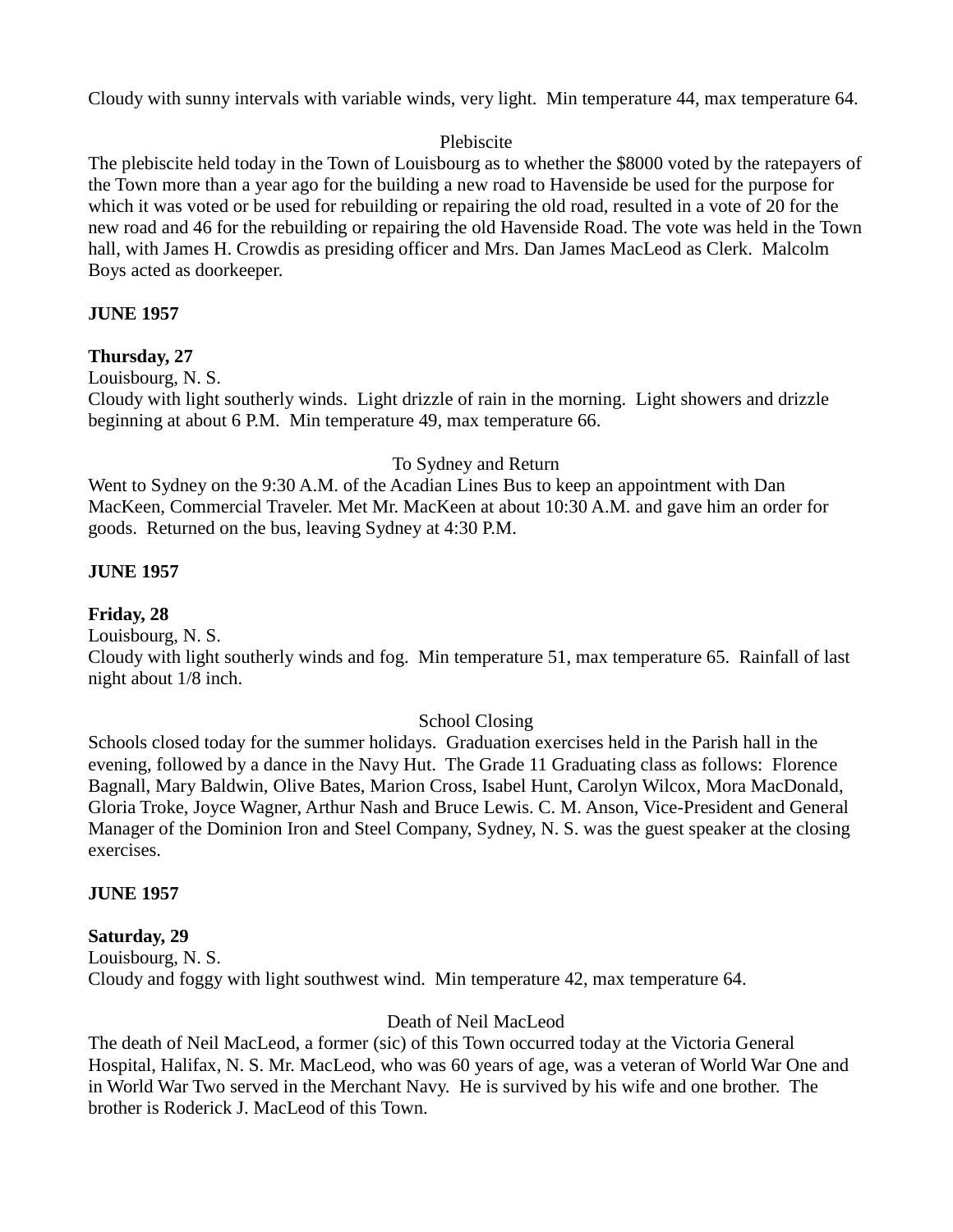Cloudy with sunny intervals with variable winds, very light. Min temperature 44, max temperature 64.

Plebiscite

The plebiscite held today in the Town of Louisbourg as to whether the $8000 voted by the ratepayers of the Town more than a year ago for the building a new road to Havenside be used for the purpose for which it was voted or be used for rebuilding or repairing the old road, resulted in a vote of 20 for the new road and 46 for the rebuilding or repairing the old Havenside Road. The vote was held in the Town hall, with James H. Crowdis as presiding officer and Mrs. Dan James MacLeod as Clerk. Malcolm Boys acted as doorkeeper.

**JUNE 1957**

**Thursday, 27**

Louisbourg, N. S.

Cloudy with light southerly winds. Light drizzle of rain in the morning. Light showers and drizzle beginning at about 6 P.M. Min temperature 49, max temperature 66.

To Sydney and Return

Went to Sydney on the 9:30 A.M. of the Acadian Lines Bus to keep an appointment with Dan MacKeen, Commercial Traveler. Met Mr. MacKeen at about 10:30 A.M. and gave him an order for goods. Returned on the bus, leaving Sydney at 4:30 P.M.

**JUNE 1957**

**Friday, 28**

Louisbourg, N. S.

Cloudy with light southerly winds and fog. Min temperature 51, max temperature 65. Rainfall of last night about 1/8 inch.

School Closing

Schools closed today for the summer holidays. Graduation exercises held in the Parish hall in the evening, followed by a dance in the Navy Hut. The Grade 11 Graduating class as follows: Florence Bagnall, Mary Baldwin, Olive Bates, Marion Cross, Isabel Hunt, Carolyn Wilcox, Mora MacDonald, Gloria Troke, Joyce Wagner, Arthur Nash and Bruce Lewis. C. M. Anson, Vice-President and General Manager of the Dominion Iron and Steel Company, Sydney, N. S. was the guest speaker at the closing exercises.

**JUNE 1957**

**Saturday, 29**

Louisbourg, N. S.

Cloudy and foggy with light southwest wind. Min temperature 42, max temperature 64.

Death of Neil MacLeod

The death of Neil MacLeod, a former (sic) of this Town occurred today at the Victoria General Hospital, Halifax, N. S. Mr. MacLeod, who was 60 years of age, was a veteran of World War One and in World War Two served in the Merchant Navy. He is survived by his wife and one brother. The brother is Roderick J. MacLeod of this Town.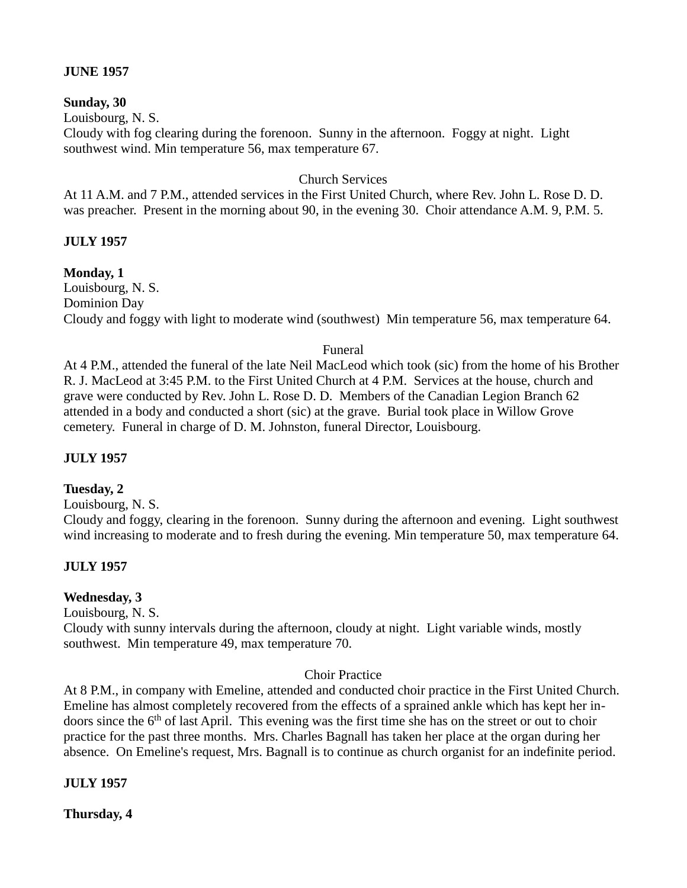**JUNE 1957**

**Sunday, 30**
Louisbourg, N. S.
Cloudy with fog clearing during the forenoon. Sunny in the afternoon. Foggy at night. Light southwest wind. Min temperature 56, max temperature 67.

Church Services

At 11 A.M. and 7 P.M., attended services in the First United Church, where Rev. John L. Rose D. D. was preacher. Present in the morning about 90, in the evening 30. Choir attendance A.M. 9, P.M. 5.

**JULY 1957**

**Monday, 1**
Louisbourg, N. S.
Dominion Day
Cloudy and foggy with light to moderate wind (southwest) Min temperature 56, max temperature 64.

Funeral

At 4 P.M., attended the funeral of the late Neil MacLeod which took (sic) from the home of his Brother R. J. MacLeod at 3:45 P.M. to the First United Church at 4 P.M. Services at the house, church and grave were conducted by Rev. John L. Rose D. D. Members of the Canadian Legion Branch 62 attended in a body and conducted a short (sic) at the grave. Burial took place in Willow Grove cemetery. Funeral in charge of D. M. Johnston, funeral Director, Louisbourg.

**JULY 1957**

**Tuesday, 2**
Louisbourg, N. S.
Cloudy and foggy, clearing in the forenoon. Sunny during the afternoon and evening. Light southwest wind increasing to moderate and to fresh during the evening. Min temperature 50, max temperature 64.

**JULY 1957**

**Wednesday, 3**
Louisbourg, N. S.
Cloudy with sunny intervals during the afternoon, cloudy at night. Light variable winds, mostly southwest. Min temperature 49, max temperature 70.

Choir Practice

At 8 P.M., in company with Emeline, attended and conducted choir practice in the First United Church. Emeline has almost completely recovered from the effects of a sprained ankle which has kept her in-doors since the 6th of last April. This evening was the first time she has on the street or out to choir practice for the past three months. Mrs. Charles Bagnall has taken her place at the organ during her absence. On Emeline's request, Mrs. Bagnall is to continue as church organist for an indefinite period.

**JULY 1957**

**Thursday, 4**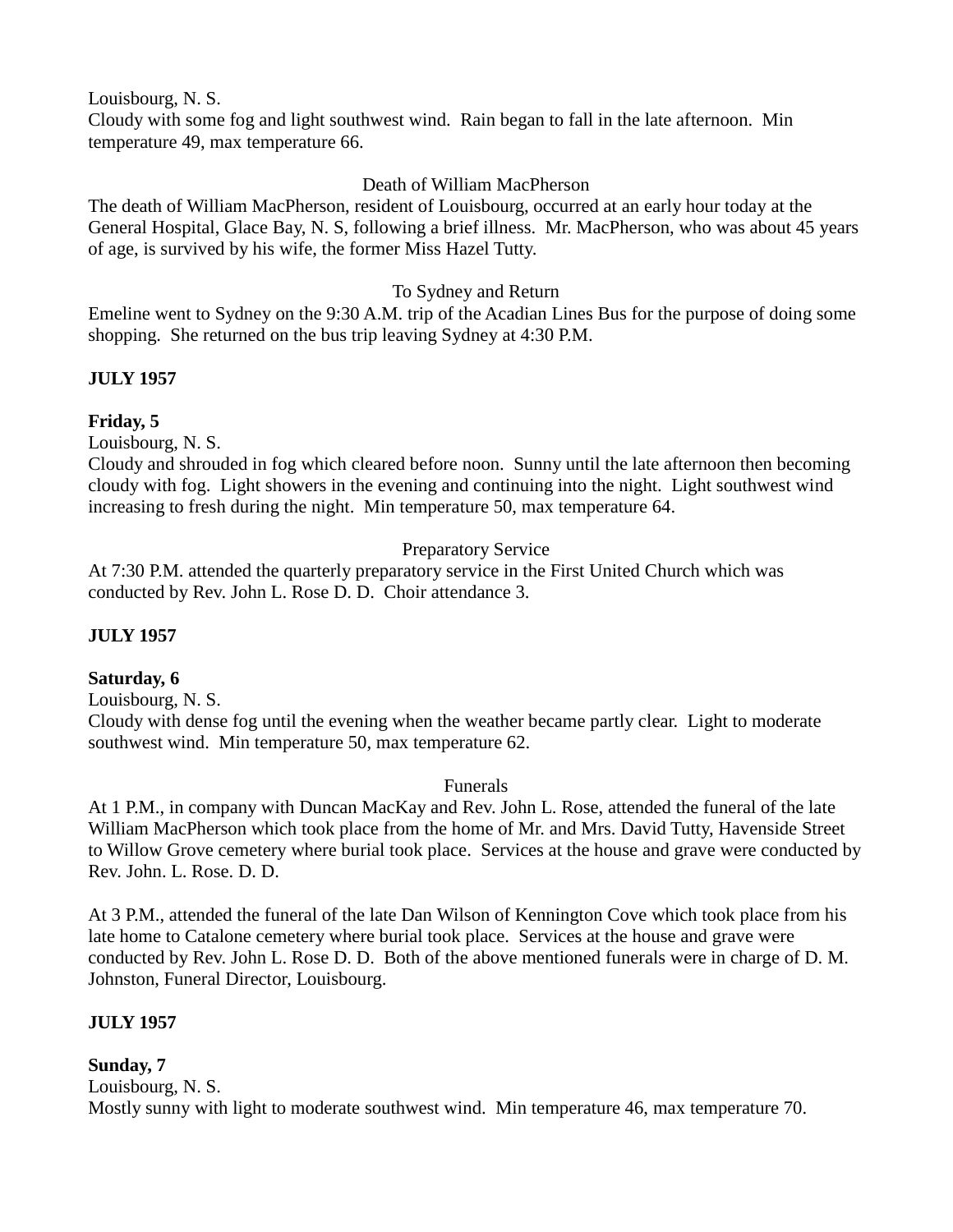Louisbourg, N. S.
Cloudy with some fog and light southwest wind. Rain began to fall in the late afternoon. Min temperature 49, max temperature 66.

Death of William MacPherson

The death of William MacPherson, resident of Louisbourg, occurred at an early hour today at the General Hospital, Glace Bay, N. S, following a brief illness. Mr. MacPherson, who was about 45 years of age, is survived by his wife, the former Miss Hazel Tutty.

To Sydney and Return

Emeline went to Sydney on the 9:30 A.M. trip of the Acadian Lines Bus for the purpose of doing some shopping. She returned on the bus trip leaving Sydney at 4:30 P.M.

**JULY 1957**

**Friday, 5**

Louisbourg, N. S.
Cloudy and shrouded in fog which cleared before noon. Sunny until the late afternoon then becoming cloudy with fog. Light showers in the evening and continuing into the night. Light southwest wind increasing to fresh during the night. Min temperature 50, max temperature 64.

Preparatory Service

At 7:30 P.M. attended the quarterly preparatory service in the First United Church which was conducted by Rev. John L. Rose D. D. Choir attendance 3.

**JULY 1957**

**Saturday, 6**

Louisbourg, N. S.
Cloudy with dense fog until the evening when the weather became partly clear. Light to moderate southwest wind. Min temperature 50, max temperature 62.

Funerals

At 1 P.M., in company with Duncan MacKay and Rev. John L. Rose, attended the funeral of the late William MacPherson which took place from the home of Mr. and Mrs. David Tutty, Havenside Street to Willow Grove cemetery where burial took place. Services at the house and grave were conducted by Rev. John. L. Rose. D. D.

At 3 P.M., attended the funeral of the late Dan Wilson of Kennington Cove which took place from his late home to Catalone cemetery where burial took place. Services at the house and grave were conducted by Rev. John L. Rose D. D. Both of the above mentioned funerals were in charge of D. M. Johnston, Funeral Director, Louisbourg.

**JULY 1957**

**Sunday, 7**

Louisbourg, N. S.
Mostly sunny with light to moderate southwest wind. Min temperature 46, max temperature 70.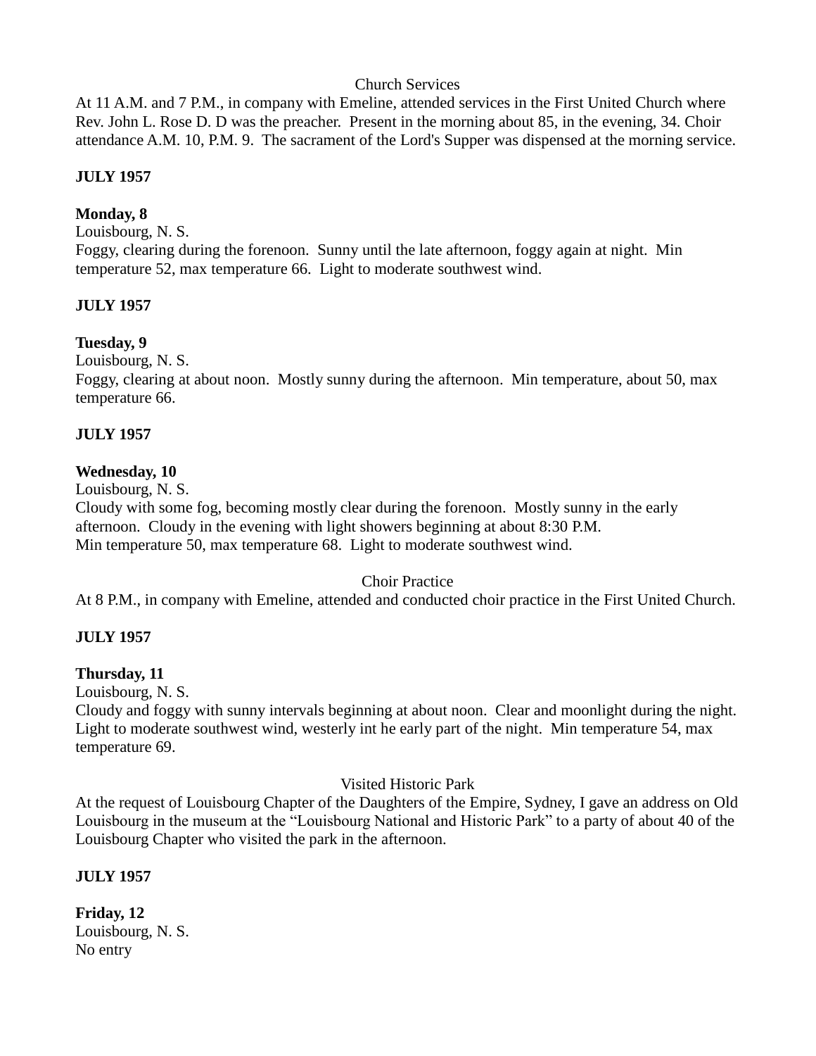Church Services

At 11 A.M. and 7 P.M., in company with Emeline, attended services in the First United Church where Rev. John L. Rose D. D was the preacher. Present in the morning about 85, in the evening, 34. Choir attendance A.M. 10, P.M. 9. The sacrament of the Lord's Supper was dispensed at the morning service.

**JULY 1957**

**Monday, 8**
Louisbourg, N. S.
Foggy, clearing during the forenoon. Sunny until the late afternoon, foggy again at night. Min temperature 52, max temperature 66. Light to moderate southwest wind.

**JULY 1957**

**Tuesday, 9**
Louisbourg, N. S.
Foggy, clearing at about noon. Mostly sunny during the afternoon. Min temperature, about 50, max temperature 66.

**JULY 1957**

**Wednesday, 10**
Louisbourg, N. S.
Cloudy with some fog, becoming mostly clear during the forenoon. Mostly sunny in the early afternoon. Cloudy in the evening with light showers beginning at about 8:30 P.M.
Min temperature 50, max temperature 68. Light to moderate southwest wind.

Choir Practice

At 8 P.M., in company with Emeline, attended and conducted choir practice in the First United Church.

**JULY 1957**

**Thursday, 11**
Louisbourg, N. S.
Cloudy and foggy with sunny intervals beginning at about noon. Clear and moonlight during the night. Light to moderate southwest wind, westerly int he early part of the night. Min temperature 54, max temperature 69.

Visited Historic Park

At the request of Louisbourg Chapter of the Daughters of the Empire, Sydney, I gave an address on Old Louisbourg in the museum at the "Louisbourg National and Historic Park" to a party of about 40 of the Louisbourg Chapter who visited the park in the afternoon.

**JULY 1957**

**Friday, 12**
Louisbourg, N. S.
No entry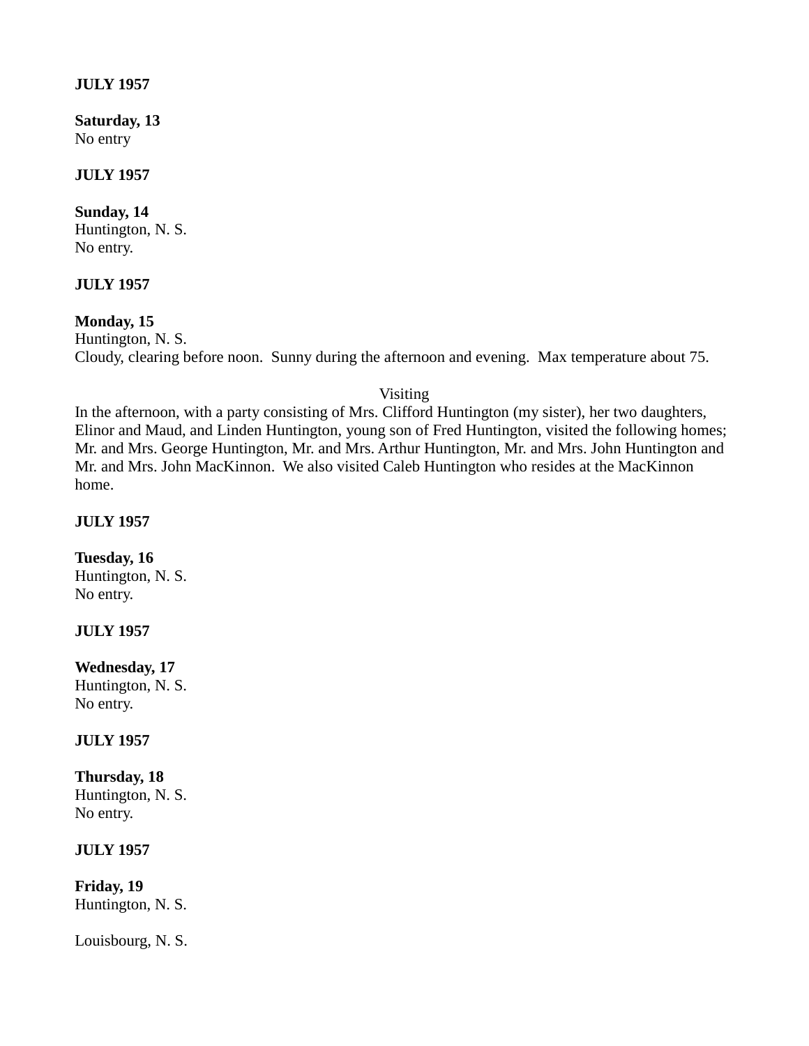**JULY 1957**

**Saturday, 13**
No entry

**JULY 1957**

**Sunday, 14**
Huntington, N. S.
No entry.

**JULY 1957**

**Monday, 15**
Huntington, N. S.
Cloudy, clearing before noon. Sunny during the afternoon and evening. Max temperature about 75.

Visiting

In the afternoon, with a party consisting of Mrs. Clifford Huntington (my sister), her two daughters, Elinor and Maud, and Linden Huntington, young son of Fred Huntington, visited the following homes; Mr. and Mrs. George Huntington, Mr. and Mrs. Arthur Huntington, Mr. and Mrs. John Huntington and Mr. and Mrs. John MacKinnon. We also visited Caleb Huntington who resides at the MacKinnon home.

**JULY 1957**

**Tuesday, 16**
Huntington, N. S.
No entry.

**JULY 1957**

**Wednesday, 17**
Huntington, N. S.
No entry.

**JULY 1957**

**Thursday, 18**
Huntington, N. S.
No entry.

**JULY 1957**

**Friday, 19**
Huntington, N. S.

Louisbourg, N. S.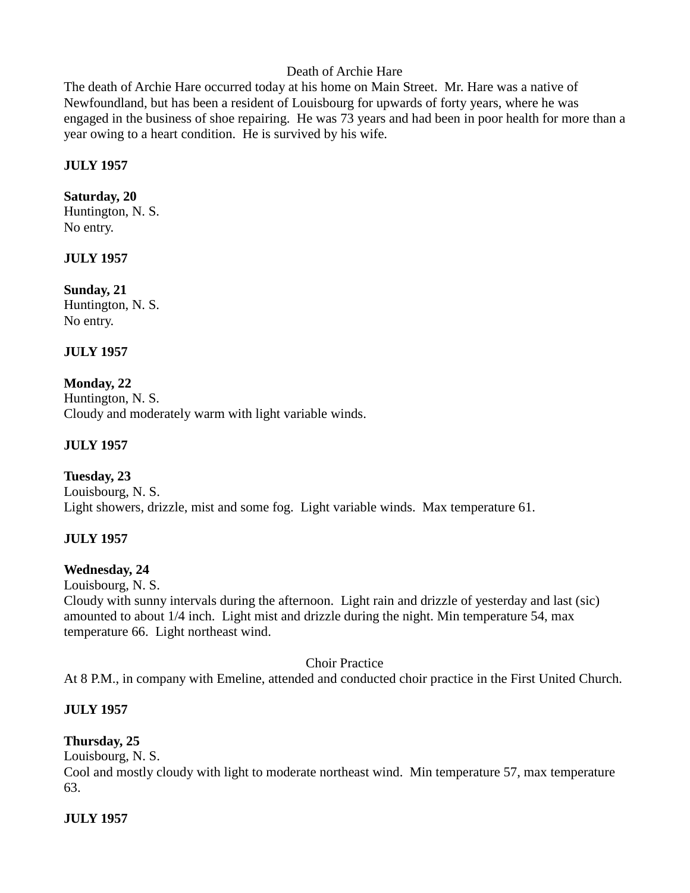Death of Archie Hare

The death of Archie Hare occurred today at his home on Main Street. Mr. Hare was a native of Newfoundland, but has been a resident of Louisbourg for upwards of forty years, where he was engaged in the business of shoe repairing. He was 73 years and had been in poor health for more than a year owing to a heart condition. He is survived by his wife.

**JULY 1957**

**Saturday, 20**
Huntington, N. S.
No entry.

**JULY 1957**

**Sunday, 21**
Huntington, N. S.
No entry.

**JULY 1957**

**Monday, 22**
Huntington, N. S.
Cloudy and moderately warm with light variable winds.

**JULY 1957**

**Tuesday, 23**
Louisbourg, N. S.
Light showers, drizzle, mist and some fog. Light variable winds. Max temperature 61.

**JULY 1957**

**Wednesday, 24**
Louisbourg, N. S.
Cloudy with sunny intervals during the afternoon. Light rain and drizzle of yesterday and last (sic) amounted to about 1/4 inch. Light mist and drizzle during the night. Min temperature 54, max temperature 66. Light northeast wind.

Choir Practice

At 8 P.M., in company with Emeline, attended and conducted choir practice in the First United Church.

**JULY 1957**

**Thursday, 25**
Louisbourg, N. S.
Cool and mostly cloudy with light to moderate northeast wind. Min temperature 57, max temperature 63.

**JULY 1957**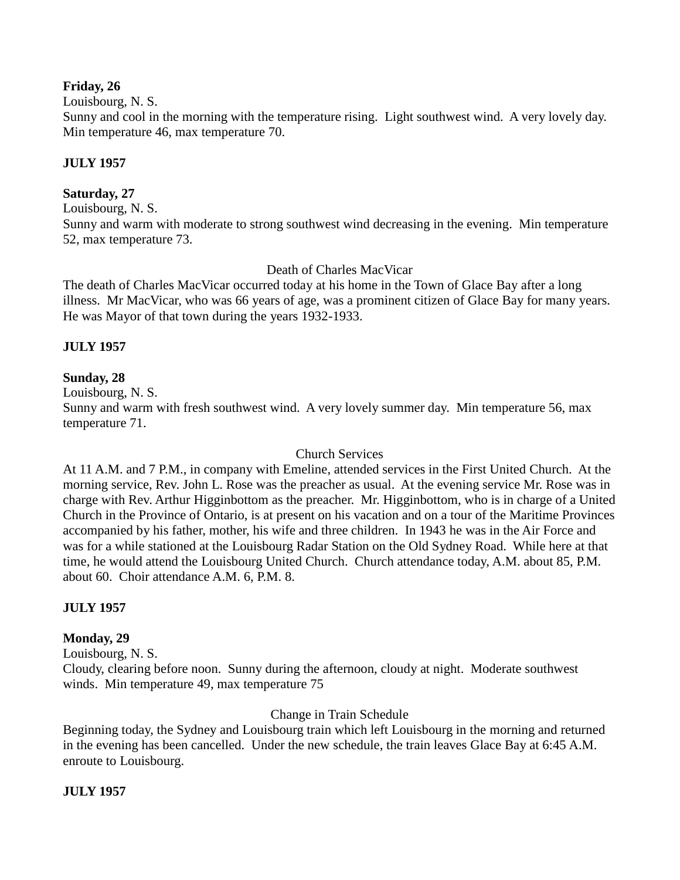**Friday, 26**
Louisbourg, N. S.
Sunny and cool in the morning with the temperature rising. Light southwest wind. A very lovely day. Min temperature 46, max temperature 70.

**JULY 1957**

**Saturday, 27**
Louisbourg, N. S.
Sunny and warm with moderate to strong southwest wind decreasing in the evening. Min temperature 52, max temperature 73.

Death of Charles MacVicar

The death of Charles MacVicar occurred today at his home in the Town of Glace Bay after a long illness. Mr MacVicar, who was 66 years of age, was a prominent citizen of Glace Bay for many years. He was Mayor of that town during the years 1932-1933.

**JULY 1957**

**Sunday, 28**
Louisbourg, N. S.
Sunny and warm with fresh southwest wind. A very lovely summer day. Min temperature 56, max temperature 71.

Church Services

At 11 A.M. and 7 P.M., in company with Emeline, attended services in the First United Church. At the morning service, Rev. John L. Rose was the preacher as usual. At the evening service Mr. Rose was in charge with Rev. Arthur Higginbottom as the preacher. Mr. Higginbottom, who is in charge of a United Church in the Province of Ontario, is at present on his vacation and on a tour of the Maritime Provinces accompanied by his father, mother, his wife and three children. In 1943 he was in the Air Force and was for a while stationed at the Louisbourg Radar Station on the Old Sydney Road. While here at that time, he would attend the Louisbourg United Church. Church attendance today, A.M. about 85, P.M. about 60. Choir attendance A.M. 6, P.M. 8.

**JULY 1957**

**Monday, 29**
Louisbourg, N. S.
Cloudy, clearing before noon. Sunny during the afternoon, cloudy at night. Moderate southwest winds. Min temperature 49, max temperature 75

Change in Train Schedule

Beginning today, the Sydney and Louisbourg train which left Louisbourg in the morning and returned in the evening has been cancelled. Under the new schedule, the train leaves Glace Bay at 6:45 A.M. enroute to Louisbourg.

**JULY 1957**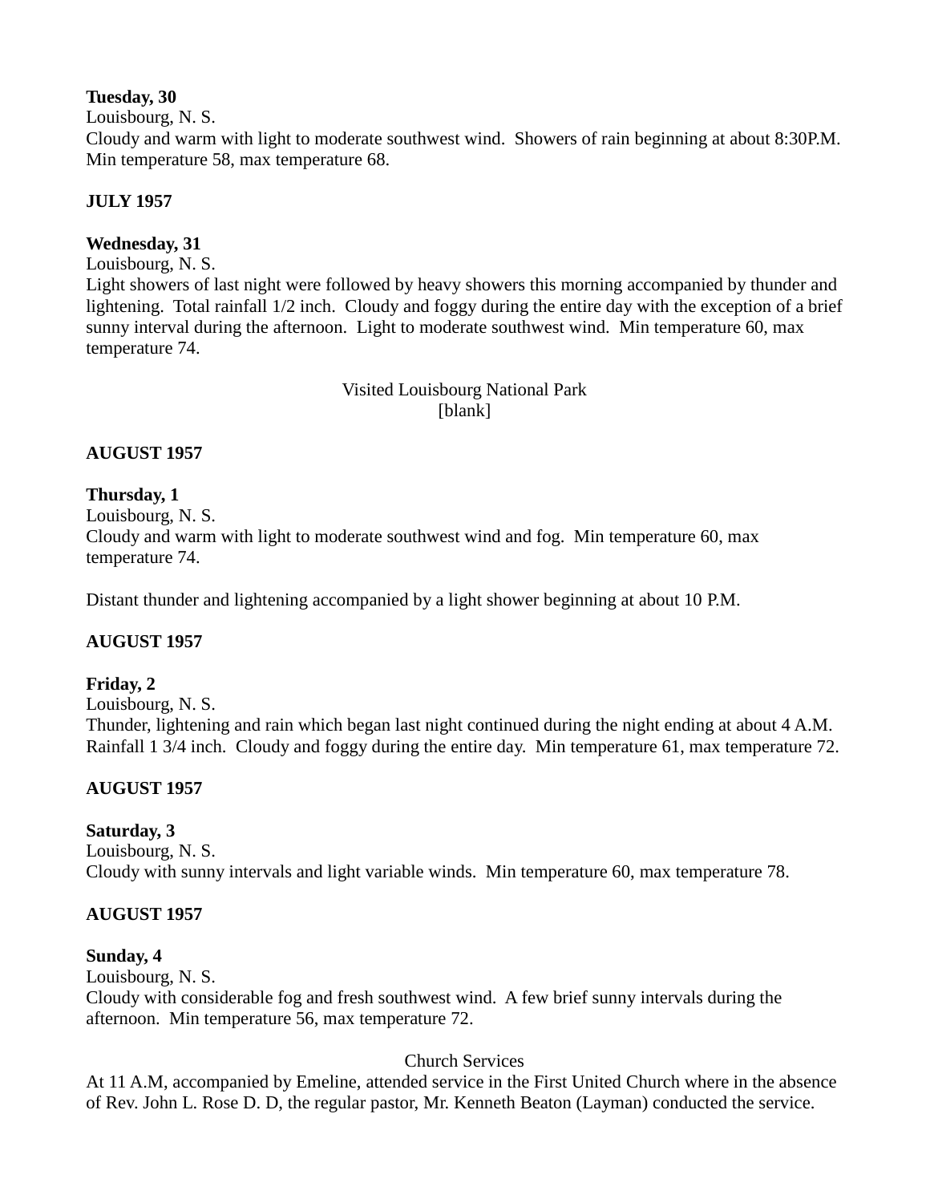**Tuesday, 30**
Louisbourg, N. S.
Cloudy and warm with light to moderate southwest wind. Showers of rain beginning at about 8:30P.M. Min temperature 58, max temperature 68.

**JULY 1957**

**Wednesday, 31**
Louisbourg, N. S.
Light showers of last night were followed by heavy showers this morning accompanied by thunder and lightening. Total rainfall 1/2 inch. Cloudy and foggy during the entire day with the exception of a brief sunny interval during the afternoon. Light to moderate southwest wind. Min temperature 60, max temperature 74.

Visited Louisbourg National Park
[blank]

**AUGUST 1957**

**Thursday, 1**
Louisbourg, N. S.
Cloudy and warm with light to moderate southwest wind and fog. Min temperature 60, max temperature 74.

Distant thunder and lightening accompanied by a light shower beginning at about 10 P.M.

**AUGUST 1957**

**Friday, 2**
Louisbourg, N. S.
Thunder, lightening and rain which began last night continued during the night ending at about 4 A.M. Rainfall 1 3/4 inch. Cloudy and foggy during the entire day. Min temperature 61, max temperature 72.

**AUGUST 1957**

**Saturday, 3**
Louisbourg, N. S.
Cloudy with sunny intervals and light variable winds. Min temperature 60, max temperature 78.

**AUGUST 1957**

**Sunday, 4**
Louisbourg, N. S.
Cloudy with considerable fog and fresh southwest wind. A few brief sunny intervals during the afternoon. Min temperature 56, max temperature 72.

Church Services
At 11 A.M, accompanied by Emeline, attended service in the First United Church where in the absence of Rev. John L. Rose D. D, the regular pastor, Mr. Kenneth Beaton (Layman) conducted the service.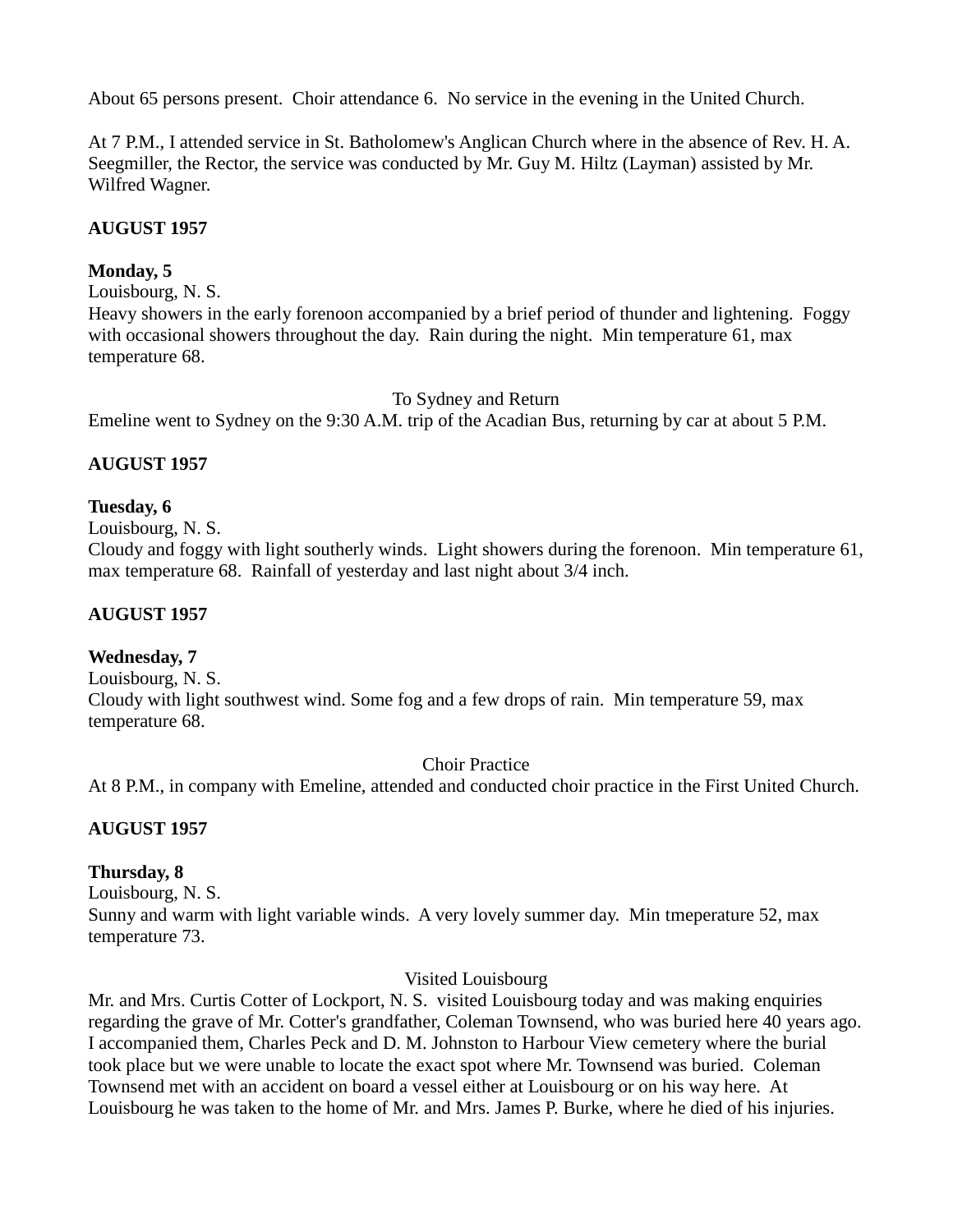About 65 persons present. Choir attendance 6. No service in the evening in the United Church.

At 7 P.M., I attended service in St. Batholomew's Anglican Church where in the absence of Rev. H. A. Seegmiller, the Rector, the service was conducted by Mr. Guy M. Hiltz (Layman) assisted by Mr. Wilfred Wagner.

**AUGUST 1957**

**Monday, 5**
Louisbourg, N. S.
Heavy showers in the early forenoon accompanied by a brief period of thunder and lightening. Foggy with occasional showers throughout the day. Rain during the night. Min temperature 61, max temperature 68.

To Sydney and Return

Emeline went to Sydney on the 9:30 A.M. trip of the Acadian Bus, returning by car at about 5 P.M.

**AUGUST 1957**

**Tuesday, 6**
Louisbourg, N. S.
Cloudy and foggy with light southerly winds. Light showers during the forenoon. Min temperature 61, max temperature 68. Rainfall of yesterday and last night about 3/4 inch.

**AUGUST 1957**

**Wednesday, 7**
Louisbourg, N. S.
Cloudy with light southwest wind. Some fog and a few drops of rain. Min temperature 59, max temperature 68.

Choir Practice

At 8 P.M., in company with Emeline, attended and conducted choir practice in the First United Church.

**AUGUST 1957**

**Thursday, 8**
Louisbourg, N. S.
Sunny and warm with light variable winds. A very lovely summer day. Min tmeperature 52, max temperature 73.

Visited Louisbourg

Mr. and Mrs. Curtis Cotter of Lockport, N. S. visited Louisbourg today and was making enquiries regarding the grave of Mr. Cotter's grandfather, Coleman Townsend, who was buried here 40 years ago. I accompanied them, Charles Peck and D. M. Johnston to Harbour View cemetery where the burial took place but we were unable to locate the exact spot where Mr. Townsend was buried. Coleman Townsend met with an accident on board a vessel either at Louisbourg or on his way here. At Louisbourg he was taken to the home of Mr. and Mrs. James P. Burke, where he died of his injuries.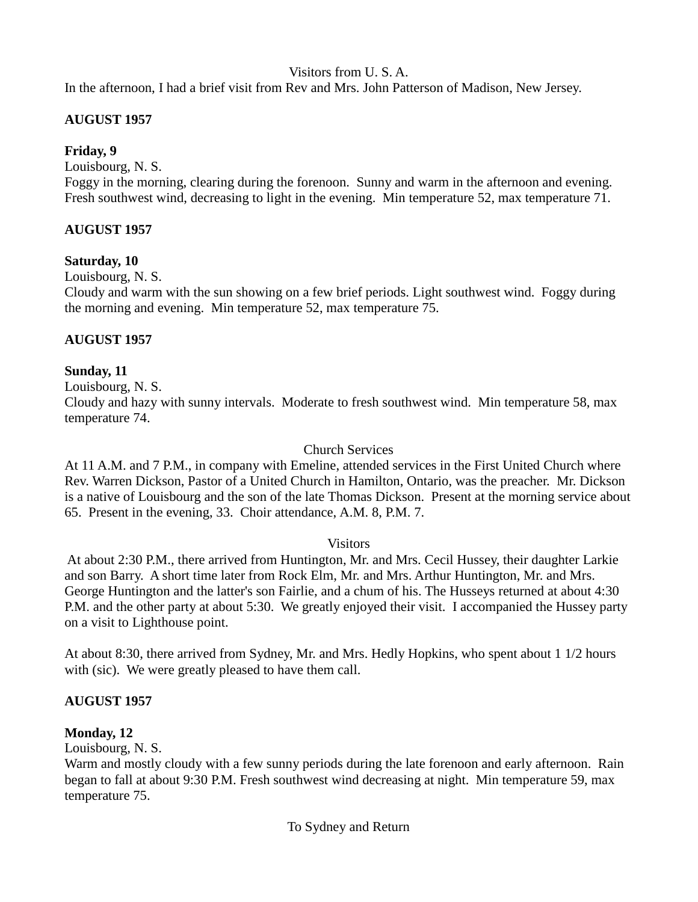Visitors from U. S. A.

In the afternoon, I had a brief visit from Rev and Mrs. John Patterson of Madison, New Jersey.

**AUGUST 1957**

**Friday, 9**

Louisbourg, N. S.

Foggy in the morning, clearing during the forenoon. Sunny and warm in the afternoon and evening. Fresh southwest wind, decreasing to light in the evening. Min temperature 52, max temperature 71.

**AUGUST 1957**

**Saturday, 10**

Louisbourg, N. S.

Cloudy and warm with the sun showing on a few brief periods. Light southwest wind. Foggy during the morning and evening. Min temperature 52, max temperature 75.

**AUGUST 1957**

**Sunday, 11**

Louisbourg, N. S.

Cloudy and hazy with sunny intervals. Moderate to fresh southwest wind. Min temperature 58, max temperature 74.

Church Services

At 11 A.M. and 7 P.M., in company with Emeline, attended services in the First United Church where Rev. Warren Dickson, Pastor of a United Church in Hamilton, Ontario, was the preacher. Mr. Dickson is a native of Louisbourg and the son of the late Thomas Dickson. Present at the morning service about 65. Present in the evening, 33. Choir attendance, A.M. 8, P.M. 7.

Visitors

At about 2:30 P.M., there arrived from Huntington, Mr. and Mrs. Cecil Hussey, their daughter Larkie and son Barry. A short time later from Rock Elm, Mr. and Mrs. Arthur Huntington, Mr. and Mrs. George Huntington and the latter's son Fairlie, and a chum of his. The Husseys returned at about 4:30 P.M. and the other party at about 5:30. We greatly enjoyed their visit. I accompanied the Hussey party on a visit to Lighthouse point.

At about 8:30, there arrived from Sydney, Mr. and Mrs. Hedly Hopkins, who spent about 1 1/2 hours with (sic). We were greatly pleased to have them call.

**AUGUST 1957**

**Monday, 12**

Louisbourg, N. S.

Warm and mostly cloudy with a few sunny periods during the late forenoon and early afternoon. Rain began to fall at about 9:30 P.M. Fresh southwest wind decreasing at night. Min temperature 59, max temperature 75.

To Sydney and Return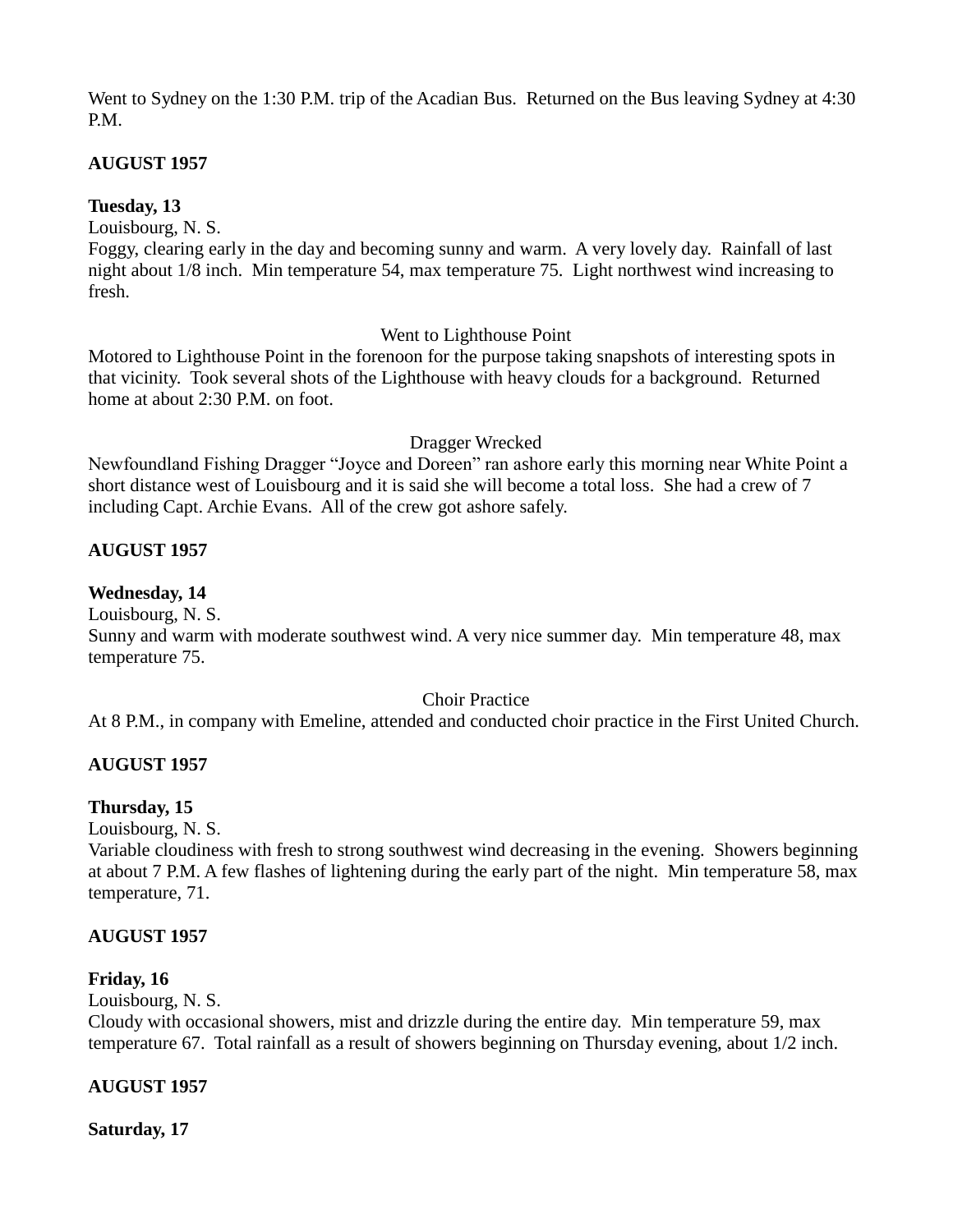Went to Sydney on the 1:30 P.M. trip of the Acadian Bus. Returned on the Bus leaving Sydney at 4:30 P.M.

**AUGUST 1957**

**Tuesday, 13**

Louisbourg, N. S.

Foggy, clearing early in the day and becoming sunny and warm. A very lovely day. Rainfall of last night about 1/8 inch. Min temperature 54, max temperature 75. Light northwest wind increasing to fresh.

Went to Lighthouse Point

Motored to Lighthouse Point in the forenoon for the purpose taking snapshots of interesting spots in that vicinity. Took several shots of the Lighthouse with heavy clouds for a background. Returned home at about 2:30 P.M. on foot.

Dragger Wrecked

Newfoundland Fishing Dragger "Joyce and Doreen" ran ashore early this morning near White Point a short distance west of Louisbourg and it is said she will become a total loss. She had a crew of 7 including Capt. Archie Evans. All of the crew got ashore safely.

**AUGUST 1957**

**Wednesday, 14**

Louisbourg, N. S.

Sunny and warm with moderate southwest wind. A very nice summer day. Min temperature 48, max temperature 75.

Choir Practice

At 8 P.M., in company with Emeline, attended and conducted choir practice in the First United Church.

**AUGUST 1957**

**Thursday, 15**

Louisbourg, N. S.

Variable cloudiness with fresh to strong southwest wind decreasing in the evening. Showers beginning at about 7 P.M. A few flashes of lightening during the early part of the night. Min temperature 58, max temperature, 71.

**AUGUST 1957**

**Friday, 16**

Louisbourg, N. S.

Cloudy with occasional showers, mist and drizzle during the entire day. Min temperature 59, max temperature 67. Total rainfall as a result of showers beginning on Thursday evening, about 1/2 inch.

**AUGUST 1957**

**Saturday, 17**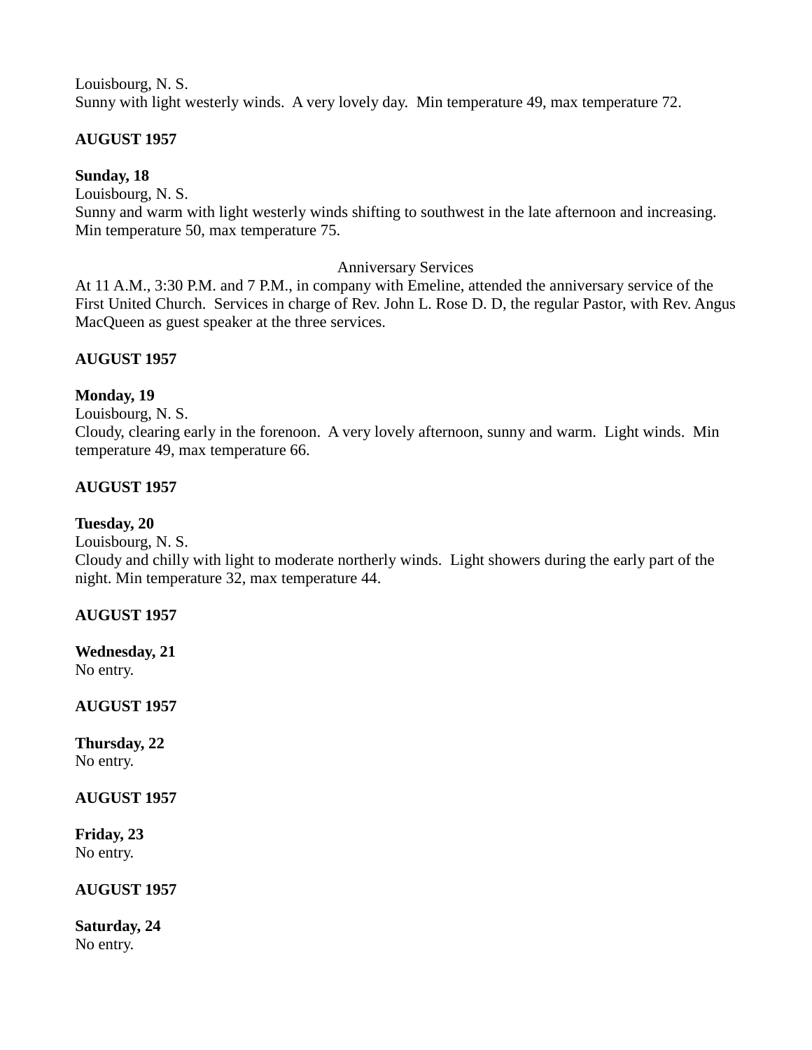Louisbourg, N. S.
Sunny with light westerly winds.  A very lovely day.  Min temperature 49, max temperature 72.

**AUGUST 1957**

**Sunday, 18**
Louisbourg, N. S.
Sunny and warm with light westerly winds shifting to southwest in the late afternoon and increasing. Min temperature 50, max temperature 75.

Anniversary Services

At 11 A.M., 3:30 P.M. and 7 P.M., in company with Emeline, attended the anniversary service of the First United Church.  Services in charge of Rev. John L. Rose D. D, the regular Pastor, with Rev. Angus MacQueen as guest speaker at the three services.

**AUGUST 1957**

**Monday, 19**
Louisbourg, N. S.
Cloudy, clearing early in the forenoon.  A very lovely afternoon, sunny and warm.  Light winds.  Min temperature 49, max temperature 66.

**AUGUST 1957**

**Tuesday, 20**
Louisbourg, N. S.
Cloudy and chilly with light to moderate northerly winds.  Light showers during the early part of the night. Min temperature 32, max temperature 44.

**AUGUST 1957**

**Wednesday, 21**
No entry.

**AUGUST 1957**

**Thursday, 22**
No entry.

**AUGUST 1957**

**Friday, 23**
No entry.

**AUGUST 1957**

**Saturday, 24**
No entry.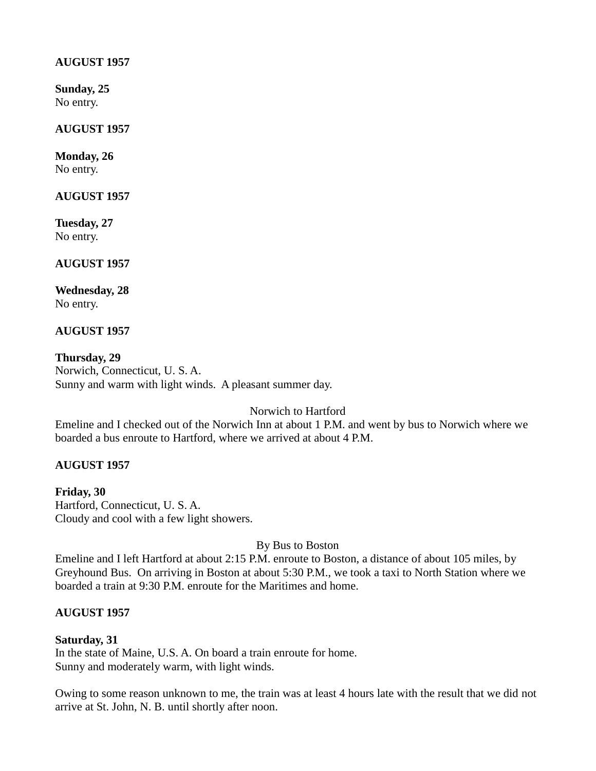**AUGUST 1957**

**Sunday, 25**
No entry.

**AUGUST 1957**

**Monday, 26**
No entry.

**AUGUST 1957**

**Tuesday, 27**
No entry.

**AUGUST 1957**

**Wednesday, 28**
No entry.

**AUGUST 1957**

**Thursday, 29**
Norwich, Connecticut, U. S. A.
Sunny and warm with light winds. A pleasant summer day.

Norwich to Hartford

Emeline and I checked out of the Norwich Inn at about 1 P.M. and went by bus to Norwich where we boarded a bus enroute to Hartford, where we arrived at about 4 P.M.

**AUGUST 1957**

**Friday, 30**
Hartford, Connecticut, U. S. A.
Cloudy and cool with a few light showers.

By Bus to Boston

Emeline and I left Hartford at about 2:15 P.M. enroute to Boston, a distance of about 105 miles, by Greyhound Bus. On arriving in Boston at about 5:30 P.M., we took a taxi to North Station where we boarded a train at 9:30 P.M. enroute for the Maritimes and home.

**AUGUST 1957**

**Saturday, 31**
In the state of Maine, U.S. A. On board a train enroute for home.
Sunny and moderately warm, with light winds.

Owing to some reason unknown to me, the train was at least 4 hours late with the result that we did not arrive at St. John, N. B. until shortly after noon.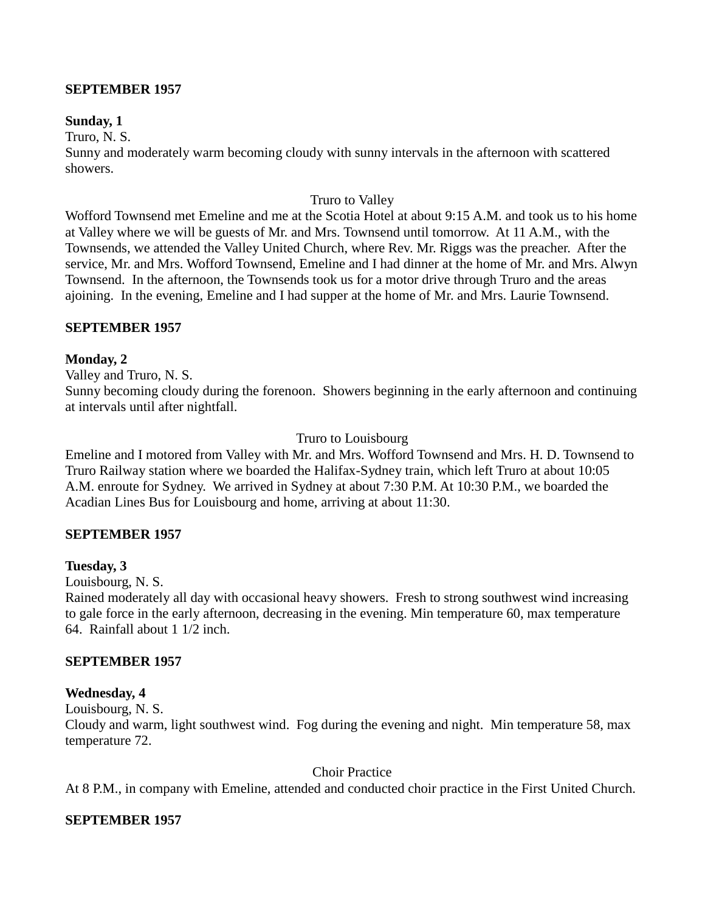**SEPTEMBER 1957**

**Sunday, 1**
Truro, N. S.
Sunny and moderately warm becoming cloudy with sunny intervals in the afternoon with scattered showers.

Truro to Valley

Wofford Townsend met Emeline and me at the Scotia Hotel at about 9:15 A.M. and took us to his home at Valley where we will be guests of Mr. and Mrs. Townsend until tomorrow. At 11 A.M., with the Townsends, we attended the Valley United Church, where Rev. Mr. Riggs was the preacher. After the service, Mr. and Mrs. Wofford Townsend, Emeline and I had dinner at the home of Mr. and Mrs. Alwyn Townsend. In the afternoon, the Townsends took us for a motor drive through Truro and the areas ajoining. In the evening, Emeline and I had supper at the home of Mr. and Mrs. Laurie Townsend.

**SEPTEMBER 1957**

**Monday, 2**
Valley and Truro, N. S.
Sunny becoming cloudy during the forenoon. Showers beginning in the early afternoon and continuing at intervals until after nightfall.

Truro to Louisbourg

Emeline and I motored from Valley with Mr. and Mrs. Wofford Townsend and Mrs. H. D. Townsend to Truro Railway station where we boarded the Halifax-Sydney train, which left Truro at about 10:05 A.M. enroute for Sydney. We arrived in Sydney at about 7:30 P.M. At 10:30 P.M., we boarded the Acadian Lines Bus for Louisbourg and home, arriving at about 11:30.

**SEPTEMBER 1957**

**Tuesday, 3**
Louisbourg, N. S.
Rained moderately all day with occasional heavy showers. Fresh to strong southwest wind increasing to gale force in the early afternoon, decreasing in the evening. Min temperature 60, max temperature 64. Rainfall about 1 1/2 inch.

**SEPTEMBER 1957**

**Wednesday, 4**
Louisbourg, N. S.
Cloudy and warm, light southwest wind. Fog during the evening and night. Min temperature 58, max temperature 72.

Choir Practice

At 8 P.M., in company with Emeline, attended and conducted choir practice in the First United Church.

**SEPTEMBER 1957**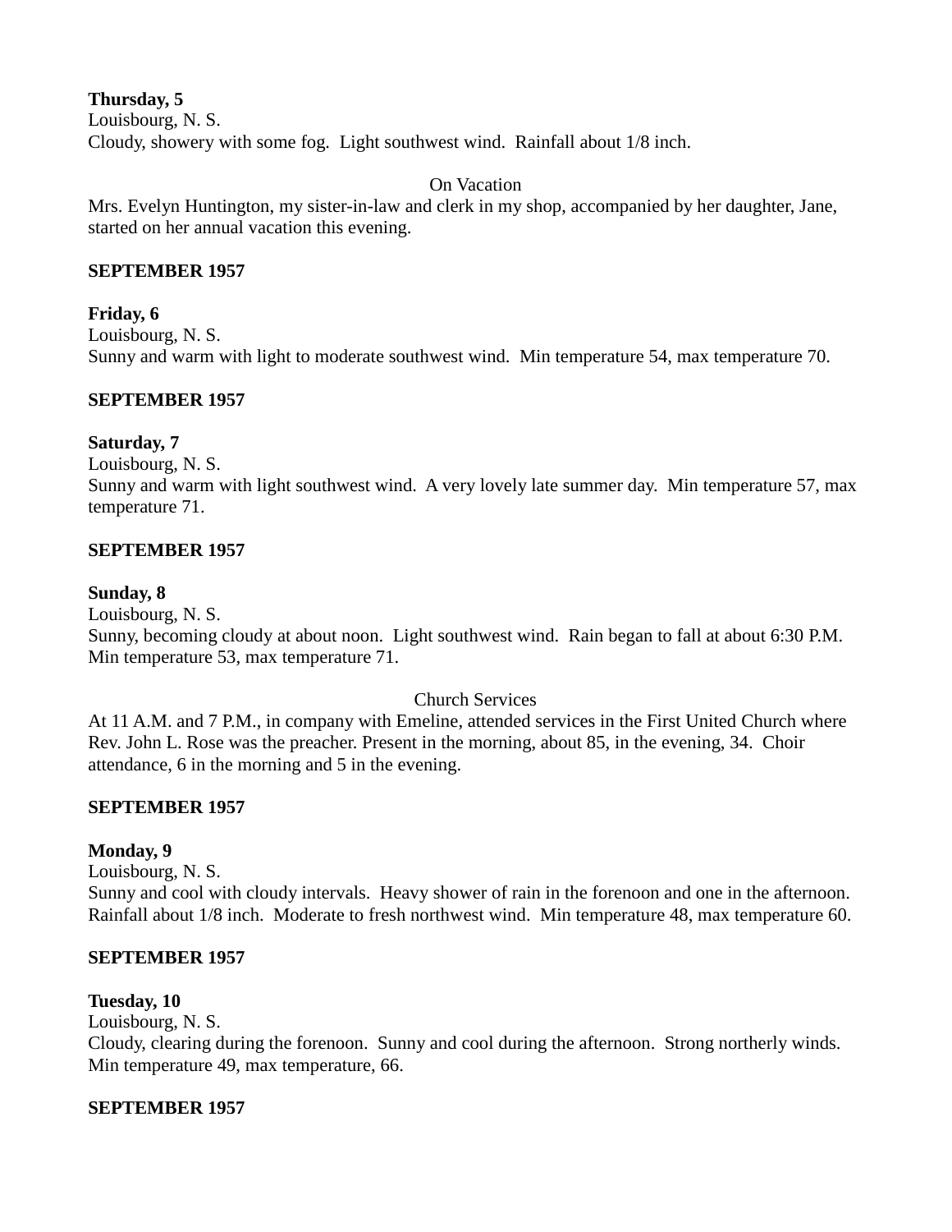**Thursday, 5**
Louisbourg, N. S.
Cloudy, showery with some fog. Light southwest wind. Rainfall about 1/8 inch.

On Vacation

Mrs. Evelyn Huntington, my sister-in-law and clerk in my shop, accompanied by her daughter, Jane, started on her annual vacation this evening.

**SEPTEMBER 1957**

**Friday, 6**
Louisbourg, N. S.
Sunny and warm with light to moderate southwest wind. Min temperature 54, max temperature 70.

**SEPTEMBER 1957**

**Saturday, 7**
Louisbourg, N. S.
Sunny and warm with light southwest wind. A very lovely late summer day. Min temperature 57, max temperature 71.

**SEPTEMBER 1957**

**Sunday, 8**
Louisbourg, N. S.
Sunny, becoming cloudy at about noon. Light southwest wind. Rain began to fall at about 6:30 P.M. Min temperature 53, max temperature 71.

Church Services

At 11 A.M. and 7 P.M., in company with Emeline, attended services in the First United Church where Rev. John L. Rose was the preacher. Present in the morning, about 85, in the evening, 34. Choir attendance, 6 in the morning and 5 in the evening.

**SEPTEMBER 1957**

**Monday, 9**
Louisbourg, N. S.
Sunny and cool with cloudy intervals. Heavy shower of rain in the forenoon and one in the afternoon. Rainfall about 1/8 inch. Moderate to fresh northwest wind. Min temperature 48, max temperature 60.

**SEPTEMBER 1957**

**Tuesday, 10**
Louisbourg, N. S.
Cloudy, clearing during the forenoon. Sunny and cool during the afternoon. Strong northerly winds. Min temperature 49, max temperature, 66.

**SEPTEMBER 1957**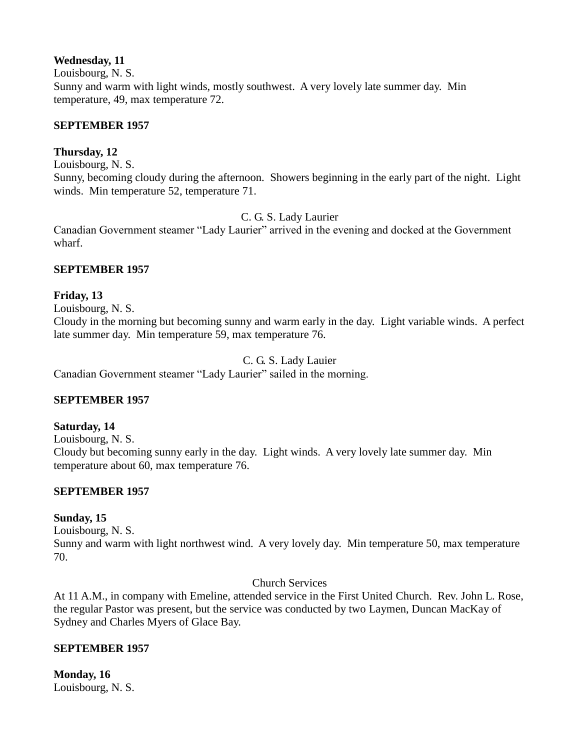**Wednesday, 11**
Louisbourg, N. S.
Sunny and warm with light winds, mostly southwest. A very lovely late summer day. Min temperature, 49, max temperature 72.

**SEPTEMBER 1957**

**Thursday, 12**
Louisbourg, N. S.
Sunny, becoming cloudy during the afternoon. Showers beginning in the early part of the night. Light winds. Min temperature 52, temperature 71.

C. G. S. Lady Laurier

Canadian Government steamer "Lady Laurier" arrived in the evening and docked at the Government wharf.

**SEPTEMBER 1957**

**Friday, 13**
Louisbourg, N. S.
Cloudy in the morning but becoming sunny and warm early in the day. Light variable winds. A perfect late summer day. Min temperature 59, max temperature 76.

C. G. S. Lady Lauier

Canadian Government steamer "Lady Laurier" sailed in the morning.

**SEPTEMBER 1957**

**Saturday, 14**
Louisbourg, N. S.
Cloudy but becoming sunny early in the day. Light winds. A very lovely late summer day. Min temperature about 60, max temperature 76.

**SEPTEMBER 1957**

**Sunday, 15**
Louisbourg, N. S.
Sunny and warm with light northwest wind. A very lovely day. Min temperature 50, max temperature 70.

Church Services

At 11 A.M., in company with Emeline, attended service in the First United Church. Rev. John L. Rose, the regular Pastor was present, but the service was conducted by two Laymen, Duncan MacKay of Sydney and Charles Myers of Glace Bay.

**SEPTEMBER 1957**

**Monday, 16**
Louisbourg, N. S.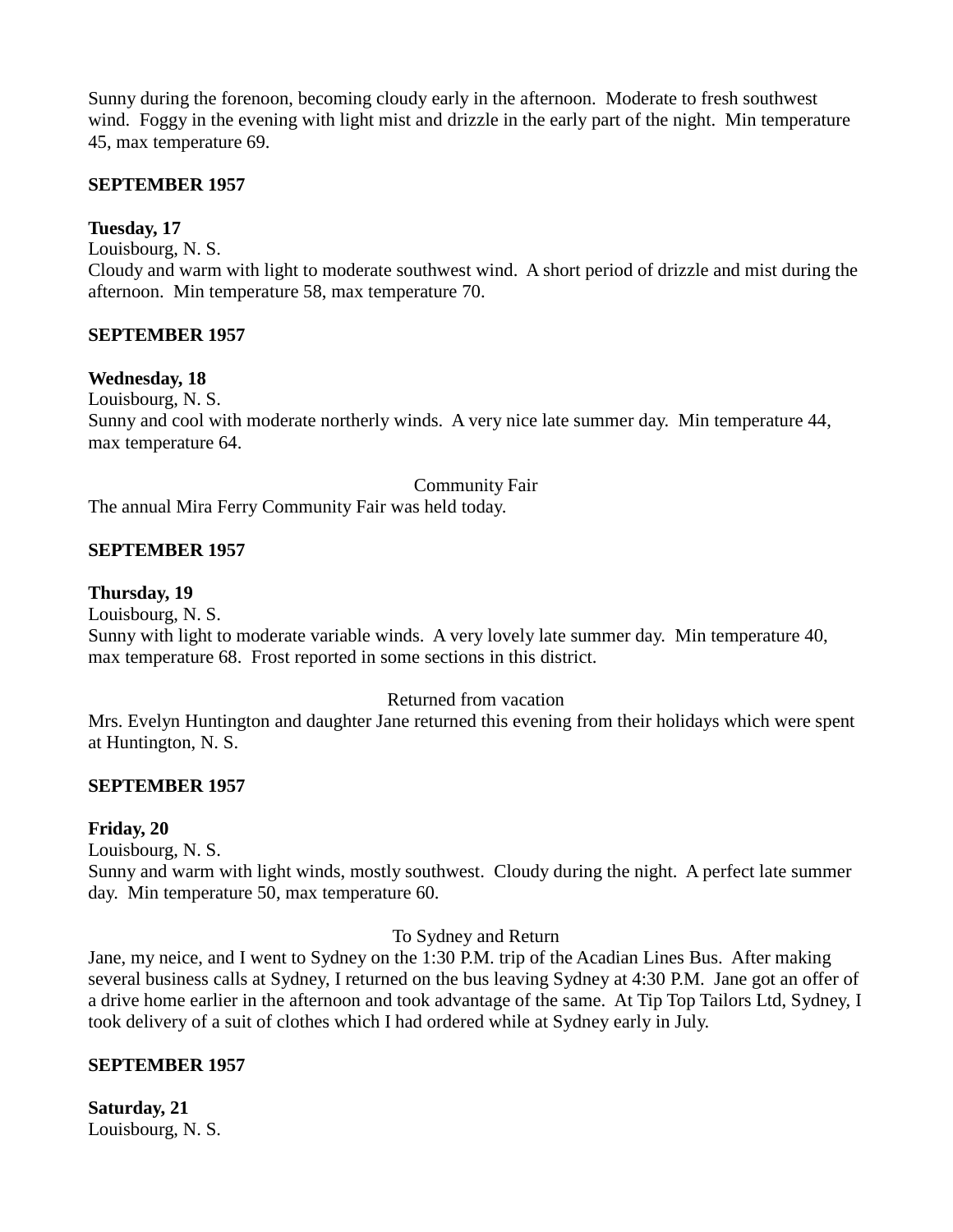Sunny during the forenoon, becoming cloudy early in the afternoon. Moderate to fresh southwest wind. Foggy in the evening with light mist and drizzle in the early part of the night. Min temperature 45, max temperature 69.

**SEPTEMBER 1957**

**Tuesday, 17**
Louisbourg, N. S.
Cloudy and warm with light to moderate southwest wind. A short period of drizzle and mist during the afternoon. Min temperature 58, max temperature 70.

**SEPTEMBER 1957**

**Wednesday, 18**
Louisbourg, N. S.
Sunny and cool with moderate northerly winds. A very nice late summer day. Min temperature 44, max temperature 64.

Community Fair

The annual Mira Ferry Community Fair was held today.

**SEPTEMBER 1957**

**Thursday, 19**
Louisbourg, N. S.
Sunny with light to moderate variable winds. A very lovely late summer day. Min temperature 40, max temperature 68. Frost reported in some sections in this district.

Returned from vacation

Mrs. Evelyn Huntington and daughter Jane returned this evening from their holidays which were spent at Huntington, N. S.

**SEPTEMBER 1957**

**Friday, 20**
Louisbourg, N. S.
Sunny and warm with light winds, mostly southwest. Cloudy during the night. A perfect late summer day. Min temperature 50, max temperature 60.

To Sydney and Return

Jane, my neice, and I went to Sydney on the 1:30 P.M. trip of the Acadian Lines Bus. After making several business calls at Sydney, I returned on the bus leaving Sydney at 4:30 P.M. Jane got an offer of a drive home earlier in the afternoon and took advantage of the same. At Tip Top Tailors Ltd, Sydney, I took delivery of a suit of clothes which I had ordered while at Sydney early in July.

**SEPTEMBER 1957**

**Saturday, 21**
Louisbourg, N. S.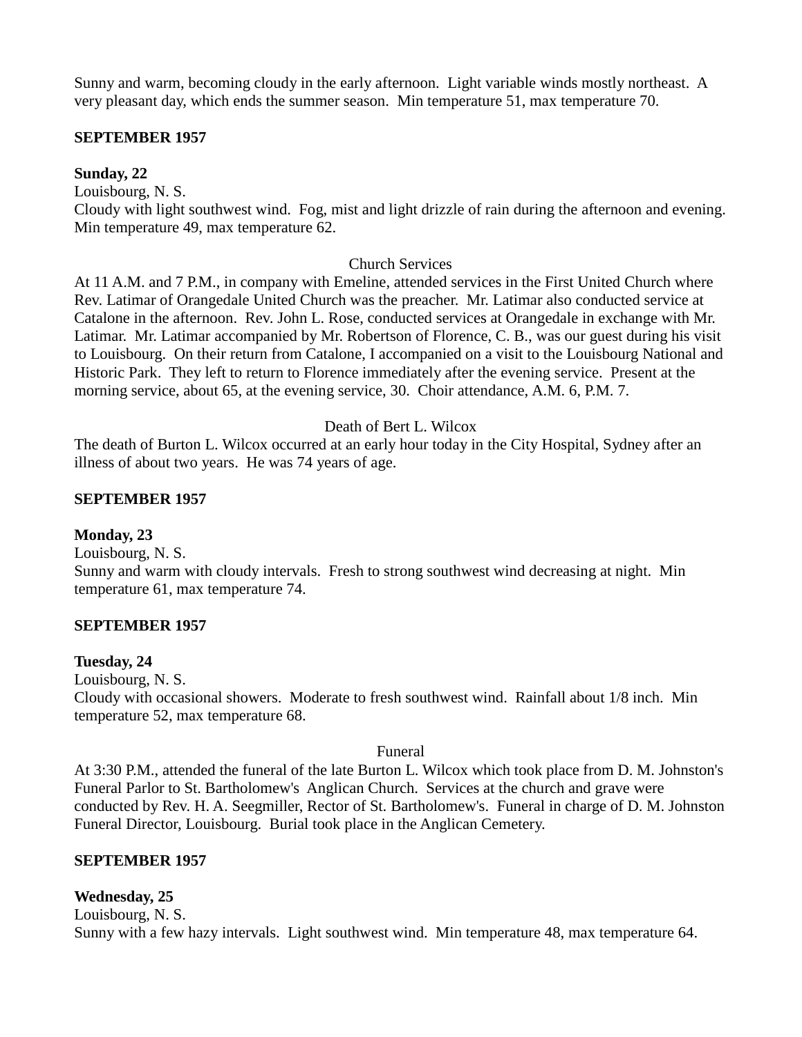Sunny and warm, becoming cloudy in the early afternoon. Light variable winds mostly northeast. A very pleasant day, which ends the summer season. Min temperature 51, max temperature 70.

**SEPTEMBER 1957**

**Sunday, 22**
Louisbourg, N. S.
Cloudy with light southwest wind. Fog, mist and light drizzle of rain during the afternoon and evening. Min temperature 49, max temperature 62.

Church Services

At 11 A.M. and 7 P.M., in company with Emeline, attended services in the First United Church where Rev. Latimar of Orangedale United Church was the preacher. Mr. Latimar also conducted service at Catalone in the afternoon. Rev. John L. Rose, conducted services at Orangedale in exchange with Mr. Latimar. Mr. Latimar accompanied by Mr. Robertson of Florence, C. B., was our guest during his visit to Louisbourg. On their return from Catalone, I accompanied on a visit to the Louisbourg National and Historic Park. They left to return to Florence immediately after the evening service. Present at the morning service, about 65, at the evening service, 30. Choir attendance, A.M. 6, P.M. 7.

Death of Bert L. Wilcox

The death of Burton L. Wilcox occurred at an early hour today in the City Hospital, Sydney after an illness of about two years. He was 74 years of age.

**SEPTEMBER 1957**

**Monday, 23**
Louisbourg, N. S.
Sunny and warm with cloudy intervals. Fresh to strong southwest wind decreasing at night. Min temperature 61, max temperature 74.

**SEPTEMBER 1957**

**Tuesday, 24**
Louisbourg, N. S.
Cloudy with occasional showers. Moderate to fresh southwest wind. Rainfall about 1/8 inch. Min temperature 52, max temperature 68.

Funeral

At 3:30 P.M., attended the funeral of the late Burton L. Wilcox which took place from D. M. Johnston's Funeral Parlor to St. Bartholomew's Anglican Church. Services at the church and grave were conducted by Rev. H. A. Seegmiller, Rector of St. Bartholomew's. Funeral in charge of D. M. Johnston Funeral Director, Louisbourg. Burial took place in the Anglican Cemetery.

**SEPTEMBER 1957**

**Wednesday, 25**
Louisbourg, N. S.
Sunny with a few hazy intervals. Light southwest wind. Min temperature 48, max temperature 64.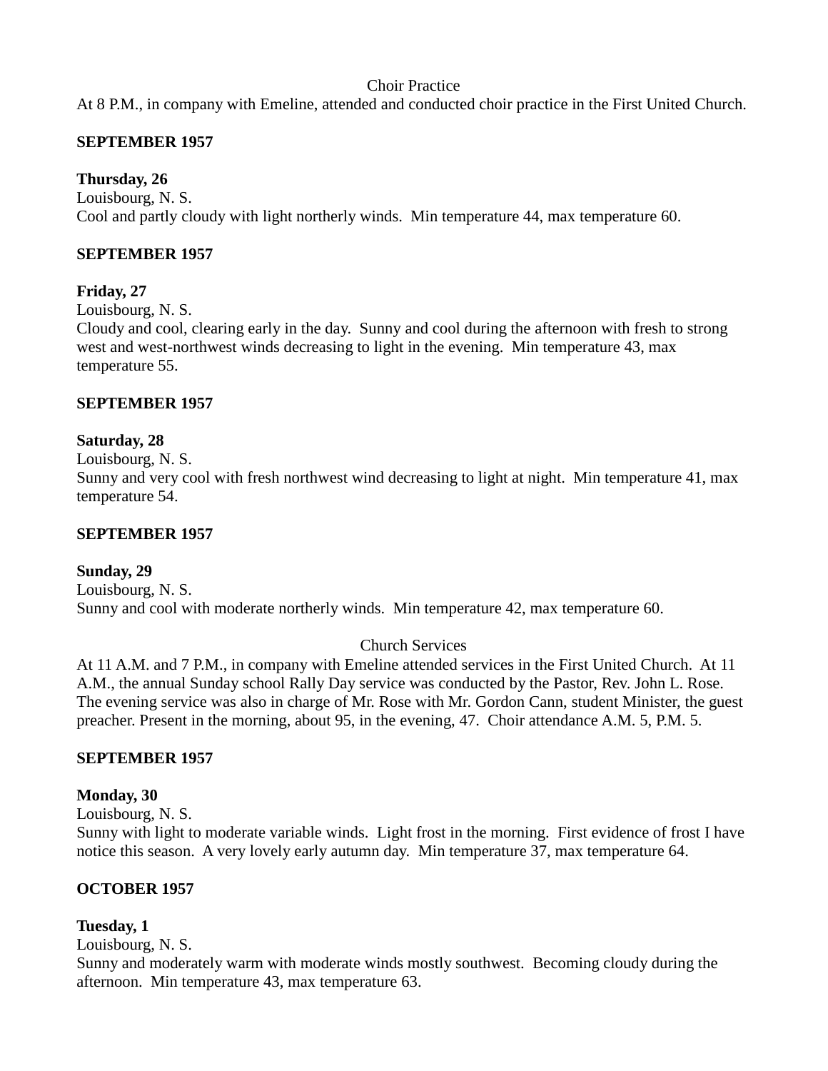Choir Practice

At 8 P.M., in company with Emeline, attended and conducted choir practice in the First United Church.

**SEPTEMBER 1957**

**Thursday, 26**

Louisbourg, N. S.

Cool and partly cloudy with light northerly winds. Min temperature 44, max temperature 60.

**SEPTEMBER 1957**

**Friday, 27**

Louisbourg, N. S.

Cloudy and cool, clearing early in the day. Sunny and cool during the afternoon with fresh to strong west and west-northwest winds decreasing to light in the evening. Min temperature 43, max temperature 55.

**SEPTEMBER 1957**

**Saturday, 28**

Louisbourg, N. S.

Sunny and very cool with fresh northwest wind decreasing to light at night. Min temperature 41, max temperature 54.

**SEPTEMBER 1957**

**Sunday, 29**

Louisbourg, N. S.

Sunny and cool with moderate northerly winds. Min temperature 42, max temperature 60.

Church Services

At 11 A.M. and 7 P.M., in company with Emeline attended services in the First United Church. At 11 A.M., the annual Sunday school Rally Day service was conducted by the Pastor, Rev. John L. Rose. The evening service was also in charge of Mr. Rose with Mr. Gordon Cann, student Minister, the guest preacher. Present in the morning, about 95, in the evening, 47. Choir attendance A.M. 5, P.M. 5.

**SEPTEMBER 1957**

**Monday, 30**

Louisbourg, N. S.

Sunny with light to moderate variable winds. Light frost in the morning. First evidence of frost I have notice this season. A very lovely early autumn day. Min temperature 37, max temperature 64.

**OCTOBER 1957**

**Tuesday, 1**

Louisbourg, N. S.

Sunny and moderately warm with moderate winds mostly southwest. Becoming cloudy during the afternoon. Min temperature 43, max temperature 63.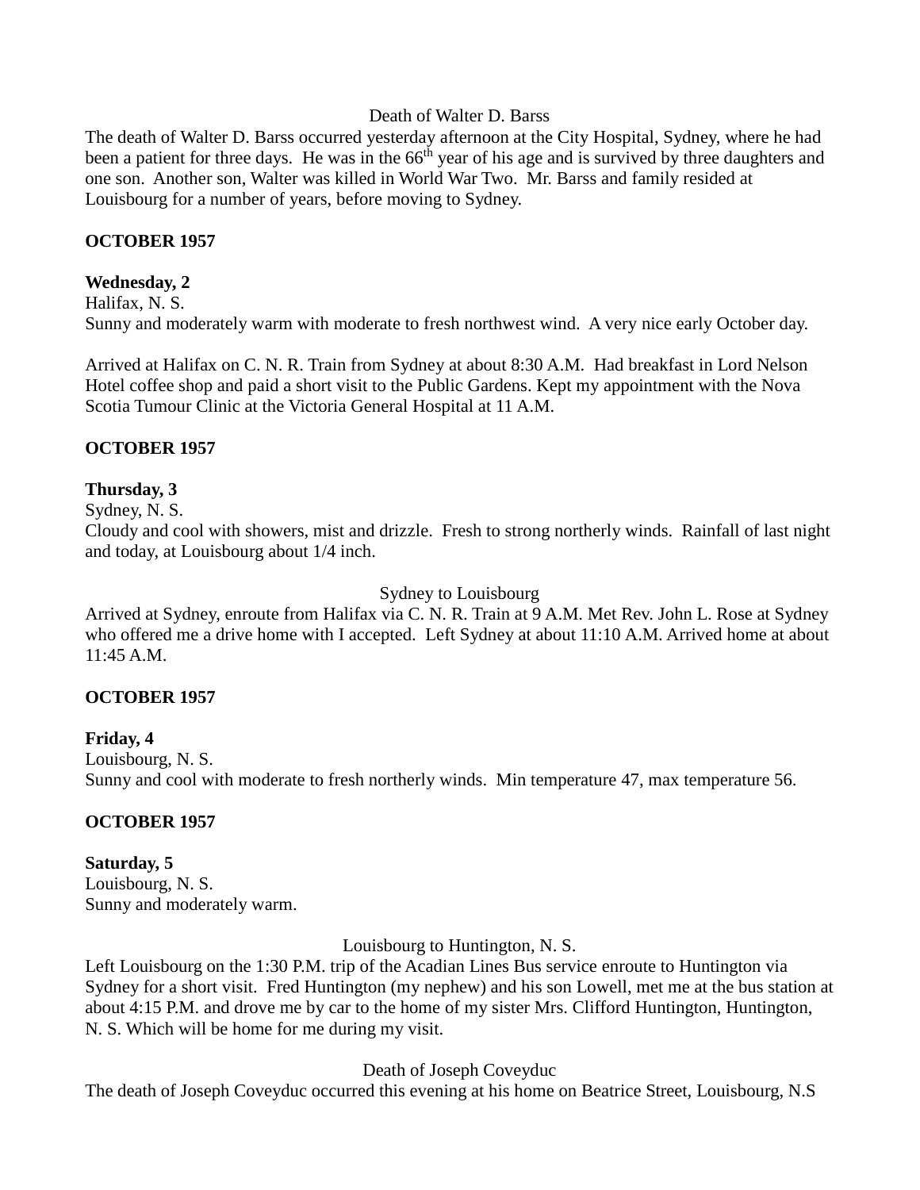Death of Walter D. Barss

The death of Walter D. Barss occurred yesterday afternoon at the City Hospital, Sydney, where he had been a patient for three days. He was in the 66th year of his age and is survived by three daughters and one son. Another son, Walter was killed in World War Two. Mr. Barss and family resided at Louisbourg for a number of years, before moving to Sydney.

**OCTOBER 1957**

**Wednesday, 2**

Halifax, N. S.

Sunny and moderately warm with moderate to fresh northwest wind. A very nice early October day.

Arrived at Halifax on C. N. R. Train from Sydney at about 8:30 A.M. Had breakfast in Lord Nelson Hotel coffee shop and paid a short visit to the Public Gardens. Kept my appointment with the Nova Scotia Tumour Clinic at the Victoria General Hospital at 11 A.M.

**OCTOBER 1957**

**Thursday, 3**

Sydney, N. S.

Cloudy and cool with showers, mist and drizzle. Fresh to strong northerly winds. Rainfall of last night and today, at Louisbourg about 1/4 inch.

Sydney to Louisbourg

Arrived at Sydney, enroute from Halifax via C. N. R. Train at 9 A.M. Met Rev. John L. Rose at Sydney who offered me a drive home with I accepted. Left Sydney at about 11:10 A.M. Arrived home at about 11:45 A.M.

**OCTOBER 1957**

**Friday, 4**

Louisbourg, N. S.

Sunny and cool with moderate to fresh northerly winds. Min temperature 47, max temperature 56.

**OCTOBER 1957**

**Saturday, 5**

Louisbourg, N. S.

Sunny and moderately warm.

Louisbourg to Huntington, N. S.

Left Louisbourg on the 1:30 P.M. trip of the Acadian Lines Bus service enroute to Huntington via Sydney for a short visit. Fred Huntington (my nephew) and his son Lowell, met me at the bus station at about 4:15 P.M. and drove me by car to the home of my sister Mrs. Clifford Huntington, Huntington, N. S. Which will be home for me during my visit.

Death of Joseph Coveyduc

The death of Joseph Coveyduc occurred this evening at his home on Beatrice Street, Louisbourg, N.S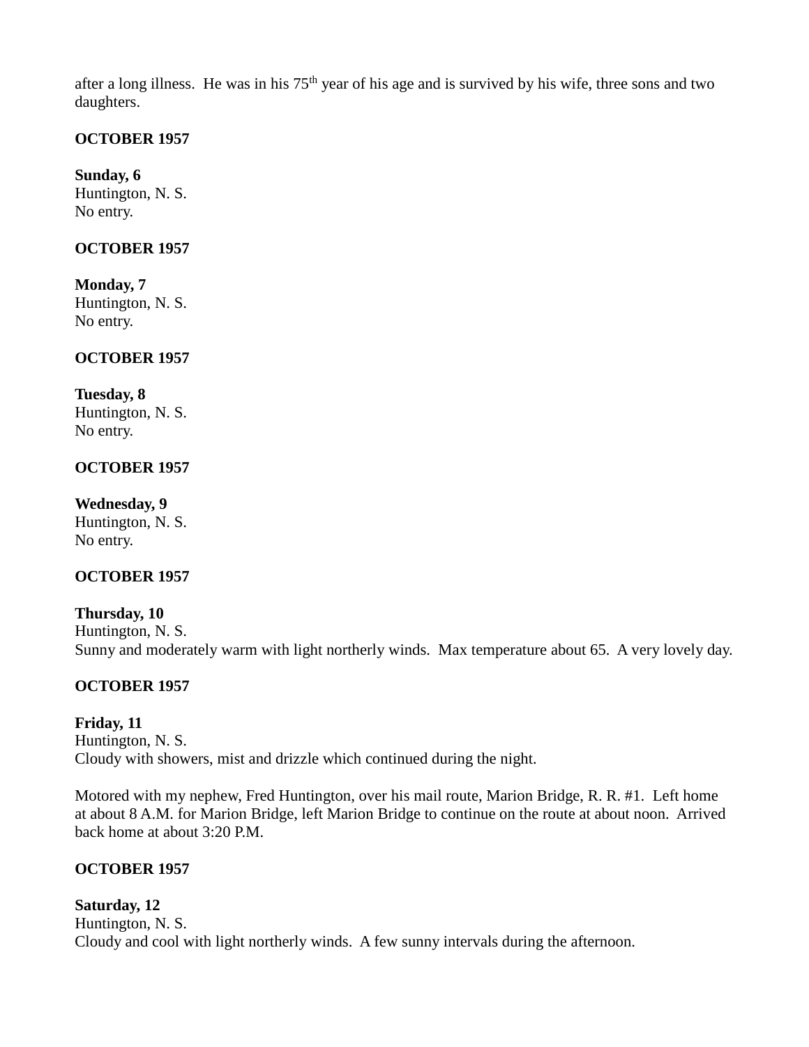after a long illness. He was in his 75th year of his age and is survived by his wife, three sons and two daughters.

**OCTOBER 1957**

**Sunday, 6**
Huntington, N. S.
No entry.

**OCTOBER 1957**

**Monday, 7**
Huntington, N. S.
No entry.

**OCTOBER 1957**

**Tuesday, 8**
Huntington, N. S.
No entry.

**OCTOBER 1957**

**Wednesday, 9**
Huntington, N. S.
No entry.

**OCTOBER 1957**

**Thursday, 10**
Huntington, N. S.
Sunny and moderately warm with light northerly winds. Max temperature about 65. A very lovely day.

**OCTOBER 1957**

**Friday, 11**
Huntington, N. S.
Cloudy with showers, mist and drizzle which continued during the night.

Motored with my nephew, Fred Huntington, over his mail route, Marion Bridge, R. R. #1. Left home at about 8 A.M. for Marion Bridge, left Marion Bridge to continue on the route at about noon. Arrived back home at about 3:20 P.M.

**OCTOBER 1957**

**Saturday, 12**
Huntington, N. S.
Cloudy and cool with light northerly winds. A few sunny intervals during the afternoon.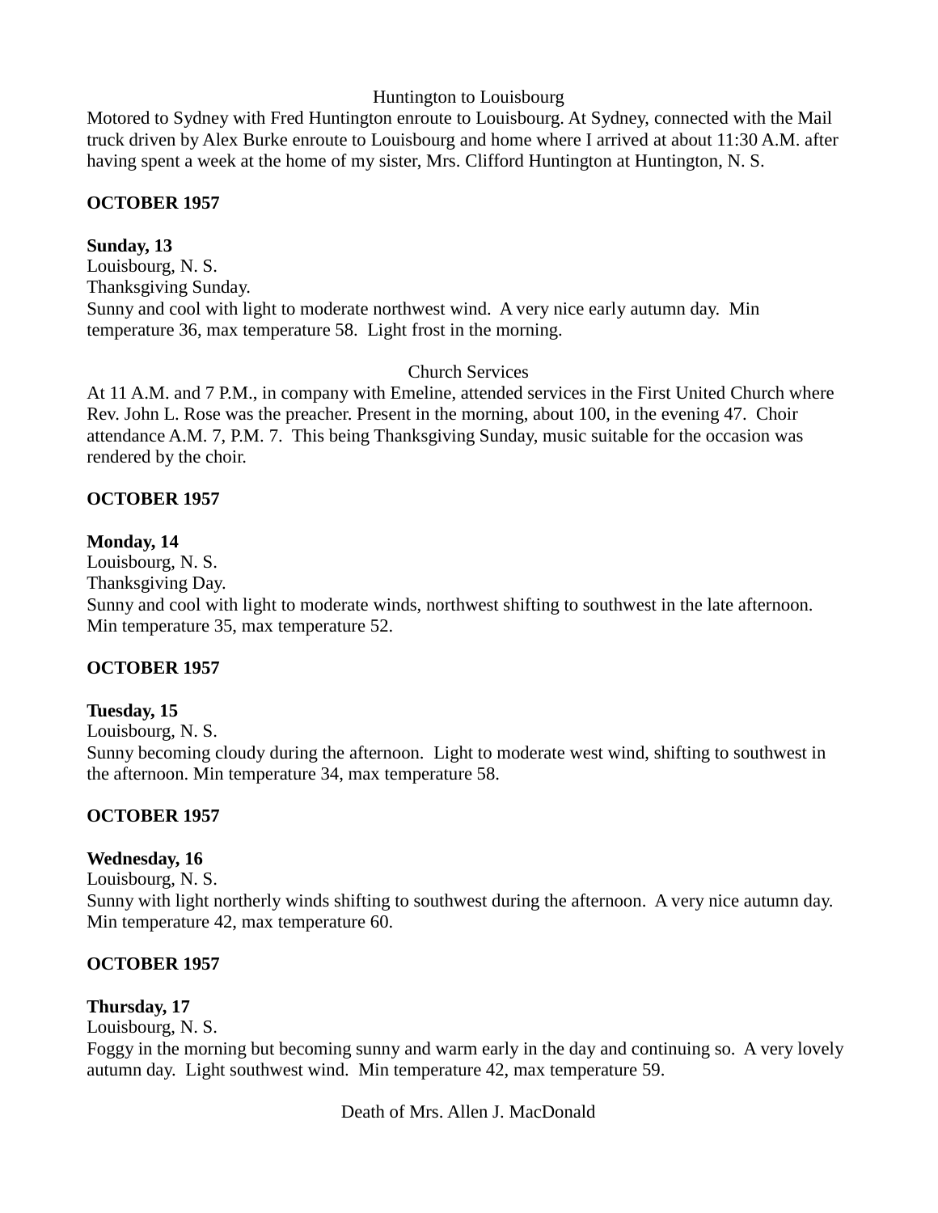Huntington to Louisbourg

Motored to Sydney with Fred Huntington enroute to Louisbourg. At Sydney, connected with the Mail truck driven by Alex Burke enroute to Louisbourg and home where I arrived at about 11:30 A.M. after having spent a week at the home of my sister, Mrs. Clifford Huntington at Huntington, N. S.

**OCTOBER 1957**

**Sunday, 13**
Louisbourg, N. S.
Thanksgiving Sunday.
Sunny and cool with light to moderate northwest wind. A very nice early autumn day. Min temperature 36, max temperature 58. Light frost in the morning.

Church Services

At 11 A.M. and 7 P.M., in company with Emeline, attended services in the First United Church where Rev. John L. Rose was the preacher. Present in the morning, about 100, in the evening 47. Choir attendance A.M. 7, P.M. 7. This being Thanksgiving Sunday, music suitable for the occasion was rendered by the choir.

**OCTOBER 1957**

**Monday, 14**
Louisbourg, N. S.
Thanksgiving Day.
Sunny and cool with light to moderate winds, northwest shifting to southwest in the late afternoon. Min temperature 35, max temperature 52.

**OCTOBER 1957**

**Tuesday, 15**
Louisbourg, N. S.
Sunny becoming cloudy during the afternoon. Light to moderate west wind, shifting to southwest in the afternoon. Min temperature 34, max temperature 58.

**OCTOBER 1957**

**Wednesday, 16**
Louisbourg, N. S.
Sunny with light northerly winds shifting to southwest during the afternoon. A very nice autumn day. Min temperature 42, max temperature 60.

**OCTOBER 1957**

**Thursday, 17**
Louisbourg, N. S.
Foggy in the morning but becoming sunny and warm early in the day and continuing so. A very lovely autumn day. Light southwest wind. Min temperature 42, max temperature 59.

Death of Mrs. Allen J. MacDonald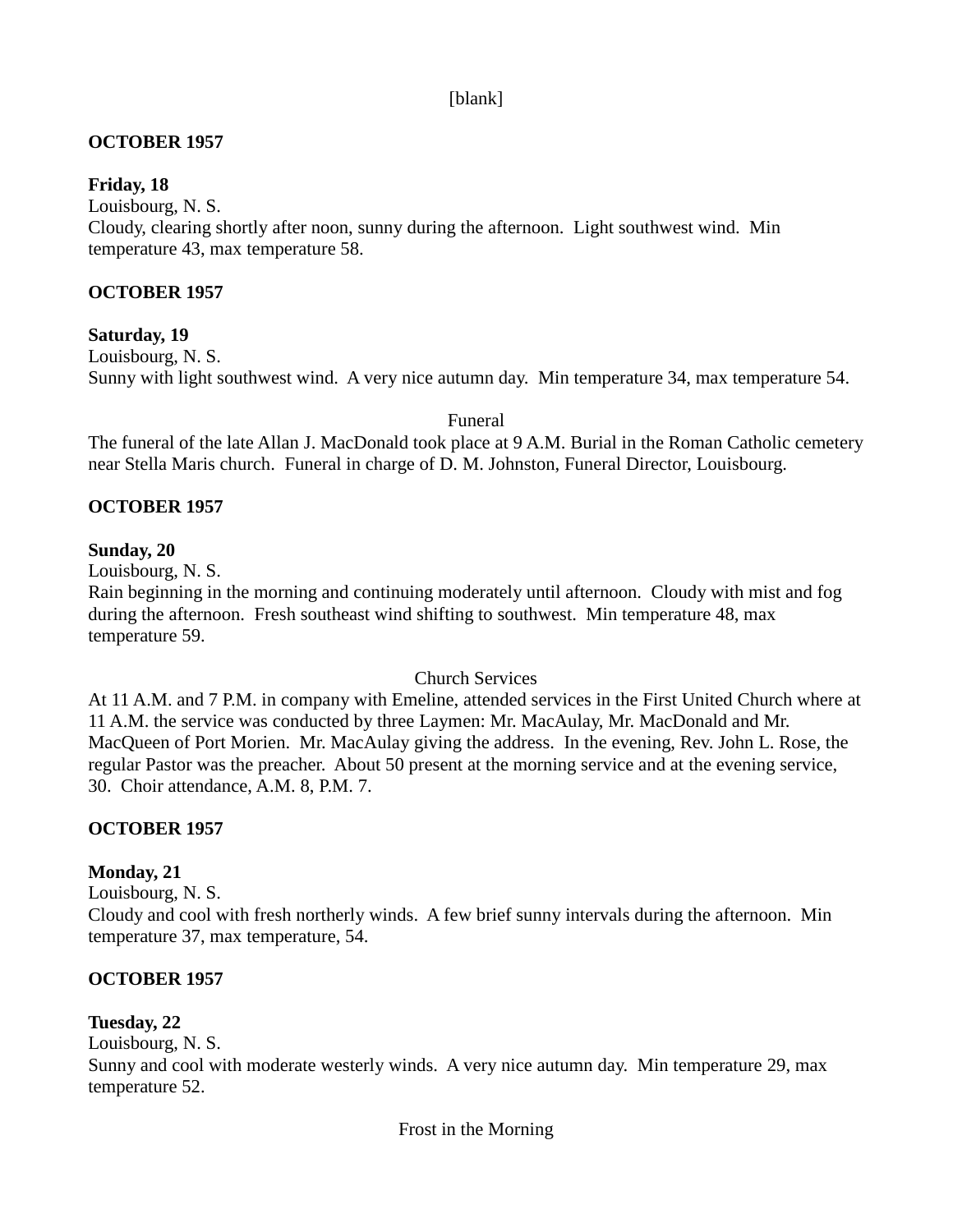[blank]

**OCTOBER 1957**

**Friday, 18**
Louisbourg, N. S.
Cloudy, clearing shortly after noon, sunny during the afternoon. Light southwest wind. Min temperature 43, max temperature 58.

**OCTOBER 1957**

**Saturday, 19**
Louisbourg, N. S.
Sunny with light southwest wind. A very nice autumn day. Min temperature 34, max temperature 54.

Funeral

The funeral of the late Allan J. MacDonald took place at 9 A.M. Burial in the Roman Catholic cemetery near Stella Maris church. Funeral in charge of D. M. Johnston, Funeral Director, Louisbourg.

**OCTOBER 1957**

**Sunday, 20**
Louisbourg, N. S.
Rain beginning in the morning and continuing moderately until afternoon. Cloudy with mist and fog during the afternoon. Fresh southeast wind shifting to southwest. Min temperature 48, max temperature 59.

Church Services

At 11 A.M. and 7 P.M. in company with Emeline, attended services in the First United Church where at 11 A.M. the service was conducted by three Laymen: Mr. MacAulay, Mr. MacDonald and Mr. MacQueen of Port Morien. Mr. MacAulay giving the address. In the evening, Rev. John L. Rose, the regular Pastor was the preacher. About 50 present at the morning service and at the evening service, 30. Choir attendance, A.M. 8, P.M. 7.

**OCTOBER 1957**

**Monday, 21**
Louisbourg, N. S.
Cloudy and cool with fresh northerly winds. A few brief sunny intervals during the afternoon. Min temperature 37, max temperature, 54.

**OCTOBER 1957**

**Tuesday, 22**
Louisbourg, N. S.
Sunny and cool with moderate westerly winds. A very nice autumn day. Min temperature 29, max temperature 52.

Frost in the Morning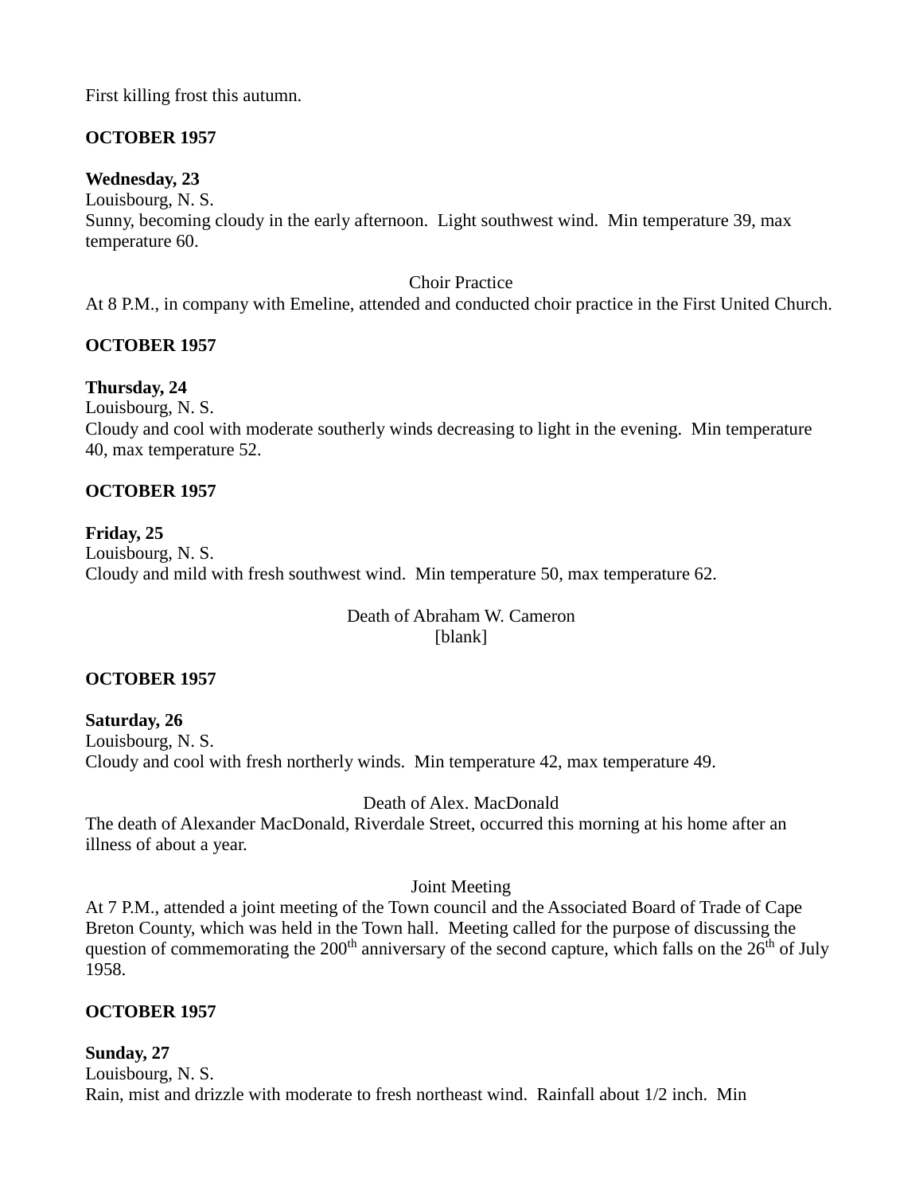First killing frost this autumn.

**OCTOBER 1957**

**Wednesday, 23**
Louisbourg, N. S.
Sunny, becoming cloudy in the early afternoon. Light southwest wind. Min temperature 39, max temperature 60.

Choir Practice

At 8 P.M., in company with Emeline, attended and conducted choir practice in the First United Church.

**OCTOBER 1957**

**Thursday, 24**
Louisbourg, N. S.
Cloudy and cool with moderate southerly winds decreasing to light in the evening. Min temperature 40, max temperature 52.

**OCTOBER 1957**

**Friday, 25**
Louisbourg, N. S.
Cloudy and mild with fresh southwest wind. Min temperature 50, max temperature 62.

Death of Abraham W. Cameron
[blank]

**OCTOBER 1957**

**Saturday, 26**
Louisbourg, N. S.
Cloudy and cool with fresh northerly winds. Min temperature 42, max temperature 49.

Death of Alex. MacDonald

The death of Alexander MacDonald, Riverdale Street, occurred this morning at his home after an illness of about a year.

Joint Meeting

At 7 P.M., attended a joint meeting of the Town council and the Associated Board of Trade of Cape Breton County, which was held in the Town hall. Meeting called for the purpose of discussing the question of commemorating the 200th anniversary of the second capture, which falls on the 26th of July 1958.

**OCTOBER 1957**

**Sunday, 27**
Louisbourg, N. S.
Rain, mist and drizzle with moderate to fresh northeast wind. Rainfall about 1/2 inch. Min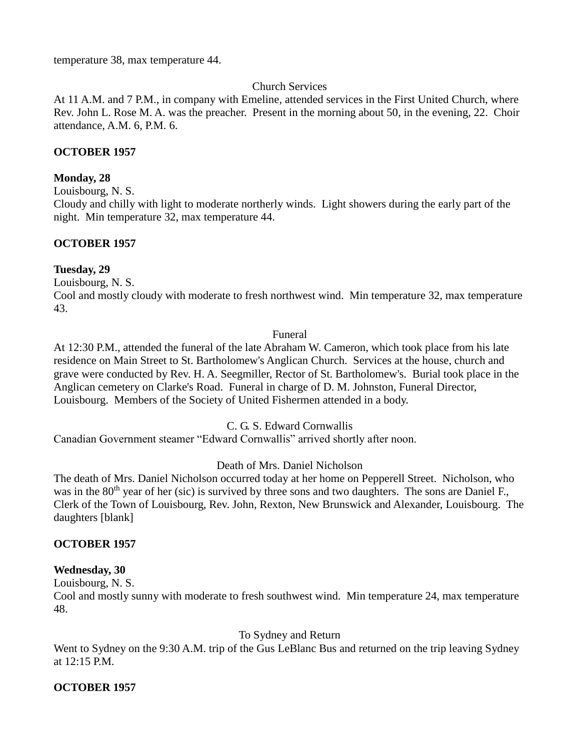temperature 38, max temperature 44.

Church Services

At 11 A.M. and 7 P.M., in company with Emeline, attended services in the First United Church, where Rev. John L. Rose M. A. was the preacher. Present in the morning about 50, in the evening, 22. Choir attendance, A.M. 6, P.M. 6.

**OCTOBER 1957**

**Monday, 28**

Louisbourg, N. S.

Cloudy and chilly with light to moderate northerly winds. Light showers during the early part of the night. Min temperature 32, max temperature 44.

**OCTOBER 1957**

**Tuesday, 29**

Louisbourg, N. S.

Cool and mostly cloudy with moderate to fresh northwest wind. Min temperature 32, max temperature 43.

Funeral

At 12:30 P.M., attended the funeral of the late Abraham W. Cameron, which took place from his late residence on Main Street to St. Bartholomew's Anglican Church. Services at the house, church and grave were conducted by Rev. H. A. Seegmiller, Rector of St. Bartholomew's. Burial took place in the Anglican cemetery on Clarke's Road. Funeral in charge of D. M. Johnston, Funeral Director, Louisbourg. Members of the Society of United Fishermen attended in a body.

C. G. S. Edward Cornwallis

Canadian Government steamer "Edward Cornwallis" arrived shortly after noon.

Death of Mrs. Daniel Nicholson

The death of Mrs. Daniel Nicholson occurred today at her home on Pepperell Street. Nicholson, who was in the 80th year of her (sic) is survived by three sons and two daughters. The sons are Daniel F., Clerk of the Town of Louisbourg, Rev. John, Rexton, New Brunswick and Alexander, Louisbourg. The daughters [blank]

**OCTOBER 1957**

**Wednesday, 30**

Louisbourg, N. S.

Cool and mostly sunny with moderate to fresh southwest wind. Min temperature 24, max temperature 48.

To Sydney and Return

Went to Sydney on the 9:30 A.M. trip of the Gus LeBlanc Bus and returned on the trip leaving Sydney at 12:15 P.M.

**OCTOBER 1957**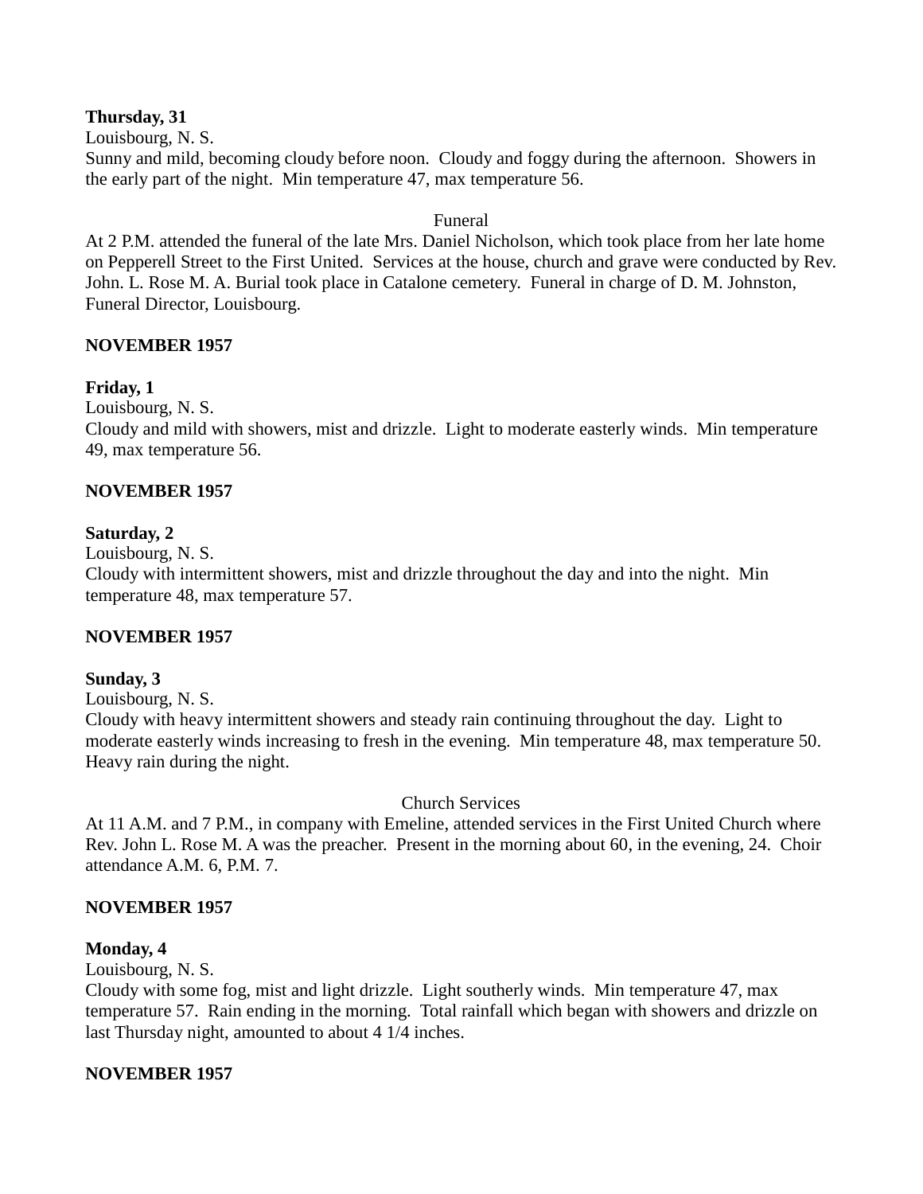**Thursday, 31**
Louisbourg, N. S.
Sunny and mild, becoming cloudy before noon. Cloudy and foggy during the afternoon. Showers in the early part of the night. Min temperature 47, max temperature 56.

Funeral

At 2 P.M. attended the funeral of the late Mrs. Daniel Nicholson, which took place from her late home on Pepperell Street to the First United. Services at the house, church and grave were conducted by Rev. John. L. Rose M. A. Burial took place in Catalone cemetery. Funeral in charge of D. M. Johnston, Funeral Director, Louisbourg.

**NOVEMBER 1957**

**Friday, 1**
Louisbourg, N. S.
Cloudy and mild with showers, mist and drizzle. Light to moderate easterly winds. Min temperature 49, max temperature 56.

**NOVEMBER 1957**

**Saturday, 2**
Louisbourg, N. S.
Cloudy with intermittent showers, mist and drizzle throughout the day and into the night. Min temperature 48, max temperature 57.

**NOVEMBER 1957**

**Sunday, 3**
Louisbourg, N. S.
Cloudy with heavy intermittent showers and steady rain continuing throughout the day. Light to moderate easterly winds increasing to fresh in the evening. Min temperature 48, max temperature 50. Heavy rain during the night.

Church Services

At 11 A.M. and 7 P.M., in company with Emeline, attended services in the First United Church where Rev. John L. Rose M. A was the preacher. Present in the morning about 60, in the evening, 24. Choir attendance A.M. 6, P.M. 7.

**NOVEMBER 1957**

**Monday, 4**
Louisbourg, N. S.
Cloudy with some fog, mist and light drizzle. Light southerly winds. Min temperature 47, max temperature 57. Rain ending in the morning. Total rainfall which began with showers and drizzle on last Thursday night, amounted to about 4 1/4 inches.

**NOVEMBER 1957**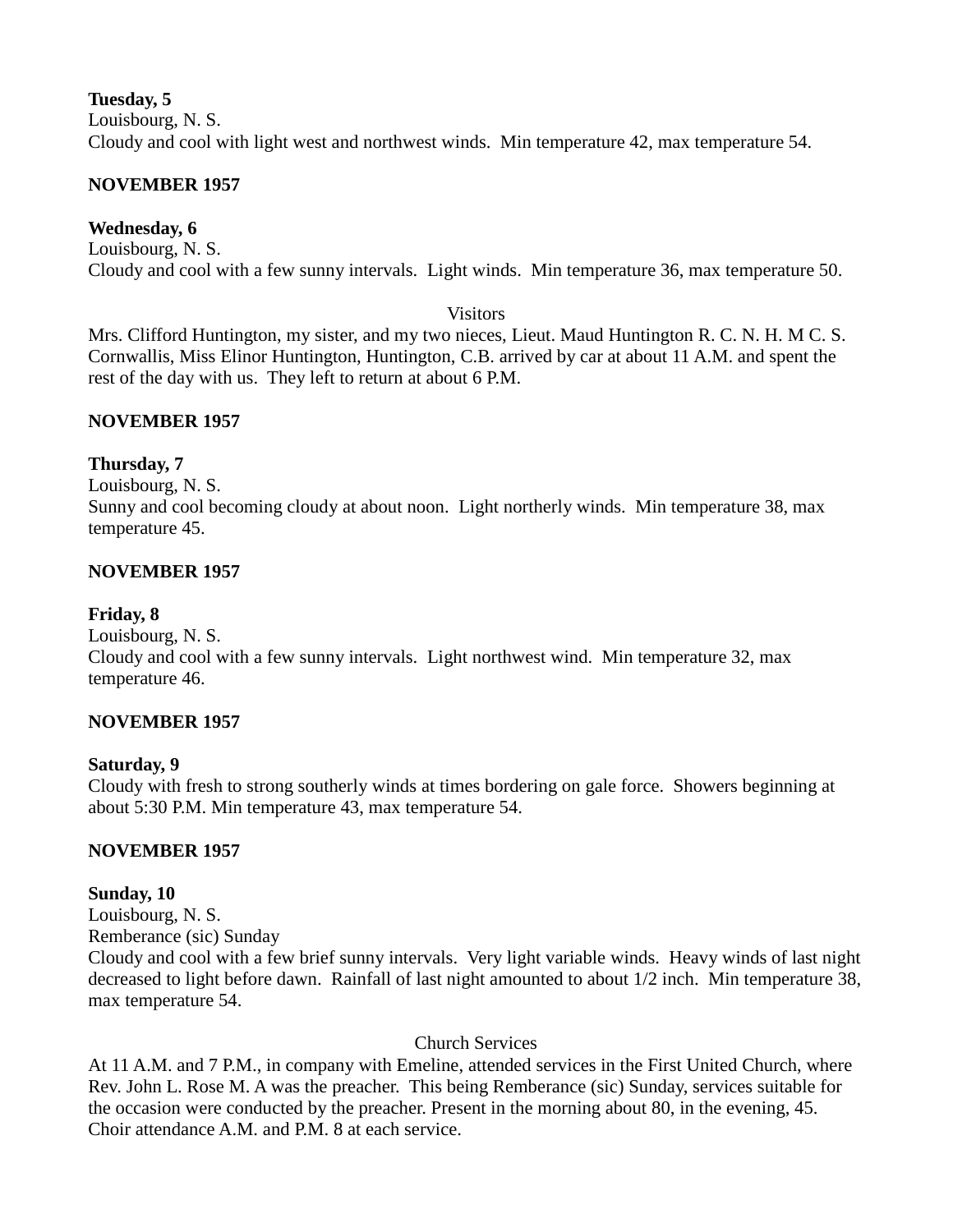**Tuesday, 5**
Louisbourg, N. S.
Cloudy and cool with light west and northwest winds.  Min temperature 42, max temperature 54.

**NOVEMBER 1957**

**Wednesday, 6**
Louisbourg, N. S.
Cloudy and cool with a few sunny intervals.  Light winds.  Min temperature 36, max temperature 50.

Visitors

Mrs. Clifford Huntington, my sister, and my two nieces, Lieut. Maud Huntington R. C. N. H. M C. S. Cornwallis, Miss Elinor Huntington, Huntington, C.B. arrived by car at about 11 A.M. and spent the rest of the day with us.  They left to return at about 6 P.M.

**NOVEMBER 1957**

**Thursday, 7**
Louisbourg, N. S.
Sunny and cool becoming cloudy at about noon.  Light northerly winds.  Min temperature 38, max temperature 45.

**NOVEMBER 1957**

**Friday, 8**
Louisbourg, N. S.
Cloudy and cool with a few sunny intervals.  Light northwest wind.  Min temperature 32, max temperature 46.

**NOVEMBER 1957**

**Saturday, 9**
Cloudy with fresh to strong southerly winds at times bordering on gale force.  Showers beginning at about 5:30 P.M. Min temperature 43, max temperature 54.

**NOVEMBER 1957**

**Sunday, 10**
Louisbourg, N. S.
Remberance (sic) Sunday
Cloudy and cool with a few brief sunny intervals.  Very light variable winds.  Heavy winds of last night decreased to light before dawn.  Rainfall of last night amounted to about 1/2 inch.  Min temperature 38, max temperature 54.

Church Services

At 11 A.M. and 7 P.M., in company with Emeline, attended services in the First United Church, where Rev. John L. Rose M. A was the preacher.  This being Remberance (sic) Sunday, services suitable for the occasion were conducted by the preacher. Present in the morning about 80, in the evening, 45. Choir attendance A.M. and P.M. 8 at each service.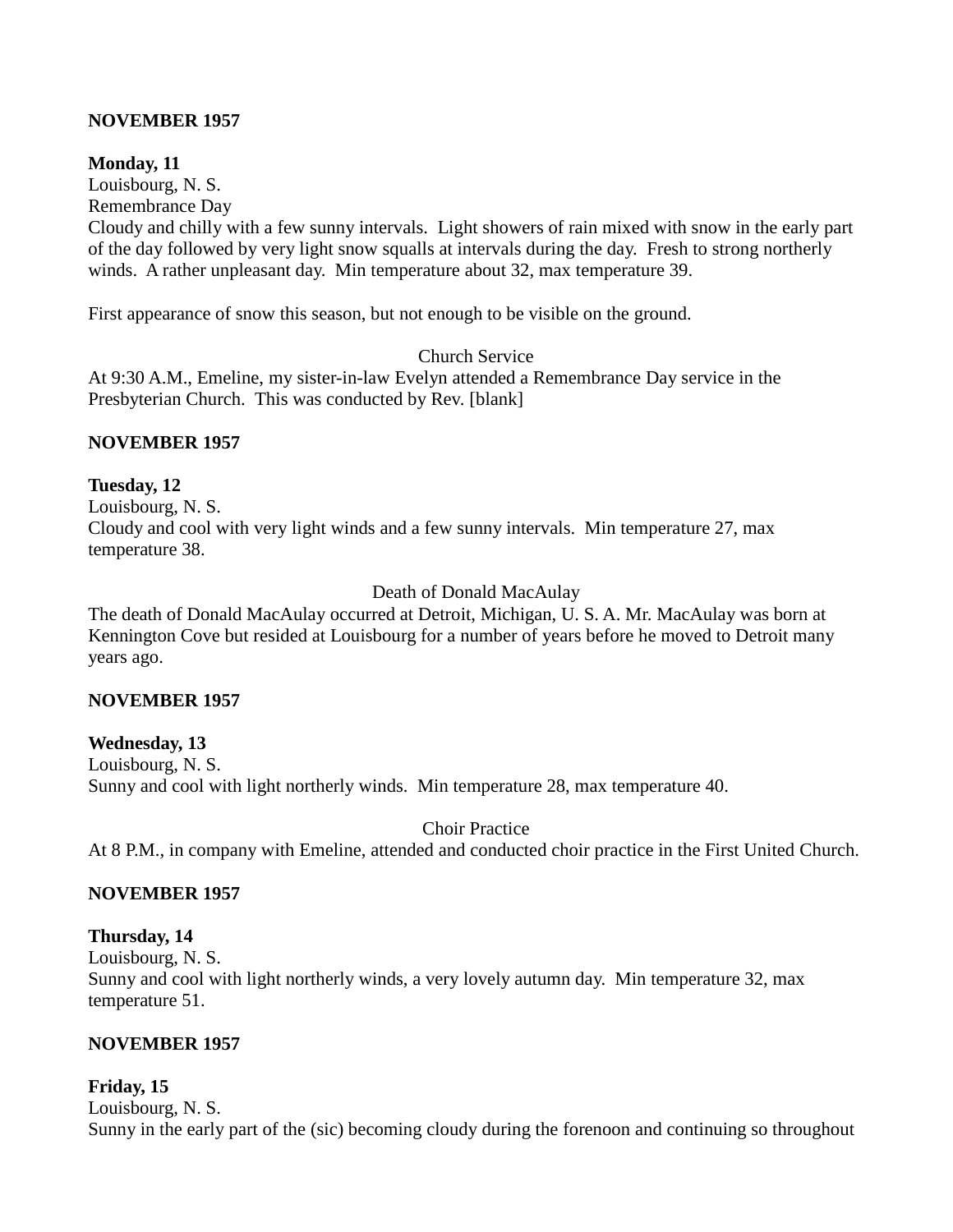**NOVEMBER 1957**

**Monday, 11**
Louisbourg, N. S.
Remembrance Day
Cloudy and chilly with a few sunny intervals. Light showers of rain mixed with snow in the early part of the day followed by very light snow squalls at intervals during the day. Fresh to strong northerly winds. A rather unpleasant day. Min temperature about 32, max temperature 39.

First appearance of snow this season, but not enough to be visible on the ground.

Church Service
At 9:30 A.M., Emeline, my sister-in-law Evelyn attended a Remembrance Day service in the Presbyterian Church. This was conducted by Rev. [blank]

**NOVEMBER 1957**

**Tuesday, 12**
Louisbourg, N. S.
Cloudy and cool with very light winds and a few sunny intervals. Min temperature 27, max temperature 38.

Death of Donald MacAulay
The death of Donald MacAulay occurred at Detroit, Michigan, U. S. A. Mr. MacAulay was born at Kennington Cove but resided at Louisbourg for a number of years before he moved to Detroit many years ago.

**NOVEMBER 1957**

**Wednesday, 13**
Louisbourg, N. S.
Sunny and cool with light northerly winds. Min temperature 28, max temperature 40.

Choir Practice
At 8 P.M., in company with Emeline, attended and conducted choir practice in the First United Church.

**NOVEMBER 1957**

**Thursday, 14**
Louisbourg, N. S.
Sunny and cool with light northerly winds, a very lovely autumn day. Min temperature 32, max temperature 51.

**NOVEMBER 1957**

**Friday, 15**
Louisbourg, N. S.
Sunny in the early part of the (sic) becoming cloudy during the forenoon and continuing so throughout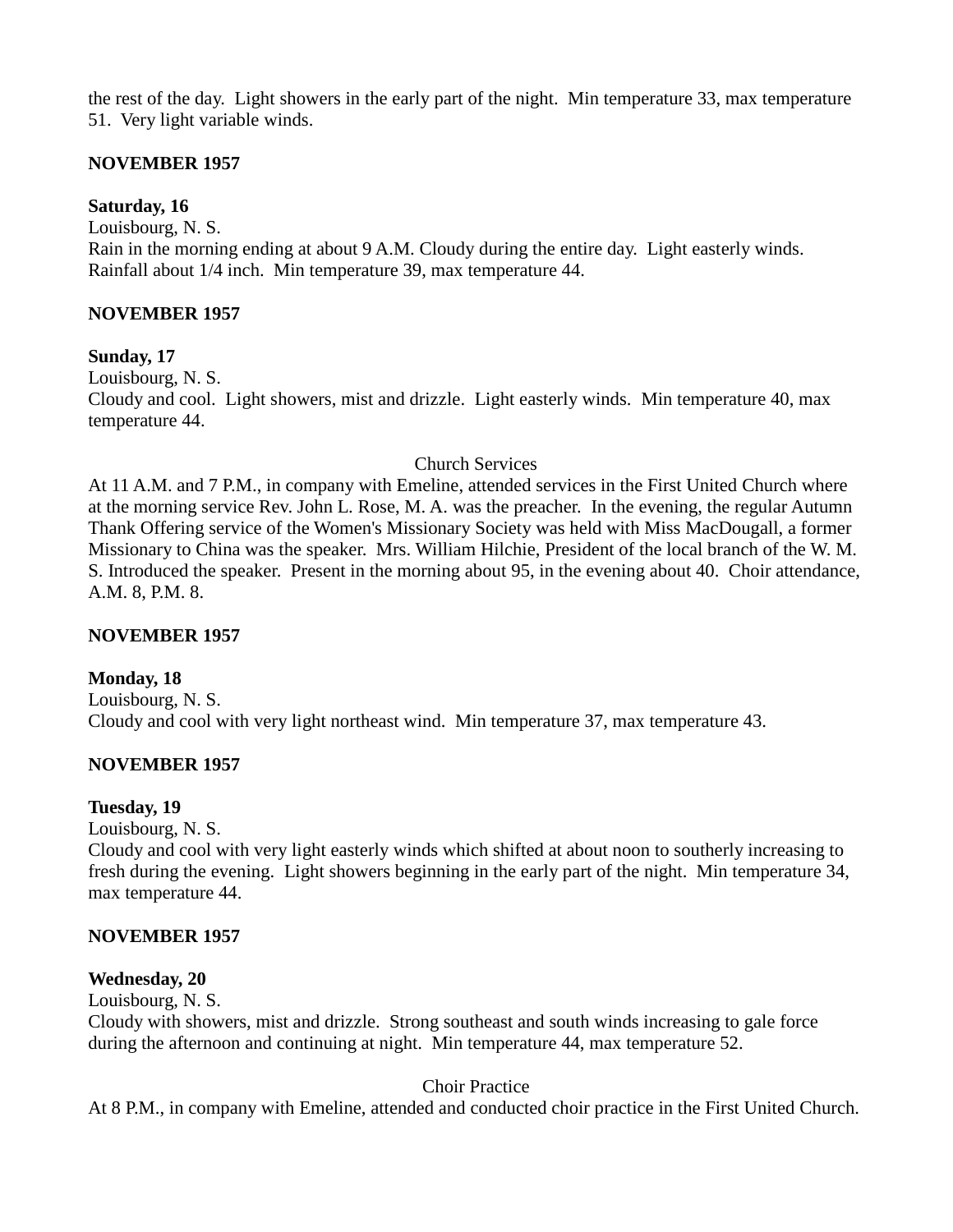the rest of the day.  Light showers in the early part of the night.  Min temperature 33, max temperature 51.  Very light variable winds.

**NOVEMBER 1957**

**Saturday, 16**
Louisbourg, N. S.
Rain in the morning ending at about 9 A.M. Cloudy during the entire day.  Light easterly winds.  Rainfall about 1/4 inch.  Min temperature 39, max temperature 44.

**NOVEMBER 1957**

**Sunday, 17**
Louisbourg, N. S.
Cloudy and cool.  Light showers, mist and drizzle.  Light easterly winds.  Min temperature 40, max temperature 44.

Church Services

At 11 A.M. and 7 P.M., in company with Emeline, attended services in the First United Church where at the morning service Rev. John L. Rose, M. A. was the preacher.  In the evening, the regular Autumn Thank Offering service of the Women's Missionary Society was held with Miss MacDougall, a former Missionary to China was the speaker.  Mrs. William Hilchie, President of the local branch of the W. M. S. Introduced the speaker.  Present in the morning about 95, in the evening about 40.  Choir attendance, A.M. 8, P.M. 8.

**NOVEMBER 1957**

**Monday, 18**
Louisbourg, N. S.
Cloudy and cool with very light northeast wind.  Min temperature 37, max temperature 43.

**NOVEMBER 1957**

**Tuesday, 19**
Louisbourg, N. S.
Cloudy and cool with very light easterly winds which shifted at about noon to southerly increasing to fresh during the evening.  Light showers beginning in the early part of the night.  Min temperature 34, max temperature 44.

**NOVEMBER 1957**

**Wednesday, 20**
Louisbourg, N. S.
Cloudy with showers, mist and drizzle.  Strong southeast and south winds increasing to gale force during the afternoon and continuing at night.  Min temperature 44, max temperature 52.

Choir Practice

At 8 P.M., in company with Emeline, attended and conducted choir practice in the First United Church.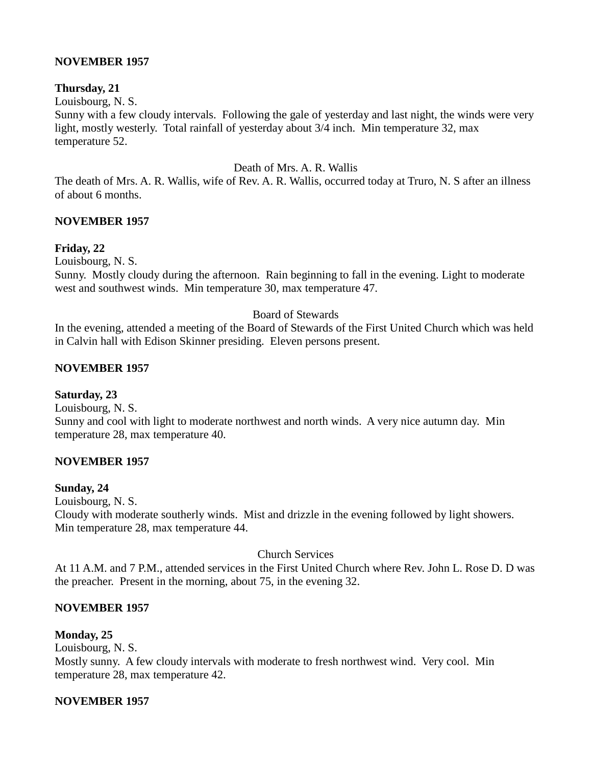**NOVEMBER 1957**

**Thursday, 21**
Louisbourg, N. S.
Sunny with a few cloudy intervals. Following the gale of yesterday and last night, the winds were very light, mostly westerly. Total rainfall of yesterday about 3/4 inch. Min temperature 32, max temperature 52.

Death of Mrs. A. R. Wallis

The death of Mrs. A. R. Wallis, wife of Rev. A. R. Wallis, occurred today at Truro, N. S after an illness of about 6 months.

**NOVEMBER 1957**

**Friday, 22**
Louisbourg, N. S.
Sunny. Mostly cloudy during the afternoon. Rain beginning to fall in the evening. Light to moderate west and southwest winds. Min temperature 30, max temperature 47.

Board of Stewards

In the evening, attended a meeting of the Board of Stewards of the First United Church which was held in Calvin hall with Edison Skinner presiding. Eleven persons present.

**NOVEMBER 1957**

**Saturday, 23**
Louisbourg, N. S.
Sunny and cool with light to moderate northwest and north winds. A very nice autumn day. Min temperature 28, max temperature 40.

**NOVEMBER 1957**

**Sunday, 24**
Louisbourg, N. S.
Cloudy with moderate southerly winds. Mist and drizzle in the evening followed by light showers. Min temperature 28, max temperature 44.

Church Services

At 11 A.M. and 7 P.M., attended services in the First United Church where Rev. John L. Rose D. D was the preacher. Present in the morning, about 75, in the evening 32.

**NOVEMBER 1957**

**Monday, 25**
Louisbourg, N. S.
Mostly sunny. A few cloudy intervals with moderate to fresh northwest wind. Very cool. Min temperature 28, max temperature 42.

**NOVEMBER 1957**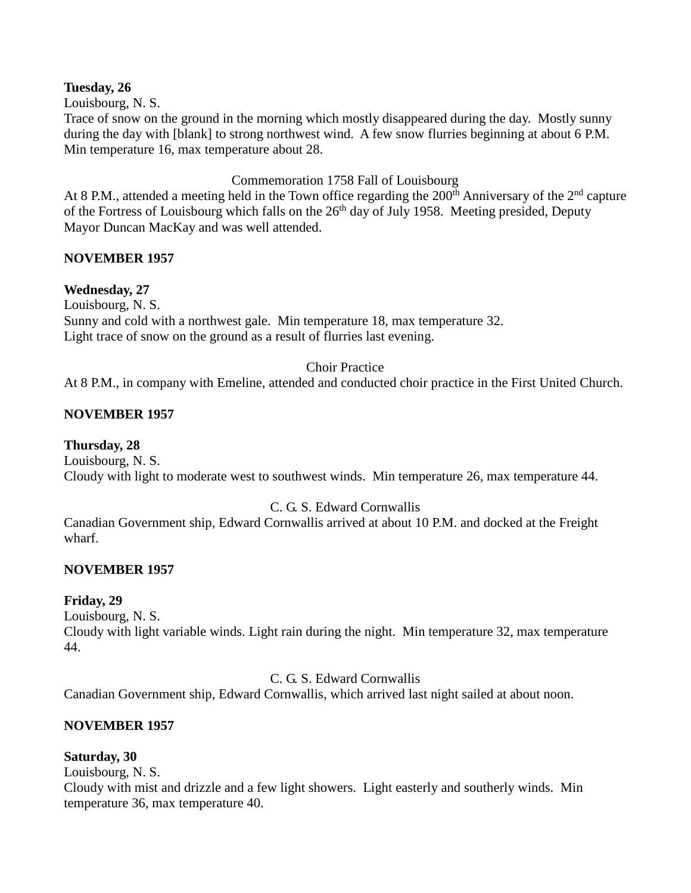**Tuesday, 26**
Louisbourg, N. S.
Trace of snow on the ground in the morning which mostly disappeared during the day. Mostly sunny during the day with [blank] to strong northwest wind. A few snow flurries beginning at about 6 P.M. Min temperature 16, max temperature about 28.

Commemoration 1758 Fall of Louisbourg

At 8 P.M., attended a meeting held in the Town office regarding the 200th Anniversary of the 2nd capture of the Fortress of Louisbourg which falls on the 26th day of July 1958. Meeting presided, Deputy Mayor Duncan MacKay and was well attended.

**NOVEMBER 1957**

**Wednesday, 27**
Louisbourg, N. S.
Sunny and cold with a northwest gale. Min temperature 18, max temperature 32.
Light trace of snow on the ground as a result of flurries last evening.

Choir Practice

At 8 P.M., in company with Emeline, attended and conducted choir practice in the First United Church.

**NOVEMBER 1957**

**Thursday, 28**
Louisbourg, N. S.
Cloudy with light to moderate west to southwest winds. Min temperature 26, max temperature 44.

C. G. S. Edward Cornwallis

Canadian Government ship, Edward Cornwallis arrived at about 10 P.M. and docked at the Freight wharf.

**NOVEMBER 1957**

**Friday, 29**
Louisbourg, N. S.
Cloudy with light variable winds. Light rain during the night. Min temperature 32, max temperature 44.

C. G. S. Edward Cornwallis

Canadian Government ship, Edward Cornwallis, which arrived last night sailed at about noon.

**NOVEMBER 1957**

**Saturday, 30**
Louisbourg, N. S.
Cloudy with mist and drizzle and a few light showers. Light easterly and southerly winds. Min temperature 36, max temperature 40.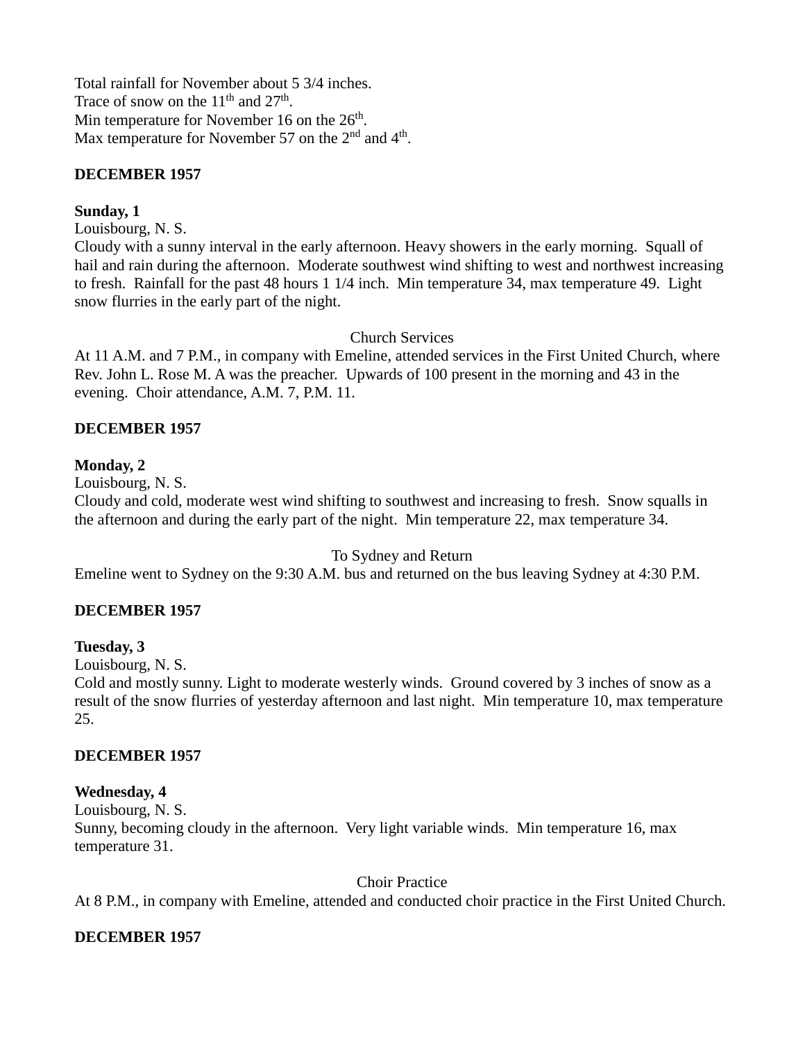Total rainfall for November about 5 3/4 inches.
Trace of snow on the 11th and 27th.
Min temperature for November 16 on the 26th.
Max temperature for November 57 on the 2nd and 4th.

**DECEMBER 1957**

**Sunday, 1**
Louisbourg, N. S.
Cloudy with a sunny interval in the early afternoon. Heavy showers in the early morning. Squall of hail and rain during the afternoon. Moderate southwest wind shifting to west and northwest increasing to fresh. Rainfall for the past 48 hours 1 1/4 inch. Min temperature 34, max temperature 49. Light snow flurries in the early part of the night.

Church Services
At 11 A.M. and 7 P.M., in company with Emeline, attended services in the First United Church, where Rev. John L. Rose M. A was the preacher. Upwards of 100 present in the morning and 43 in the evening. Choir attendance, A.M. 7, P.M. 11.

**DECEMBER 1957**

**Monday, 2**
Louisbourg, N. S.
Cloudy and cold, moderate west wind shifting to southwest and increasing to fresh. Snow squalls in the afternoon and during the early part of the night. Min temperature 22, max temperature 34.

To Sydney and Return
Emeline went to Sydney on the 9:30 A.M. bus and returned on the bus leaving Sydney at 4:30 P.M.

**DECEMBER 1957**

**Tuesday, 3**
Louisbourg, N. S.
Cold and mostly sunny. Light to moderate westerly winds. Ground covered by 3 inches of snow as a result of the snow flurries of yesterday afternoon and last night. Min temperature 10, max temperature 25.

**DECEMBER 1957**

**Wednesday, 4**
Louisbourg, N. S.
Sunny, becoming cloudy in the afternoon. Very light variable winds. Min temperature 16, max temperature 31.

Choir Practice
At 8 P.M., in company with Emeline, attended and conducted choir practice in the First United Church.

**DECEMBER 1957**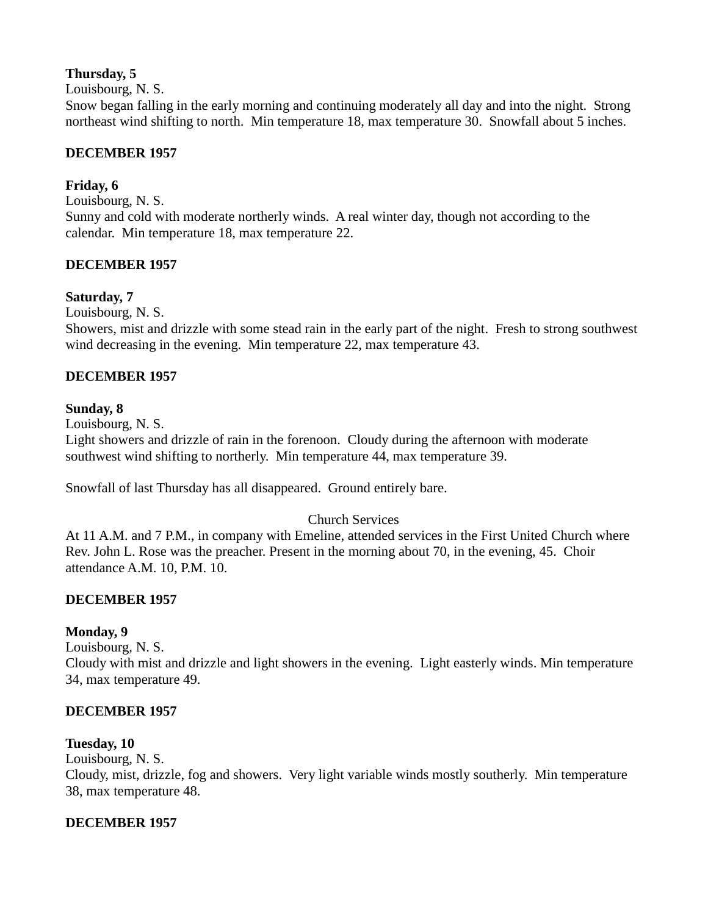**Thursday, 5**
Louisbourg, N. S.
Snow began falling in the early morning and continuing moderately all day and into the night. Strong northeast wind shifting to north. Min temperature 18, max temperature 30. Snowfall about 5 inches.

**DECEMBER 1957**

**Friday, 6**
Louisbourg, N. S.
Sunny and cold with moderate northerly winds. A real winter day, though not according to the calendar. Min temperature 18, max temperature 22.

**DECEMBER 1957**

**Saturday, 7**
Louisbourg, N. S.
Showers, mist and drizzle with some stead rain in the early part of the night. Fresh to strong southwest wind decreasing in the evening. Min temperature 22, max temperature 43.

**DECEMBER 1957**

**Sunday, 8**
Louisbourg, N. S.
Light showers and drizzle of rain in the forenoon. Cloudy during the afternoon with moderate southwest wind shifting to northerly. Min temperature 44, max temperature 39.

Snowfall of last Thursday has all disappeared. Ground entirely bare.

Church Services

At 11 A.M. and 7 P.M., in company with Emeline, attended services in the First United Church where Rev. John L. Rose was the preacher. Present in the morning about 70, in the evening, 45. Choir attendance A.M. 10, P.M. 10.

**DECEMBER 1957**

**Monday, 9**
Louisbourg, N. S.
Cloudy with mist and drizzle and light showers in the evening. Light easterly winds. Min temperature 34, max temperature 49.

**DECEMBER 1957**

**Tuesday, 10**
Louisbourg, N. S.
Cloudy, mist, drizzle, fog and showers. Very light variable winds mostly southerly. Min temperature 38, max temperature 48.

**DECEMBER 1957**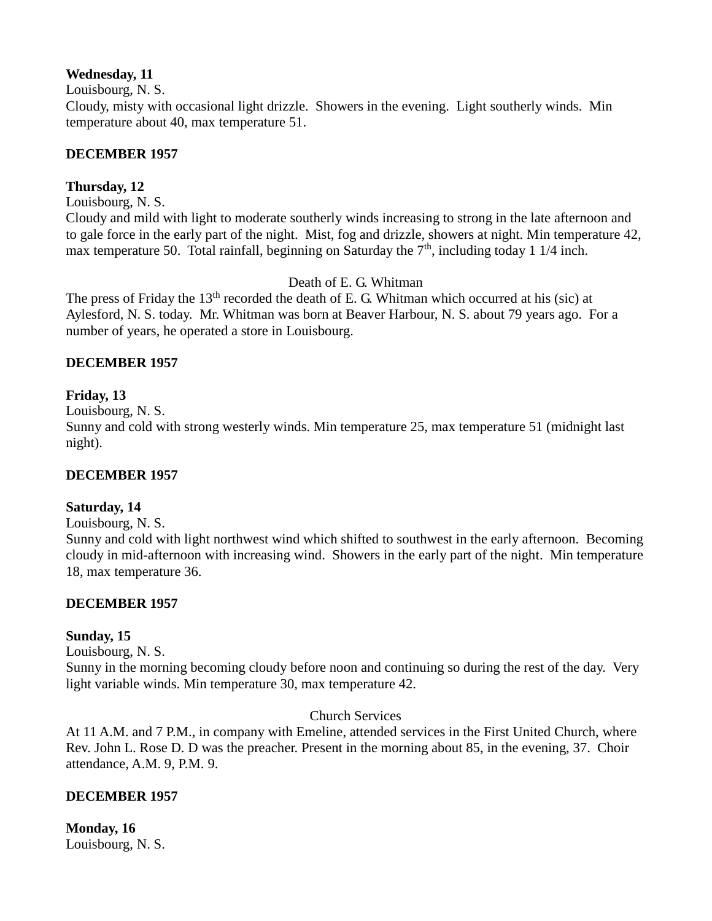**Wednesday, 11**
Louisbourg, N. S.
Cloudy, misty with occasional light drizzle. Showers in the evening. Light southerly winds. Min temperature about 40, max temperature 51.

**DECEMBER 1957**

**Thursday, 12**
Louisbourg, N. S.
Cloudy and mild with light to moderate southerly winds increasing to strong in the late afternoon and to gale force in the early part of the night. Mist, fog and drizzle, showers at night. Min temperature 42, max temperature 50. Total rainfall, beginning on Saturday the 7th, including today 1 1/4 inch.

Death of E. G. Whitman

The press of Friday the 13th recorded the death of E. G. Whitman which occurred at his (sic) at Aylesford, N. S. today. Mr. Whitman was born at Beaver Harbour, N. S. about 79 years ago. For a number of years, he operated a store in Louisbourg.

**DECEMBER 1957**

**Friday, 13**
Louisbourg, N. S.
Sunny and cold with strong westerly winds. Min temperature 25, max temperature 51 (midnight last night).

**DECEMBER 1957**

**Saturday, 14**
Louisbourg, N. S.
Sunny and cold with light northwest wind which shifted to southwest in the early afternoon. Becoming cloudy in mid-afternoon with increasing wind. Showers in the early part of the night. Min temperature 18, max temperature 36.

**DECEMBER 1957**

**Sunday, 15**
Louisbourg, N. S.
Sunny in the morning becoming cloudy before noon and continuing so during the rest of the day. Very light variable winds. Min temperature 30, max temperature 42.

Church Services

At 11 A.M. and 7 P.M., in company with Emeline, attended services in the First United Church, where Rev. John L. Rose D. D was the preacher. Present in the morning about 85, in the evening, 37. Choir attendance, A.M. 9, P.M. 9.

**DECEMBER 1957**

**Monday, 16**
Louisbourg, N. S.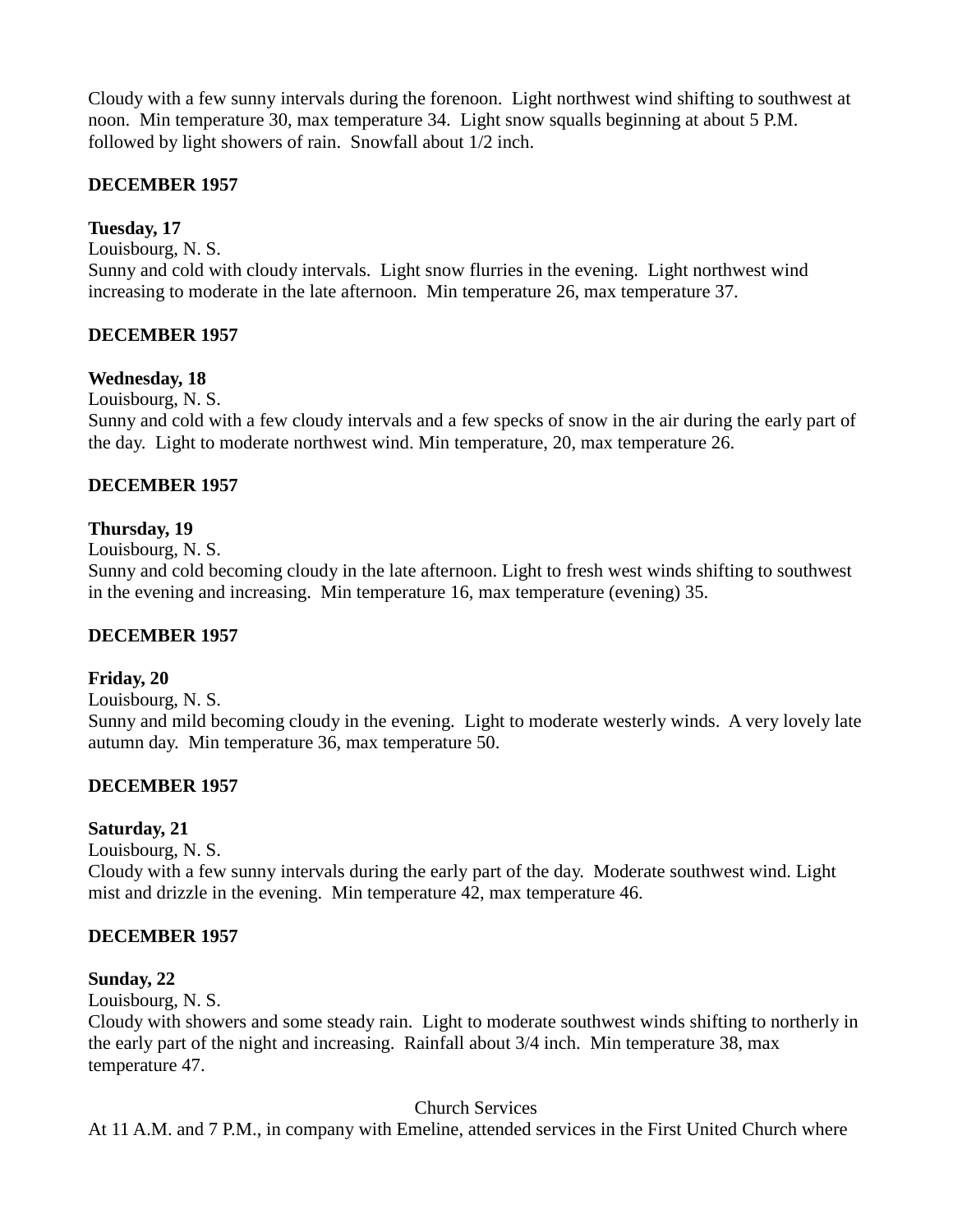Cloudy with a few sunny intervals during the forenoon. Light northwest wind shifting to southwest at noon. Min temperature 30, max temperature 34. Light snow squalls beginning at about 5 P.M. followed by light showers of rain. Snowfall about 1/2 inch.

**DECEMBER 1957**

**Tuesday, 17**
Louisbourg, N. S.
Sunny and cold with cloudy intervals. Light snow flurries in the evening. Light northwest wind increasing to moderate in the late afternoon. Min temperature 26, max temperature 37.

**DECEMBER 1957**

**Wednesday, 18**
Louisbourg, N. S.
Sunny and cold with a few cloudy intervals and a few specks of snow in the air during the early part of the day. Light to moderate northwest wind. Min temperature, 20, max temperature 26.

**DECEMBER 1957**

**Thursday, 19**
Louisbourg, N. S.
Sunny and cold becoming cloudy in the late afternoon. Light to fresh west winds shifting to southwest in the evening and increasing. Min temperature 16, max temperature (evening) 35.

**DECEMBER 1957**

**Friday, 20**
Louisbourg, N. S.
Sunny and mild becoming cloudy in the evening. Light to moderate westerly winds. A very lovely late autumn day. Min temperature 36, max temperature 50.

**DECEMBER 1957**

**Saturday, 21**
Louisbourg, N. S.
Cloudy with a few sunny intervals during the early part of the day. Moderate southwest wind. Light mist and drizzle in the evening. Min temperature 42, max temperature 46.

**DECEMBER 1957**

**Sunday, 22**
Louisbourg, N. S.
Cloudy with showers and some steady rain. Light to moderate southwest winds shifting to northerly in the early part of the night and increasing. Rainfall about 3/4 inch. Min temperature 38, max temperature 47.

Church Services

At 11 A.M. and 7 P.M., in company with Emeline, attended services in the First United Church where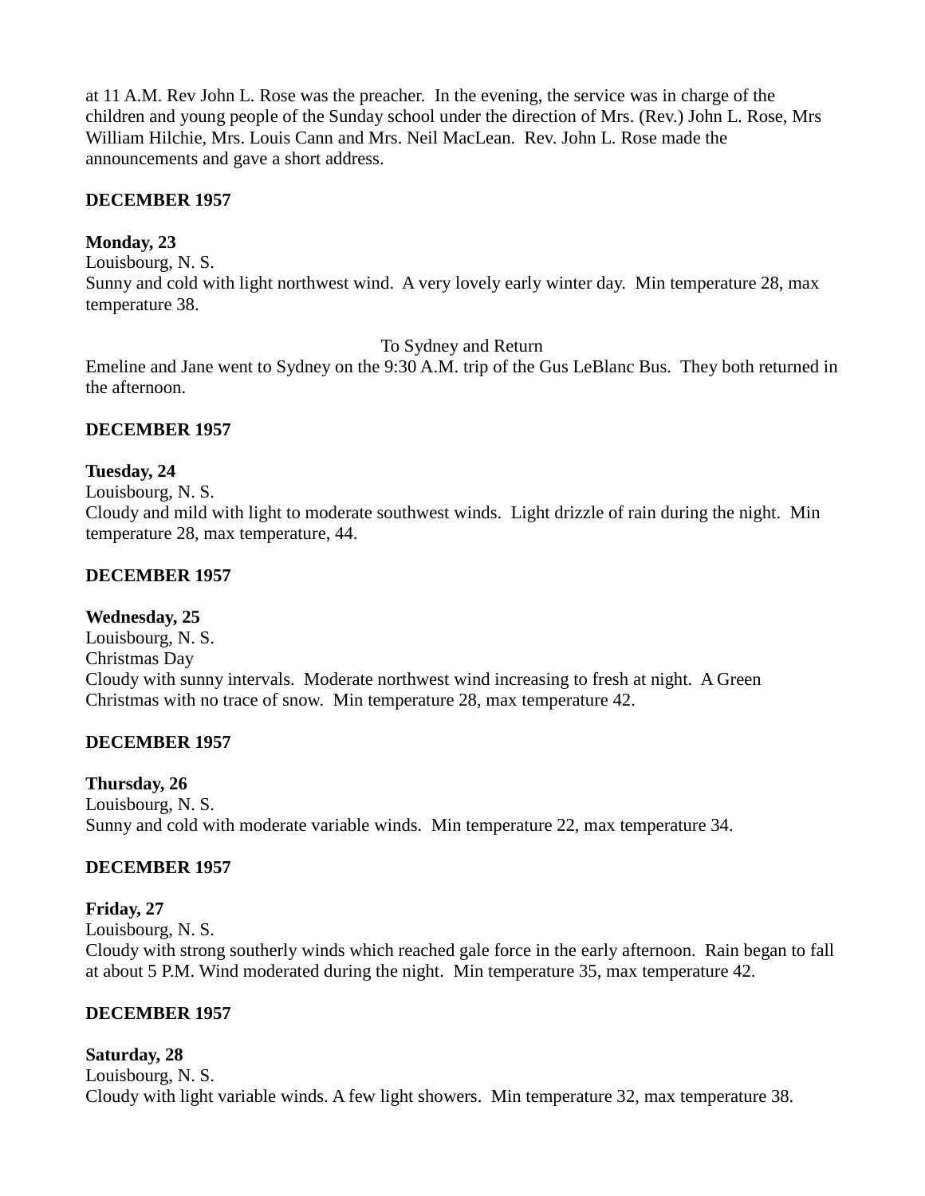at 11 A.M. Rev John L. Rose was the preacher. In the evening, the service was in charge of the children and young people of the Sunday school under the direction of Mrs. (Rev.) John L. Rose, Mrs William Hilchie, Mrs. Louis Cann and Mrs. Neil MacLean. Rev. John L. Rose made the announcements and gave a short address.

**DECEMBER 1957**

**Monday, 23**
Louisbourg, N. S.
Sunny and cold with light northwest wind. A very lovely early winter day. Min temperature 28, max temperature 38.

To Sydney and Return

Emeline and Jane went to Sydney on the 9:30 A.M. trip of the Gus LeBlanc Bus. They both returned in the afternoon.

**DECEMBER 1957**

**Tuesday, 24**
Louisbourg, N. S.
Cloudy and mild with light to moderate southwest winds. Light drizzle of rain during the night. Min temperature 28, max temperature, 44.

**DECEMBER 1957**

**Wednesday, 25**
Louisbourg, N. S.
Christmas Day
Cloudy with sunny intervals. Moderate northwest wind increasing to fresh at night. A Green Christmas with no trace of snow. Min temperature 28, max temperature 42.

**DECEMBER 1957**

**Thursday, 26**
Louisbourg, N. S.
Sunny and cold with moderate variable winds. Min temperature 22, max temperature 34.

**DECEMBER 1957**

**Friday, 27**
Louisbourg, N. S.
Cloudy with strong southerly winds which reached gale force in the early afternoon. Rain began to fall at about 5 P.M. Wind moderated during the night. Min temperature 35, max temperature 42.

**DECEMBER 1957**

**Saturday, 28**
Louisbourg, N. S.
Cloudy with light variable winds. A few light showers. Min temperature 32, max temperature 38.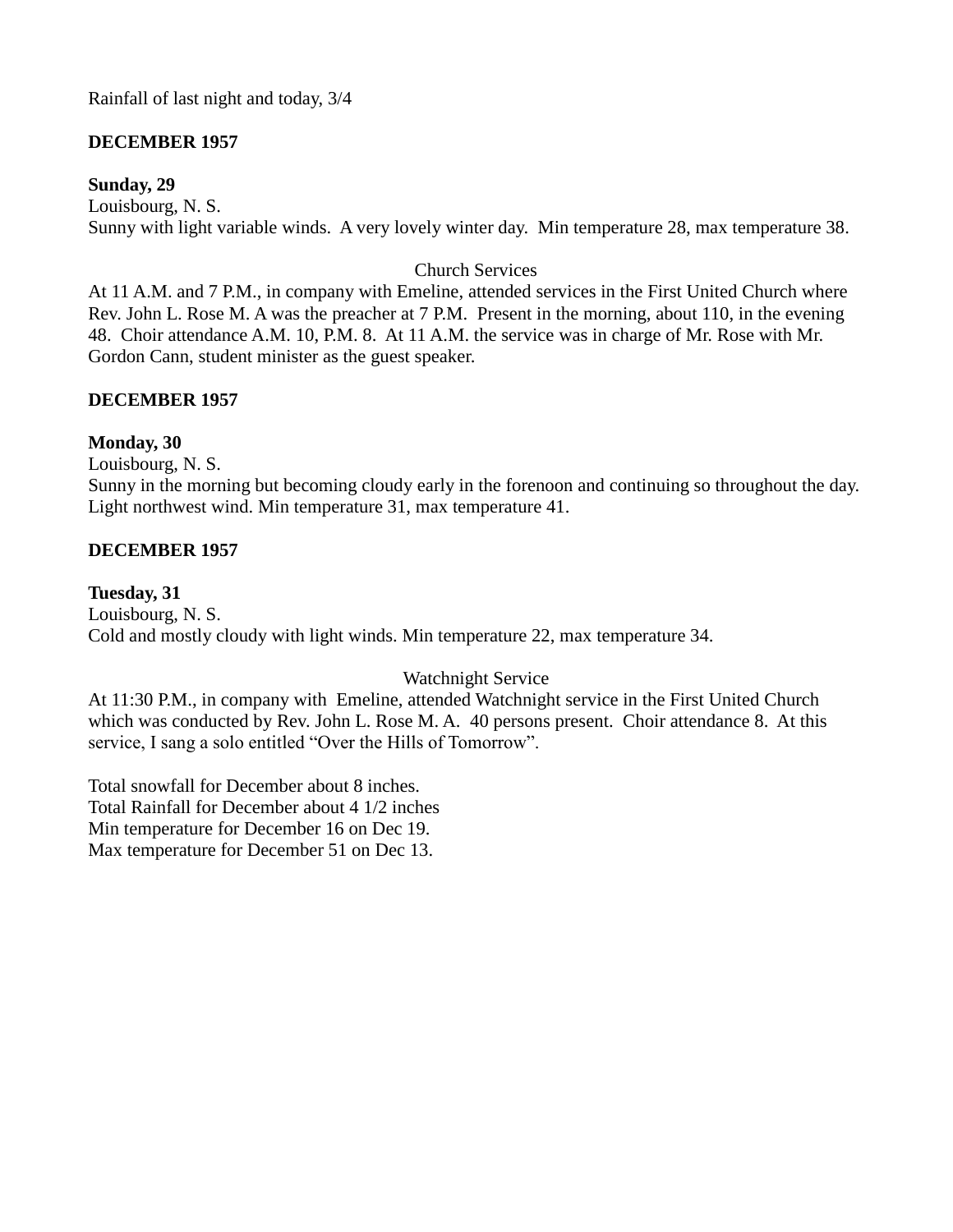Rainfall of last night and today, 3/4

**DECEMBER 1957**

**Sunday, 29**
Louisbourg, N. S.
Sunny with light variable winds. A very lovely winter day. Min temperature 28, max temperature 38.

Church Services

At 11 A.M. and 7 P.M., in company with Emeline, attended services in the First United Church where Rev. John L. Rose M. A was the preacher at 7 P.M. Present in the morning, about 110, in the evening 48. Choir attendance A.M. 10, P.M. 8. At 11 A.M. the service was in charge of Mr. Rose with Mr. Gordon Cann, student minister as the guest speaker.

**DECEMBER 1957**

**Monday, 30**
Louisbourg, N. S.
Sunny in the morning but becoming cloudy early in the forenoon and continuing so throughout the day. Light northwest wind. Min temperature 31, max temperature 41.

**DECEMBER 1957**

**Tuesday, 31**
Louisbourg, N. S.
Cold and mostly cloudy with light winds. Min temperature 22, max temperature 34.

Watchnight Service

At 11:30 P.M., in company with Emeline, attended Watchnight service in the First United Church which was conducted by Rev. John L. Rose M. A. 40 persons present. Choir attendance 8. At this service, I sang a solo entitled "Over the Hills of Tomorrow".

Total snowfall for December about 8 inches.
Total Rainfall for December about 4 1/2 inches
Min temperature for December 16 on Dec 19.
Max temperature for December 51 on Dec 13.